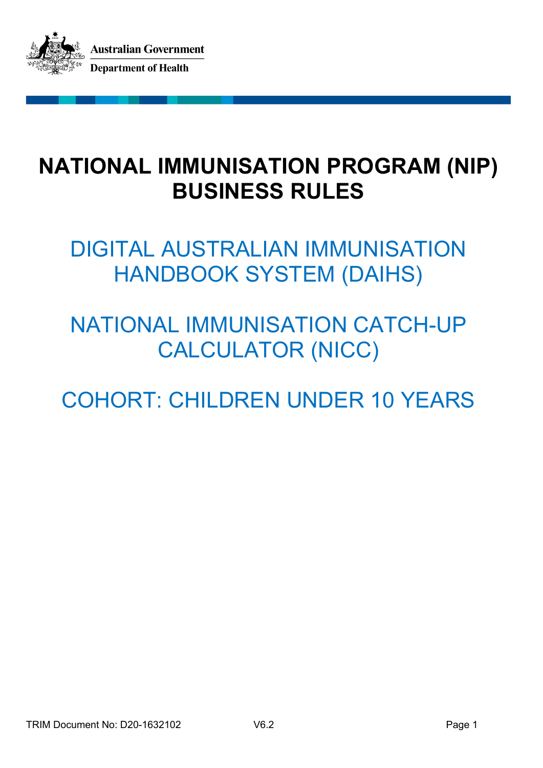Australian Government

Department of Health

# NATIONAL IMMUNISATION PROGRAM (NIP) BUSINESS RULES

## DIGITAL AUSTRALIAN IMMUNISATION HANDBOOK SYSTEM (DAIHS)

## NATIONAL IMMUNISATION CATCH-UP CALCULATOR (NICC)

## COHORT: CHILDREN UNDER 10 YEARS

TRIM Document No: D20-1632102 V6.2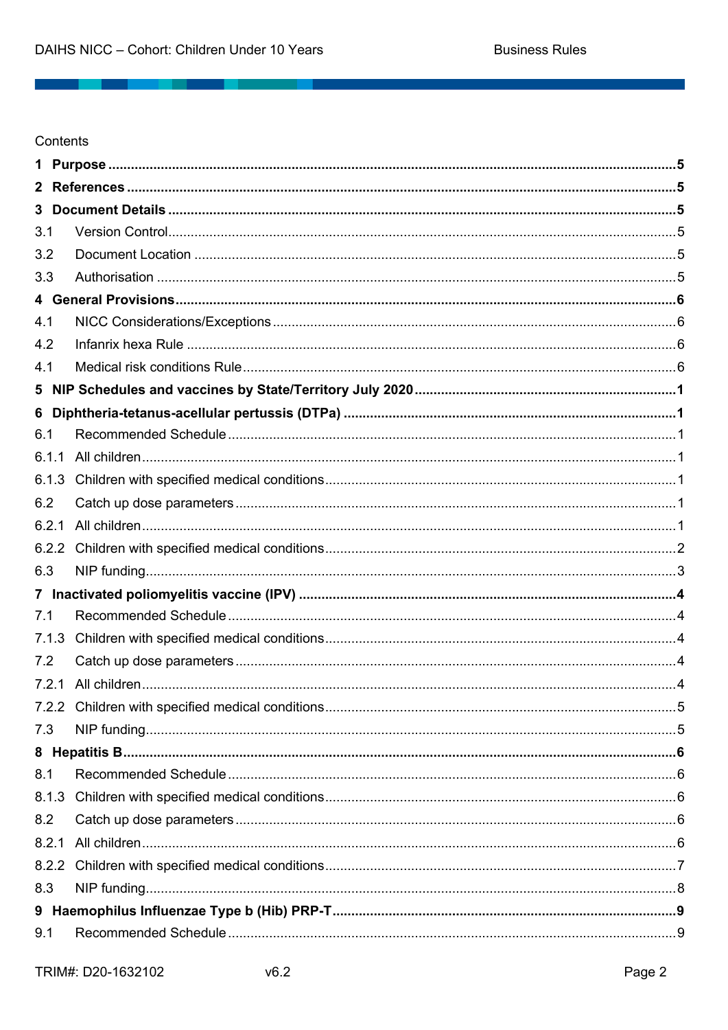Contents

**1 Purpose** .......................................................... **5**

**2 References** .......................................................... **5**

**3 Document Details** .......................................................... **5**

3.1 Version Control .......................................................... 5

3.2 Document Location .......................................................... 5

3.3 Authorisation .......................................................... 5

**4 General Provisions** .......................................................... **6**

4.1 NICC Considerations/Exceptions .......................................................... 6

4.2 Infanrix hexa Rule .......................................................... 6

4.1 Medical risk conditions Rule .......................................................... 6

**5 NIP Schedules and vaccines by State/Territory July 2020** .......................................................... **1**

**6 Diphtheria-tetanus-acellular pertussis (DTPa)** .......................................................... **1**

6.1 Recommended Schedule .......................................................... 1

6.1.1 All children .......................................................... 1

6.1.3 Children with specified medical conditions .......................................................... 1

6.2 Catch up dose parameters .......................................................... 1

6.2.1 All children .......................................................... 1

6.2.2 Children with specified medical conditions .......................................................... 2

6.3 NIP funding .......................................................... 3

**7 Inactivated poliomyelitis vaccine (IPV)** .......................................................... **4**

7.1 Recommended Schedule .......................................................... 4

7.1.3 Children with specified medical conditions .......................................................... 4

7.2 Catch up dose parameters .......................................................... 4

7.2.1 All children .......................................................... 4

7.2.2 Children with specified medical conditions .......................................................... 5

7.3 NIP funding .......................................................... 5

**8 Hepatitis B** .......................................................... **6**

8.1 Recommended Schedule .......................................................... 6

8.1.3 Children with specified medical conditions .......................................................... 6

8.2 Catch up dose parameters .......................................................... 6

8.2.1 All children .......................................................... 6

8.2.2 Children with specified medical conditions .......................................................... 7

8.3 NIP funding .......................................................... 8

**9 Haemophilus Influenzae Type b (Hib) PRP-T** .......................................................... **9**

9.1 Recommended Schedule .......................................................... 9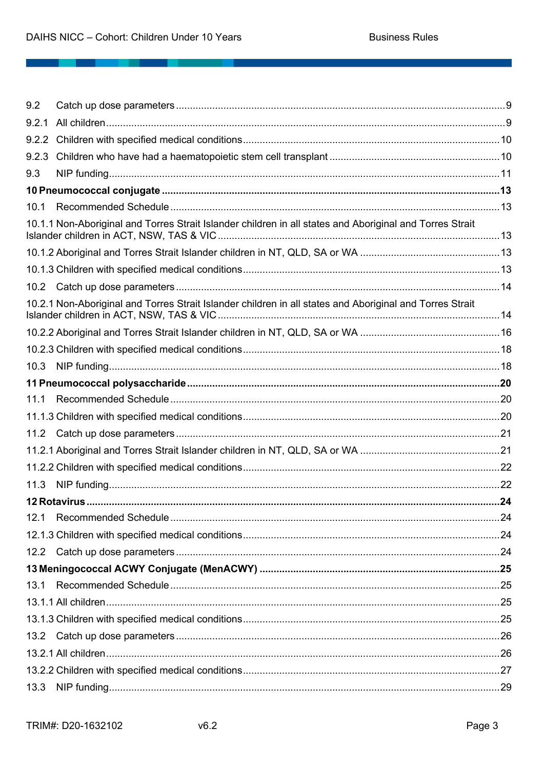9.2 Catch up dose parameters ..... 9

9.2.1 All children ..... 9

9.2.2 Children with specified medical conditions ..... 10

9.2.3 Children who have had a haematopoietic stem cell transplant ..... 10

9.3 NIP funding ..... 11

**10 Pneumococcal conjugate ..... 13**

10.1 Recommended Schedule ..... 13

10.1.1 Non-Aboriginal and Torres Strait Islander children in all states and Aboriginal and Torres Strait Islander children in ACT, NSW, TAS & VIC ..... 13

10.1.2 Aboriginal and Torres Strait Islander children in NT, QLD, SA or WA ..... 13

10.1.3 Children with specified medical conditions ..... 13

10.2 Catch up dose parameters ..... 14

10.2.1 Non-Aboriginal and Torres Strait Islander children in all states and Aboriginal and Torres Strait Islander children in ACT, NSW, TAS & VIC ..... 14

10.2.2 Aboriginal and Torres Strait Islander children in NT, QLD, SA or WA ..... 16

10.2.3 Children with specified medical conditions ..... 18

10.3 NIP funding ..... 18

**11 Pneumococcal polysaccharide ..... 20**

11.1 Recommended Schedule ..... 20

11.1.3 Children with specified medical conditions ..... 20

11.2 Catch up dose parameters ..... 21

11.2.1 Aboriginal and Torres Strait Islander children in NT, QLD, SA or WA ..... 21

11.2.2 Children with specified medical conditions ..... 22

11.3 NIP funding ..... 22

**12 Rotavirus ..... 24**

12.1 Recommended Schedule ..... 24

12.1.3 Children with specified medical conditions ..... 24

12.2 Catch up dose parameters ..... 24

**13 Meningococcal ACWY Conjugate (MenACWY) ..... 25**

13.1 Recommended Schedule ..... 25

13.1.1 All children ..... 25

13.1.3 Children with specified medical conditions ..... 25

13.2 Catch up dose parameters ..... 26

13.2.1 All children ..... 26

13.2.2 Children with specified medical conditions ..... 27

13.3 NIP funding ..... 29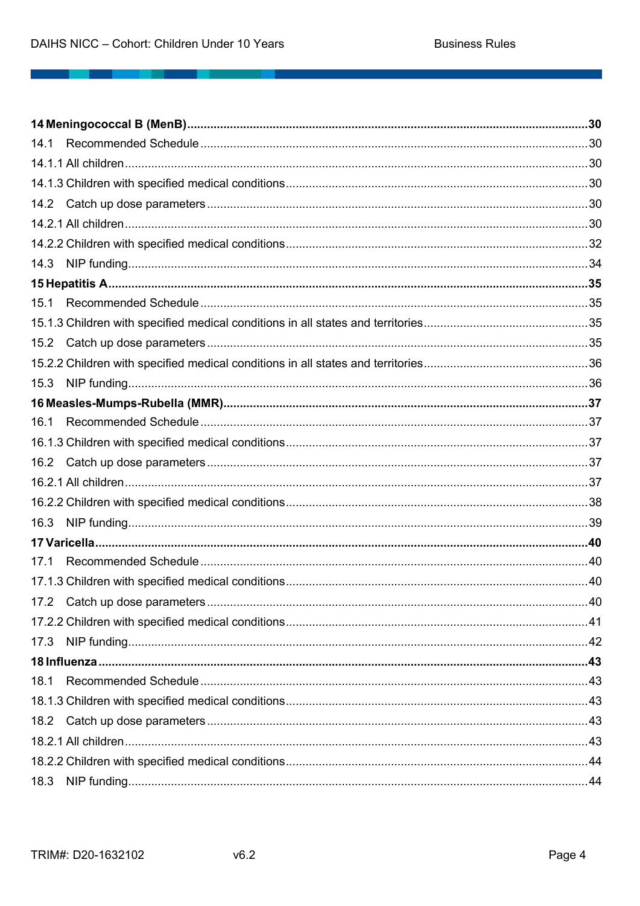**14 Meningococcal B (MenB)........................................................................................................30**

14.1 Recommended Schedule....................................................................................................30

14.1.1 All children..........................................................................................................................30

14.1.3 Children with specified medical conditions..........................................................................30

14.2 Catch up dose parameters..................................................................................................30

14.2.1 All children..........................................................................................................................30

14.2.2 Children with specified medical conditions..........................................................................32

14.3 NIP funding.........................................................................................................................34

**15 Hepatitis A...............................................................................................................................35**

15.1 Recommended Schedule....................................................................................................35

15.1.3 Children with specified medical conditions in all states and territories.................................35

15.2 Catch up dose parameters..................................................................................................35

15.2.2 Children with specified medical conditions in all states and territories.................................36

15.3 NIP funding.........................................................................................................................36

**16 Measles-Mumps-Rubella (MMR).............................................................................................37**

16.1 Recommended Schedule....................................................................................................37

16.1.3 Children with specified medical conditions..........................................................................37

16.2 Catch up dose parameters..................................................................................................37

16.2.1 All children..........................................................................................................................37

16.2.2 Children with specified medical conditions..........................................................................38

16.3 NIP funding.........................................................................................................................39

**17 Varicella..................................................................................................................................40**

17.1 Recommended Schedule....................................................................................................40

17.1.3 Children with specified medical conditions..........................................................................40

17.2 Catch up dose parameters..................................................................................................40

17.2.2 Children with specified medical conditions..........................................................................41

17.3 NIP funding.........................................................................................................................42

**18 Influenza.................................................................................................................................43**

18.1 Recommended Schedule....................................................................................................43

18.1.3 Children with specified medical conditions..........................................................................43

18.2 Catch up dose parameters..................................................................................................43

18.2.1 All children..........................................................................................................................43

18.2.2 Children with specified medical conditions..........................................................................44

18.3 NIP funding.........................................................................................................................44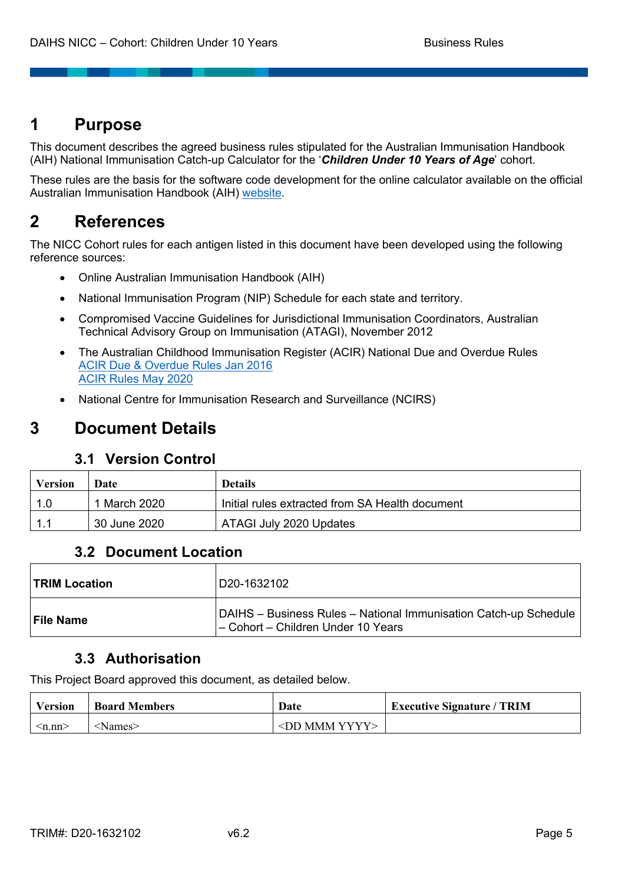# 1 Purpose

This document describes the agreed business rules stipulated for the Australian Immunisation Handbook (AIH) National Immunisation Catch-up Calculator for the '***Children Under 10 Years of Age***' cohort.

These rules are the basis for the software code development for the online calculator available on the official Australian Immunisation Handbook (AIH) website.

# 2 References

The NICC Cohort rules for each antigen listed in this document have been developed using the following reference sources:

- Online Australian Immunisation Handbook (AIH)
- National Immunisation Program (NIP) Schedule for each state and territory.
- Compromised Vaccine Guidelines for Jurisdictional Immunisation Coordinators, Australian Technical Advisory Group on Immunisation (ATAGI), November 2012
- The Australian Childhood Immunisation Register (ACIR) National Due and Overdue Rules
  ACIR Due & Overdue Rules Jan 2016
  ACIR Rules May 2020
- National Centre for Immunisation Research and Surveillance (NCIRS)

# 3 Document Details

## 3.1 Version Control

| Version | Date | Details |
|---|---|---|
| 1.0 | 1 March 2020 | Initial rules extracted from SA Health document |
| 1.1 | 30 June 2020 | ATAGI July 2020 Updates |

## 3.2 Document Location

| | |
|---|---|
| **TRIM Location** | D20-1632102 |
| **File Name** | DAIHS – Business Rules – National Immunisation Catch-up Schedule – Cohort – Children Under 10 Years |

## 3.3 Authorisation

This Project Board approved this document, as detailed below.

| Version | Board Members | Date | Executive Signature / TRIM |
|---|---|---|---|
| <n.nn> | <Names> | <DD MMM YYYY> | |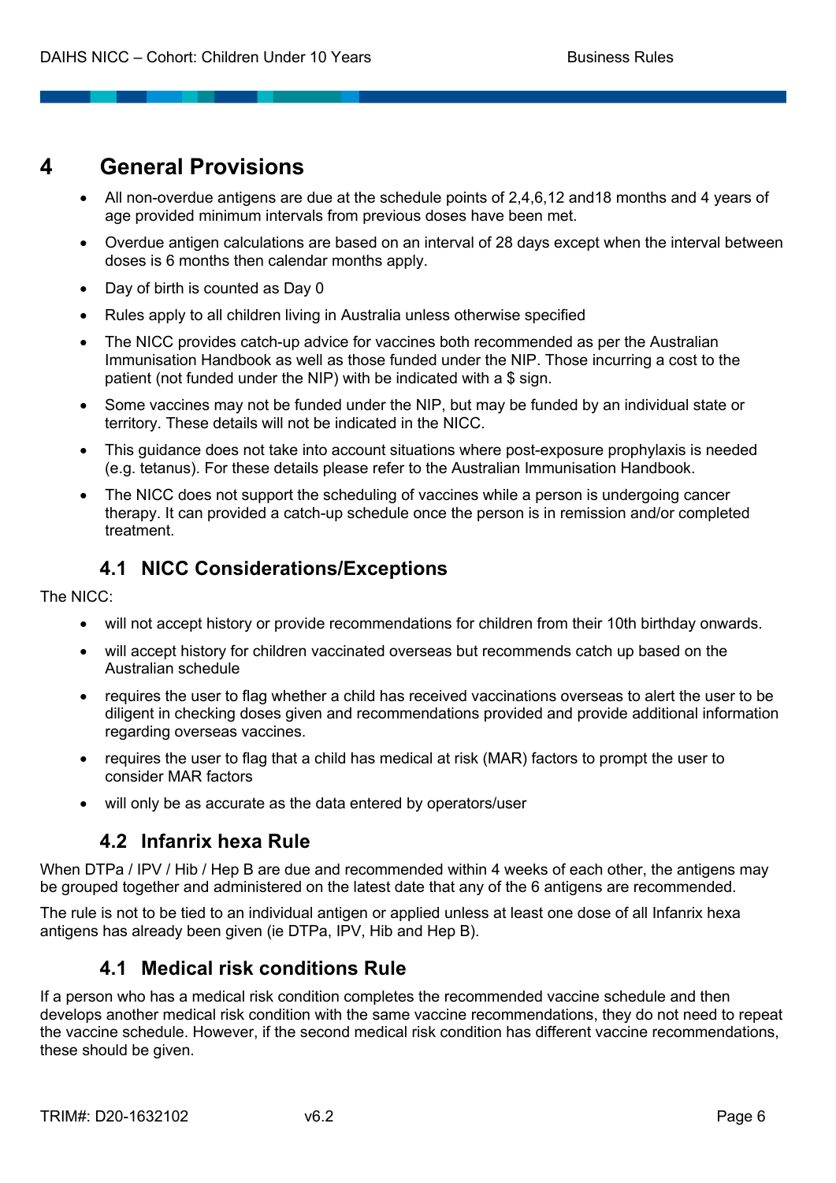# 4 General Provisions

- All non-overdue antigens are due at the schedule points of 2,4,6,12 and18 months and 4 years of age provided minimum intervals from previous doses have been met.
- Overdue antigen calculations are based on an interval of 28 days except when the interval between doses is 6 months then calendar months apply.
- Day of birth is counted as Day 0
- Rules apply to all children living in Australia unless otherwise specified
- The NICC provides catch-up advice for vaccines both recommended as per the Australian Immunisation Handbook as well as those funded under the NIP. Those incurring a cost to the patient (not funded under the NIP) with be indicated with a $ sign.
- Some vaccines may not be funded under the NIP, but may be funded by an individual state or territory. These details will not be indicated in the NICC.
- This guidance does not take into account situations where post-exposure prophylaxis is needed (e.g. tetanus). For these details please refer to the Australian Immunisation Handbook.
- The NICC does not support the scheduling of vaccines while a person is undergoing cancer therapy. It can provided a catch-up schedule once the person is in remission and/or completed treatment.

## 4.1 NICC Considerations/Exceptions

The NICC:

- will not accept history or provide recommendations for children from their 10th birthday onwards.
- will accept history for children vaccinated overseas but recommends catch up based on the Australian schedule
- requires the user to flag whether a child has received vaccinations overseas to alert the user to be diligent in checking doses given and recommendations provided and provide additional information regarding overseas vaccines.
- requires the user to flag that a child has medical at risk (MAR) factors to prompt the user to consider MAR factors
- will only be as accurate as the data entered by operators/user

## 4.2 Infanrix hexa Rule

When DTPa / IPV / Hib / Hep B are due and recommended within 4 weeks of each other, the antigens may be grouped together and administered on the latest date that any of the 6 antigens are recommended.

The rule is not to be tied to an individual antigen or applied unless at least one dose of all Infanrix hexa antigens has already been given (ie DTPa, IPV, Hib and Hep B).

## 4.1 Medical risk conditions Rule

If a person who has a medical risk condition completes the recommended vaccine schedule and then develops another medical risk condition with the same vaccine recommendations, they do not need to repeat the vaccine schedule. However, if the second medical risk condition has different vaccine recommendations, these should be given.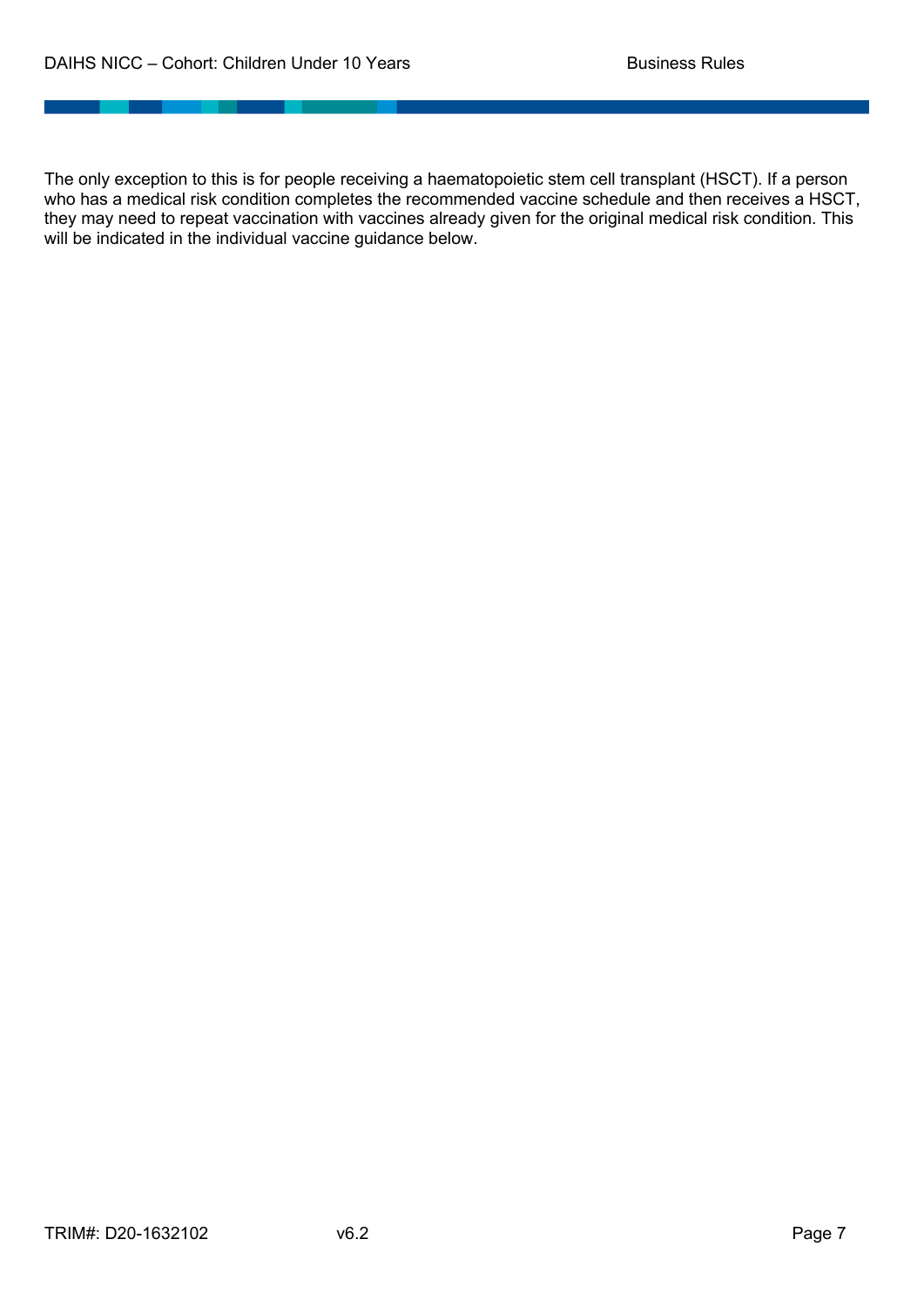The only exception to this is for people receiving a haematopoietic stem cell transplant (HSCT). If a person who has a medical risk condition completes the recommended vaccine schedule and then receives a HSCT, they may need to repeat vaccination with vaccines already given for the original medical risk condition. This will be indicated in the individual vaccine guidance below.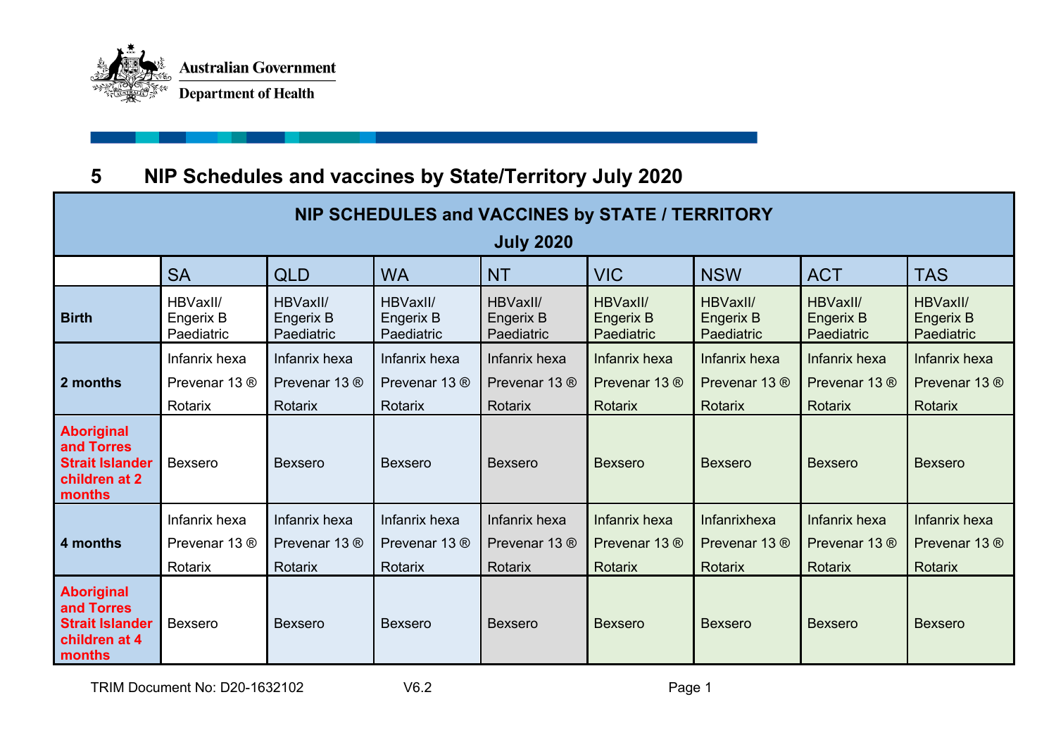Australian Government
Department of Health

# 5 NIP Schedules and vaccines by State/Territory July 2020

| NIP SCHEDULES and VACCINES by STATE / TERRITORY July 2020 | | | | | | | | |
|---|---|---|---|---|---|---|---|---|
| | SA | QLD | WA | NT | VIC | NSW | ACT | TAS |
| **Birth** | HBVaxII/ Engerix B Paediatric | HBVaxII/ Engerix B Paediatric | HBVaxII/ Engerix B Paediatric | HBVaxII/ Engerix B Paediatric | HBVaxII/ Engerix B Paediatric | HBVaxII/ Engerix B Paediatric | HBVaxII/ Engerix B Paediatric | HBVaxII/ Engerix B Paediatric |
| **2 months** | Infanrix hexa<br>Prevenar 13 ®<br>Rotarix | Infanrix hexa<br>Prevenar 13 ®<br>Rotarix | Infanrix hexa<br>Prevenar 13 ®<br>Rotarix | Infanrix hexa<br>Prevenar 13 ®<br>Rotarix | Infanrix hexa<br>Prevenar 13 ®<br>Rotarix | Infanrix hexa<br>Prevenar 13 ®<br>Rotarix | Infanrix hexa<br>Prevenar 13 ®<br>Rotarix | Infanrix hexa<br>Prevenar 13 ®<br>Rotarix |
| **Aboriginal and Torres Strait Islander children at 2 months** | Bexsero | Bexsero | Bexsero | Bexsero | Bexsero | Bexsero | Bexsero | Bexsero |
| **4 months** | Infanrix hexa<br>Prevenar 13 ®<br>Rotarix | Infanrix hexa<br>Prevenar 13 ®<br>Rotarix | Infanrix hexa<br>Prevenar 13 ®<br>Rotarix | Infanrix hexa<br>Prevenar 13 ®<br>Rotarix | Infanrix hexa<br>Prevenar 13 ®<br>Rotarix | Infanrixhexa<br>Prevenar 13 ®<br>Rotarix | Infanrix hexa<br>Prevenar 13 ®<br>Rotarix | Infanrix hexa<br>Prevenar 13 ®<br>Rotarix |
| **Aboriginal and Torres Strait Islander children at 4 months** | Bexsero | Bexsero | Bexsero | Bexsero | Bexsero | Bexsero | Bexsero | Bexsero |

TRIM Document No: D20-1632102 V6.2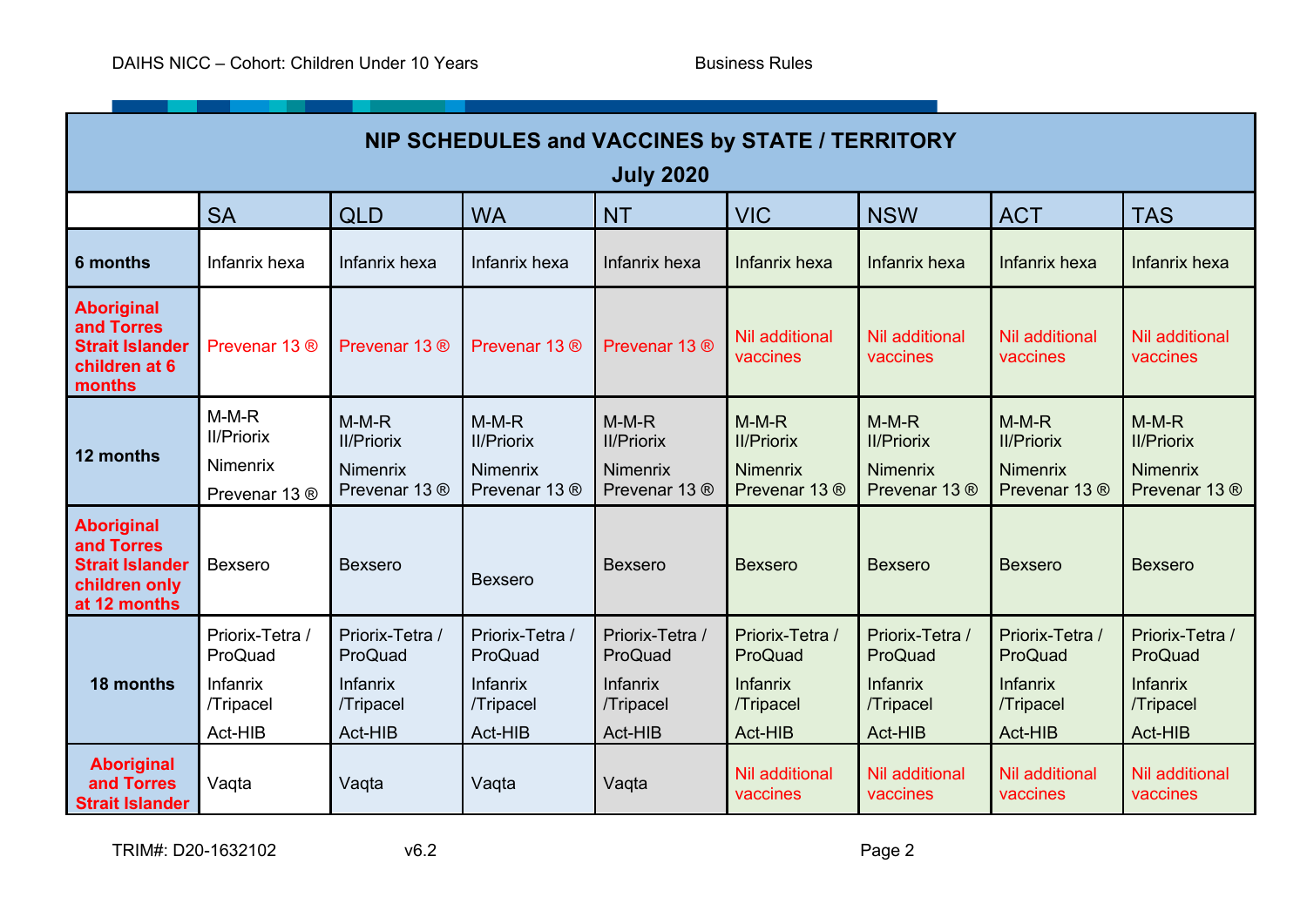| NIP SCHEDULES and VACCINES by STATE / TERRITORY<br>July 2020 | | | | | | | | |
|---|---|---|---|---|---|---|---|---|
| | SA | QLD | WA | NT | VIC | NSW | ACT | TAS |
| **6 months** | Infanrix hexa | Infanrix hexa | Infanrix hexa | Infanrix hexa | Infanrix hexa | Infanrix hexa | Infanrix hexa | Infanrix hexa |
| **Aboriginal and Torres Strait Islander children at 6 months** | Prevenar 13 ® | Prevenar 13 ® | Prevenar 13 ® | Prevenar 13 ® | Nil additional vaccines | Nil additional vaccines | Nil additional vaccines | Nil additional vaccines |
| **12 months** | M-M-R II/Priorix<br>Nimenrix<br>Prevenar 13 ® | M-M-R II/Priorix<br>Nimenrix<br>Prevenar 13 ® | M-M-R II/Priorix<br>Nimenrix<br>Prevenar 13 ® | M-M-R II/Priorix<br>Nimenrix<br>Prevenar 13 ® | M-M-R II/Priorix<br>Nimenrix<br>Prevenar 13 ® | M-M-R II/Priorix<br>Nimenrix<br>Prevenar 13 ® | M-M-R II/Priorix<br>Nimenrix<br>Prevenar 13 ® | M-M-R II/Priorix<br>Nimenrix<br>Prevenar 13 ® |
| **Aboriginal and Torres Strait Islander children only at 12 months** | Bexsero | Bexsero | Bexsero | Bexsero | Bexsero | Bexsero | Bexsero | Bexsero |
| **18 months** | Priorix-Tetra / ProQuad<br>Infanrix /Tripacel<br>Act-HIB | Priorix-Tetra / ProQuad<br>Infanrix /Tripacel<br>Act-HIB | Priorix-Tetra / ProQuad<br>Infanrix /Tripacel<br>Act-HIB | Priorix-Tetra / ProQuad<br>Infanrix /Tripacel<br>Act-HIB | Priorix-Tetra / ProQuad<br>Infanrix /Tripacel<br>Act-HIB | Priorix-Tetra / ProQuad<br>Infanrix /Tripacel<br>Act-HIB | Priorix-Tetra / ProQuad<br>Infanrix /Tripacel<br>Act-HIB | Priorix-Tetra / ProQuad<br>Infanrix /Tripacel<br>Act-HIB |
| **Aboriginal and Torres Strait Islander** | Vaqta | Vaqta | Vaqta | Vaqta | Nil additional vaccines | Nil additional vaccines | Nil additional vaccines | Nil additional vaccines |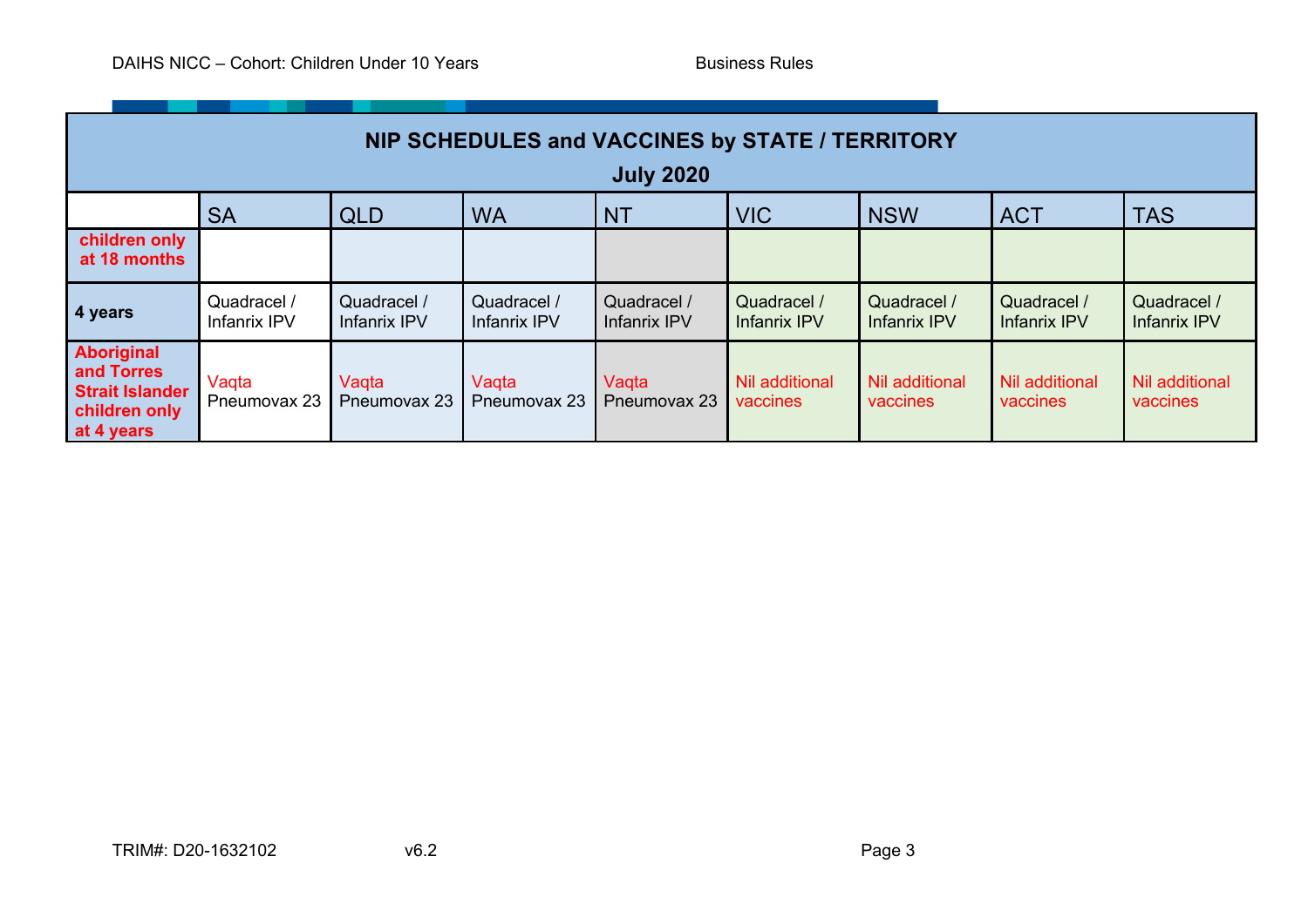| NIP SCHEDULES and VACCINES by STATE / TERRITORY July 2020 | | | | | | | | |
|---|---|---|---|---|---|---|---|---|
| | SA | QLD | WA | NT | VIC | NSW | ACT | TAS |
| **children only at 18 months** | | | | | | | | |
| **4 years** | Quadracel / Infanrix IPV | Quadracel / Infanrix IPV | Quadracel / Infanrix IPV | Quadracel / Infanrix IPV | Quadracel / Infanrix IPV | Quadracel / Infanrix IPV | Quadracel / Infanrix IPV | Quadracel / Infanrix IPV |
| **Aboriginal and Torres Strait Islander children only at 4 years** | Vaqta Pneumovax 23 | Vaqta Pneumovax 23 | Vaqta Pneumovax 23 | Vaqta Pneumovax 23 | Nil additional vaccines | Nil additional vaccines | Nil additional vaccines | Nil additional vaccines |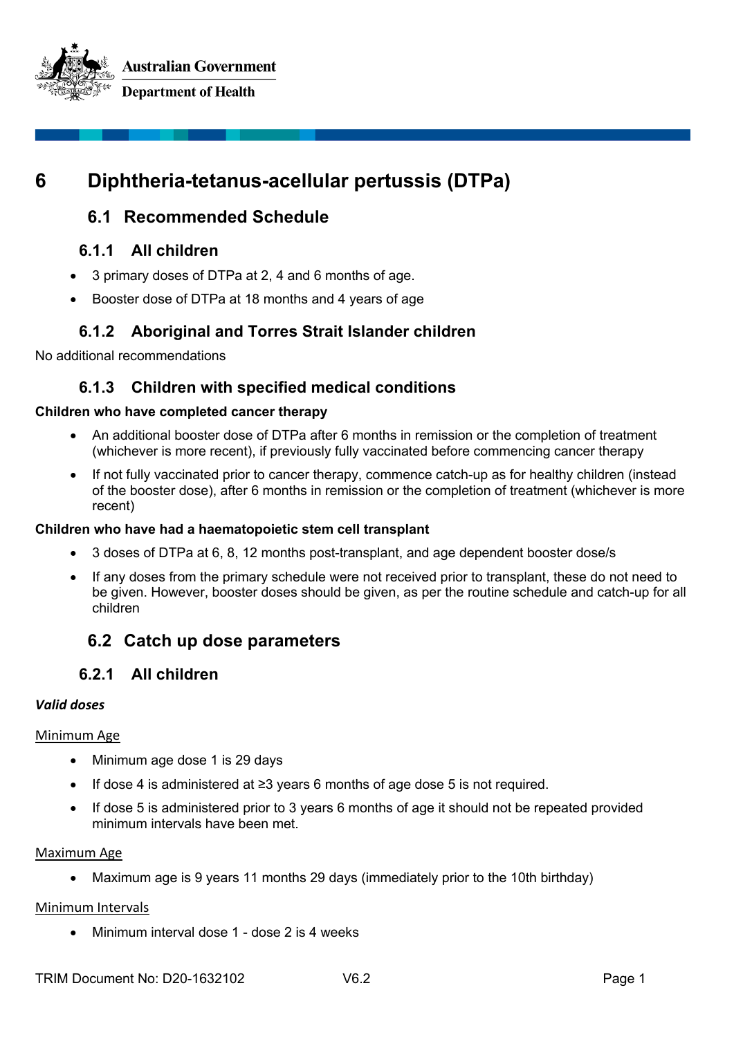# 6 Diphtheria-tetanus-acellular pertussis (DTPa)

## 6.1 Recommended Schedule

### 6.1.1 All children

- 3 primary doses of DTPa at 2, 4 and 6 months of age.
- Booster dose of DTPa at 18 months and 4 years of age

### 6.1.2 Aboriginal and Torres Strait Islander children

No additional recommendations

### 6.1.3 Children with specified medical conditions

**Children who have completed cancer therapy**

- An additional booster dose of DTPa after 6 months in remission or the completion of treatment (whichever is more recent), if previously fully vaccinated before commencing cancer therapy
- If not fully vaccinated prior to cancer therapy, commence catch-up as for healthy children (instead of the booster dose), after 6 months in remission or the completion of treatment (whichever is more recent)

**Children who have had a haematopoietic stem cell transplant**

- 3 doses of DTPa at 6, 8, 12 months post-transplant, and age dependent booster dose/s
- If any doses from the primary schedule were not received prior to transplant, these do not need to be given. However, booster doses should be given, as per the routine schedule and catch-up for all children

## 6.2 Catch up dose parameters

### 6.2.1 All children

***Valid doses***

Minimum Age

- Minimum age dose 1 is 29 days
- If dose 4 is administered at ≥3 years 6 months of age dose 5 is not required.
- If dose 5 is administered prior to 3 years 6 months of age it should not be repeated provided minimum intervals have been met.

Maximum Age

- Maximum age is 9 years 11 months 29 days (immediately prior to the 10th birthday)

Minimum Intervals

- Minimum interval dose 1 - dose 2 is 4 weeks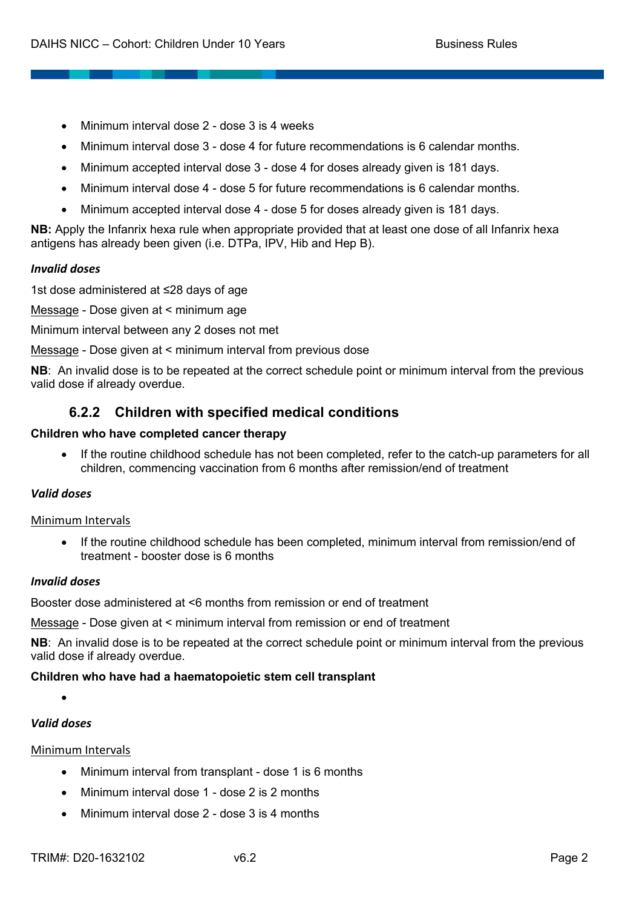- Minimum interval dose 2 - dose 3 is 4 weeks
- Minimum interval dose 3 - dose 4 for future recommendations is 6 calendar months.
- Minimum accepted interval dose 3 - dose 4 for doses already given is 181 days.
- Minimum interval dose 4 - dose 5 for future recommendations is 6 calendar months.
- Minimum accepted interval dose 4 - dose 5 for doses already given is 181 days.

**NB:** Apply the Infanrix hexa rule when appropriate provided that at least one dose of all Infanrix hexa antigens has already been given (i.e. DTPa, IPV, Hib and Hep B).

***Invalid doses***

1st dose administered at ≤28 days of age

Message - Dose given at < minimum age

Minimum interval between any 2 doses not met

Message - Dose given at < minimum interval from previous dose

**NB**: An invalid dose is to be repeated at the correct schedule point or minimum interval from the previous valid dose if already overdue.

### 6.2.2 Children with specified medical conditions

**Children who have completed cancer therapy**

- If the routine childhood schedule has not been completed, refer to the catch-up parameters for all children, commencing vaccination from 6 months after remission/end of treatment

***Valid doses***

Minimum Intervals

- If the routine childhood schedule has been completed, minimum interval from remission/end of treatment - booster dose is 6 months

***Invalid doses***

Booster dose administered at <6 months from remission or end of treatment

Message - Dose given at < minimum interval from remission or end of treatment

**NB**: An invalid dose is to be repeated at the correct schedule point or minimum interval from the previous valid dose if already overdue.

**Children who have had a haematopoietic stem cell transplant**

- 

***Valid doses***

Minimum Intervals

- Minimum interval from transplant - dose 1 is 6 months
- Minimum interval dose 1 - dose 2 is 2 months
- Minimum interval dose 2 - dose 3 is 4 months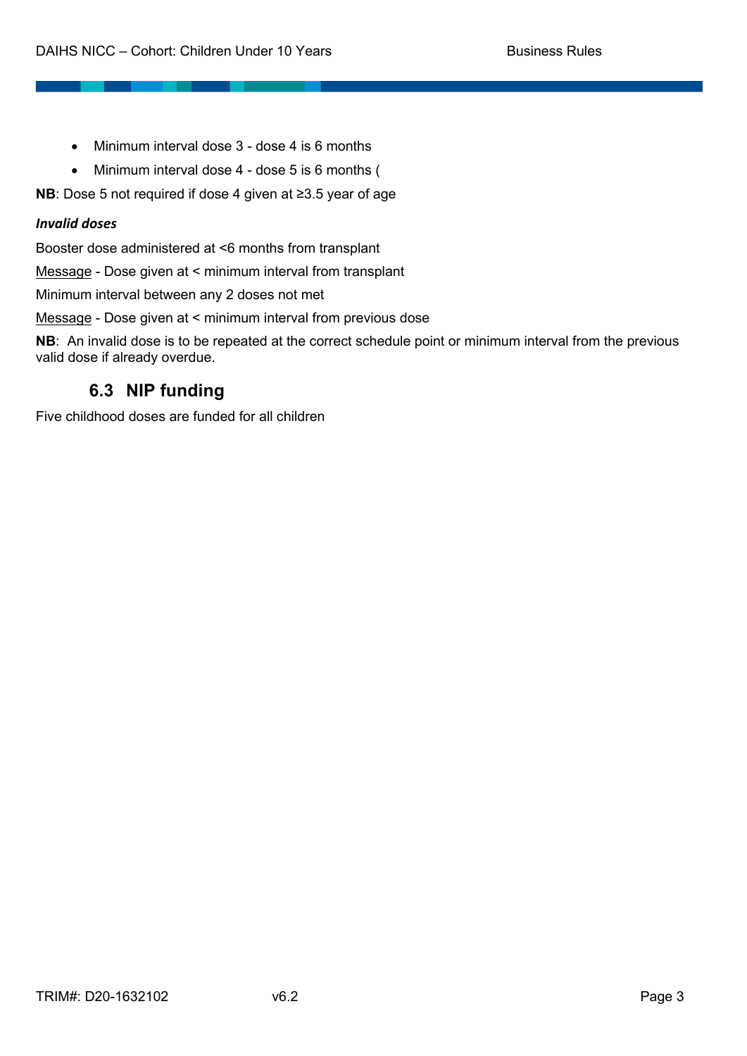- Minimum interval dose 3 - dose 4 is 6 months
- Minimum interval dose 4 - dose 5 is 6 months (

**NB**: Dose 5 not required if dose 4 given at ≥3.5 year of age

***Invalid doses***

Booster dose administered at <6 months from transplant

Message - Dose given at < minimum interval from transplant

Minimum interval between any 2 doses not met

Message - Dose given at < minimum interval from previous dose

**NB**: An invalid dose is to be repeated at the correct schedule point or minimum interval from the previous valid dose if already overdue.

### 6.3 NIP funding

Five childhood doses are funded for all children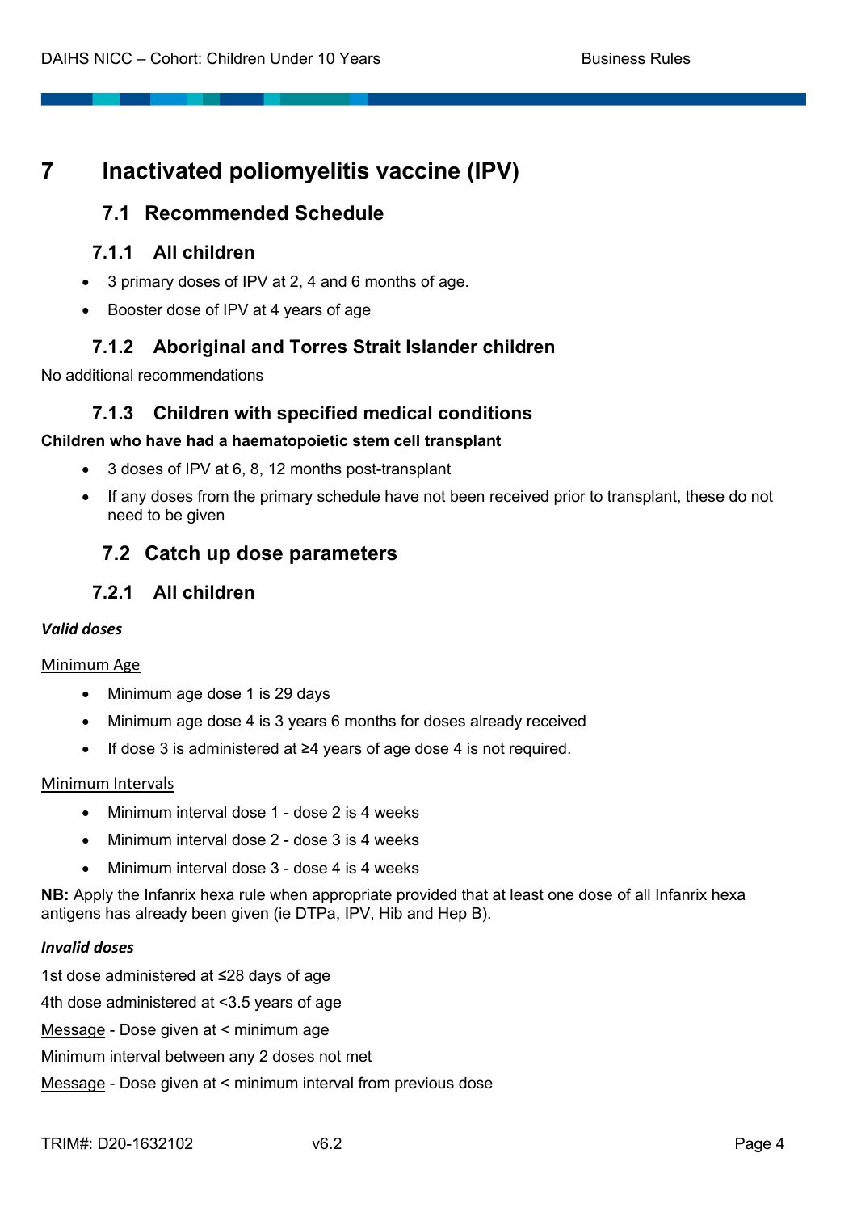# 7 Inactivated poliomyelitis vaccine (IPV)

## 7.1 Recommended Schedule

### 7.1.1 All children

- 3 primary doses of IPV at 2, 4 and 6 months of age.
- Booster dose of IPV at 4 years of age

### 7.1.2 Aboriginal and Torres Strait Islander children

No additional recommendations

### 7.1.3 Children with specified medical conditions

**Children who have had a haematopoietic stem cell transplant**

- 3 doses of IPV at 6, 8, 12 months post-transplant
- If any doses from the primary schedule have not been received prior to transplant, these do not need to be given

## 7.2 Catch up dose parameters

### 7.2.1 All children

***Valid doses***

Minimum Age

- Minimum age dose 1 is 29 days
- Minimum age dose 4 is 3 years 6 months for doses already received
- If dose 3 is administered at ≥4 years of age dose 4 is not required.

Minimum Intervals

- Minimum interval dose 1 - dose 2 is 4 weeks
- Minimum interval dose 2 - dose 3 is 4 weeks
- Minimum interval dose 3 - dose 4 is 4 weeks

**NB:** Apply the Infanrix hexa rule when appropriate provided that at least one dose of all Infanrix hexa antigens has already been given (ie DTPa, IPV, Hib and Hep B).

***Invalid doses***

1st dose administered at ≤28 days of age

4th dose administered at <3.5 years of age

Message - Dose given at < minimum age

Minimum interval between any 2 doses not met

Message - Dose given at < minimum interval from previous dose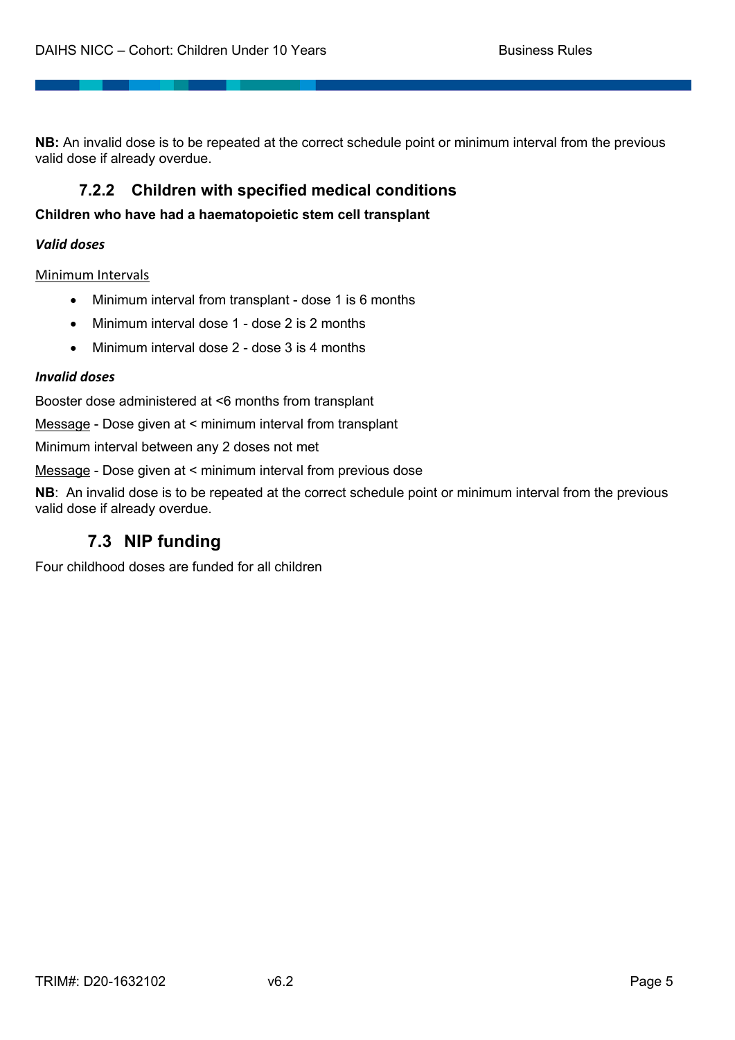**NB:** An invalid dose is to be repeated at the correct schedule point or minimum interval from the previous valid dose if already overdue.

### 7.2.2 Children with specified medical conditions

**Children who have had a haematopoietic stem cell transplant**

***Valid doses***

Minimum Intervals

- Minimum interval from transplant - dose 1 is 6 months
- Minimum interval dose 1 - dose 2 is 2 months
- Minimum interval dose 2 - dose 3 is 4 months

***Invalid doses***

Booster dose administered at <6 months from transplant

Message - Dose given at < minimum interval from transplant

Minimum interval between any 2 doses not met

Message - Dose given at < minimum interval from previous dose

**NB**: An invalid dose is to be repeated at the correct schedule point or minimum interval from the previous valid dose if already overdue.

## 7.3 NIP funding

Four childhood doses are funded for all children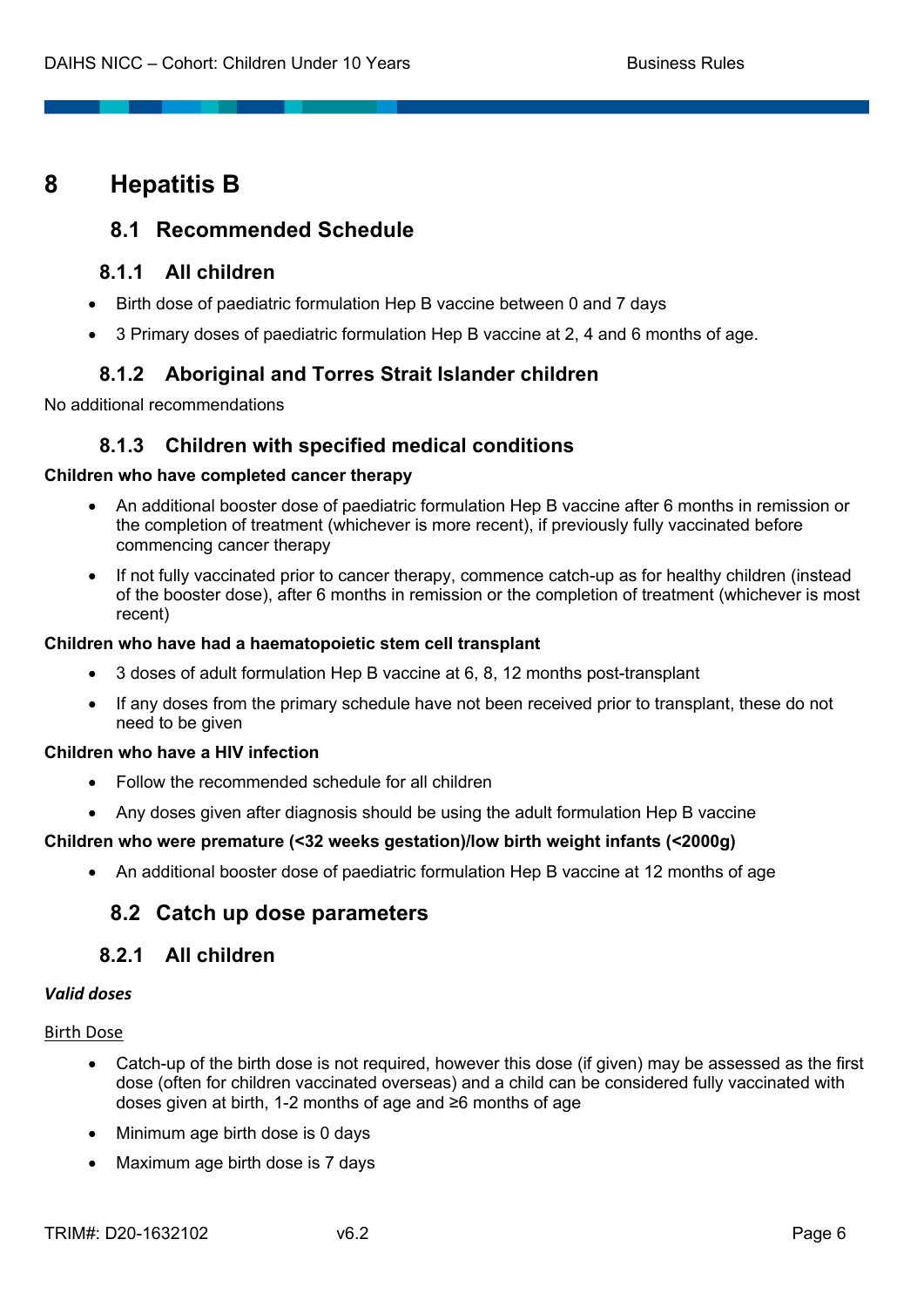# 8 Hepatitis B

## 8.1 Recommended Schedule

### 8.1.1 All children

- Birth dose of paediatric formulation Hep B vaccine between 0 and 7 days
- 3 Primary doses of paediatric formulation Hep B vaccine at 2, 4 and 6 months of age.

### 8.1.2 Aboriginal and Torres Strait Islander children

No additional recommendations

### 8.1.3 Children with specified medical conditions

**Children who have completed cancer therapy**

- An additional booster dose of paediatric formulation Hep B vaccine after 6 months in remission or the completion of treatment (whichever is more recent), if previously fully vaccinated before commencing cancer therapy
- If not fully vaccinated prior to cancer therapy, commence catch-up as for healthy children (instead of the booster dose), after 6 months in remission or the completion of treatment (whichever is most recent)

**Children who have had a haematopoietic stem cell transplant**

- 3 doses of adult formulation Hep B vaccine at 6, 8, 12 months post-transplant
- If any doses from the primary schedule have not been received prior to transplant, these do not need to be given

**Children who have a HIV infection**

- Follow the recommended schedule for all children
- Any doses given after diagnosis should be using the adult formulation Hep B vaccine

**Children who were premature (<32 weeks gestation)/low birth weight infants (<2000g)**

- An additional booster dose of paediatric formulation Hep B vaccine at 12 months of age

## 8.2 Catch up dose parameters

### 8.2.1 All children

***Valid doses***

Birth Dose

- Catch-up of the birth dose is not required, however this dose (if given) may be assessed as the first dose (often for children vaccinated overseas) and a child can be considered fully vaccinated with doses given at birth, 1-2 months of age and ≥6 months of age
- Minimum age birth dose is 0 days
- Maximum age birth dose is 7 days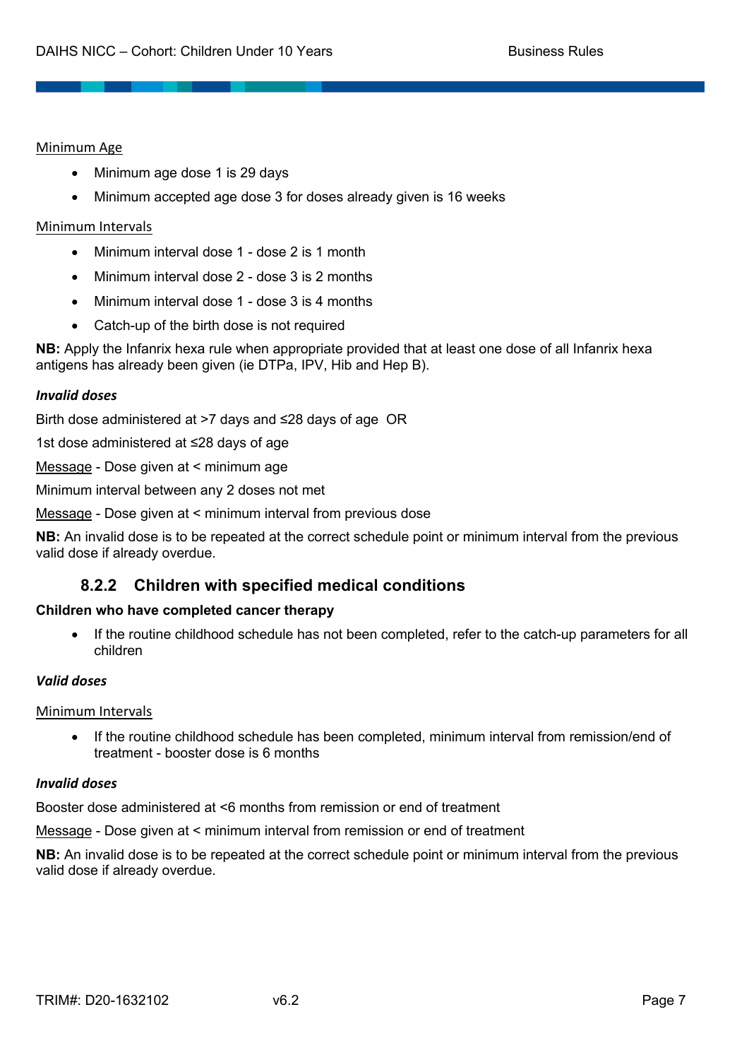Minimum Age

- Minimum age dose 1 is 29 days
- Minimum accepted age dose 3 for doses already given is 16 weeks

Minimum Intervals

- Minimum interval dose 1 - dose 2 is 1 month
- Minimum interval dose 2 - dose 3 is 2 months
- Minimum interval dose 1 - dose 3 is 4 months
- Catch-up of the birth dose is not required

**NB:** Apply the Infanrix hexa rule when appropriate provided that at least one dose of all Infanrix hexa antigens has already been given (ie DTPa, IPV, Hib and Hep B).

***Invalid doses***

Birth dose administered at >7 days and ≤28 days of age OR

1st dose administered at ≤28 days of age

Message - Dose given at < minimum age

Minimum interval between any 2 doses not met

Message - Dose given at < minimum interval from previous dose

**NB:** An invalid dose is to be repeated at the correct schedule point or minimum interval from the previous valid dose if already overdue.

### 8.2.2 Children with specified medical conditions

**Children who have completed cancer therapy**

- If the routine childhood schedule has not been completed, refer to the catch-up parameters for all children

***Valid doses***

Minimum Intervals

- If the routine childhood schedule has been completed, minimum interval from remission/end of treatment - booster dose is 6 months

***Invalid doses***

Booster dose administered at <6 months from remission or end of treatment

Message - Dose given at < minimum interval from remission or end of treatment

**NB:** An invalid dose is to be repeated at the correct schedule point or minimum interval from the previous valid dose if already overdue.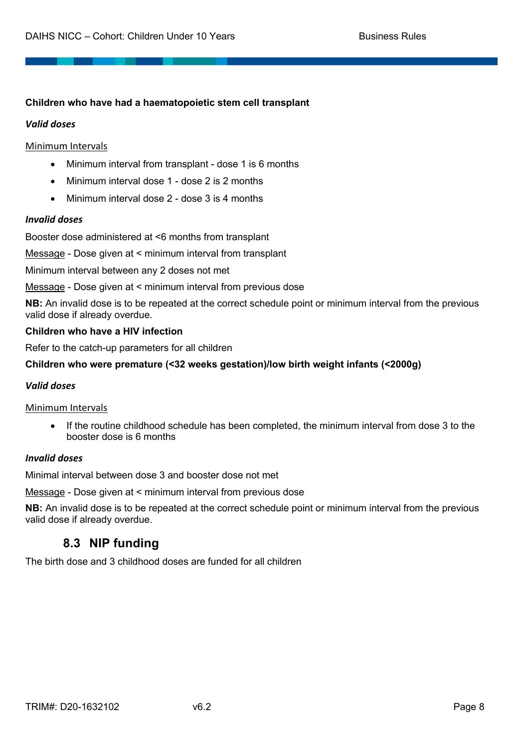**Children who have had a haematopoietic stem cell transplant**

***Valid doses***

Minimum Intervals

- Minimum interval from transplant - dose 1 is 6 months
- Minimum interval dose 1 - dose 2 is 2 months
- Minimum interval dose 2 - dose 3 is 4 months

***Invalid doses***

Booster dose administered at <6 months from transplant

Message - Dose given at < minimum interval from transplant

Minimum interval between any 2 doses not met

Message - Dose given at < minimum interval from previous dose

**NB:** An invalid dose is to be repeated at the correct schedule point or minimum interval from the previous valid dose if already overdue.

**Children who have a HIV infection**

Refer to the catch-up parameters for all children

**Children who were premature (<32 weeks gestation)/low birth weight infants (<2000g)**

***Valid doses***

Minimum Intervals

- If the routine childhood schedule has been completed, the minimum interval from dose 3 to the booster dose is 6 months

***Invalid doses***

Minimal interval between dose 3 and booster dose not met

Message - Dose given at < minimum interval from previous dose

**NB:** An invalid dose is to be repeated at the correct schedule point or minimum interval from the previous valid dose if already overdue.

## 8.3 NIP funding

The birth dose and 3 childhood doses are funded for all children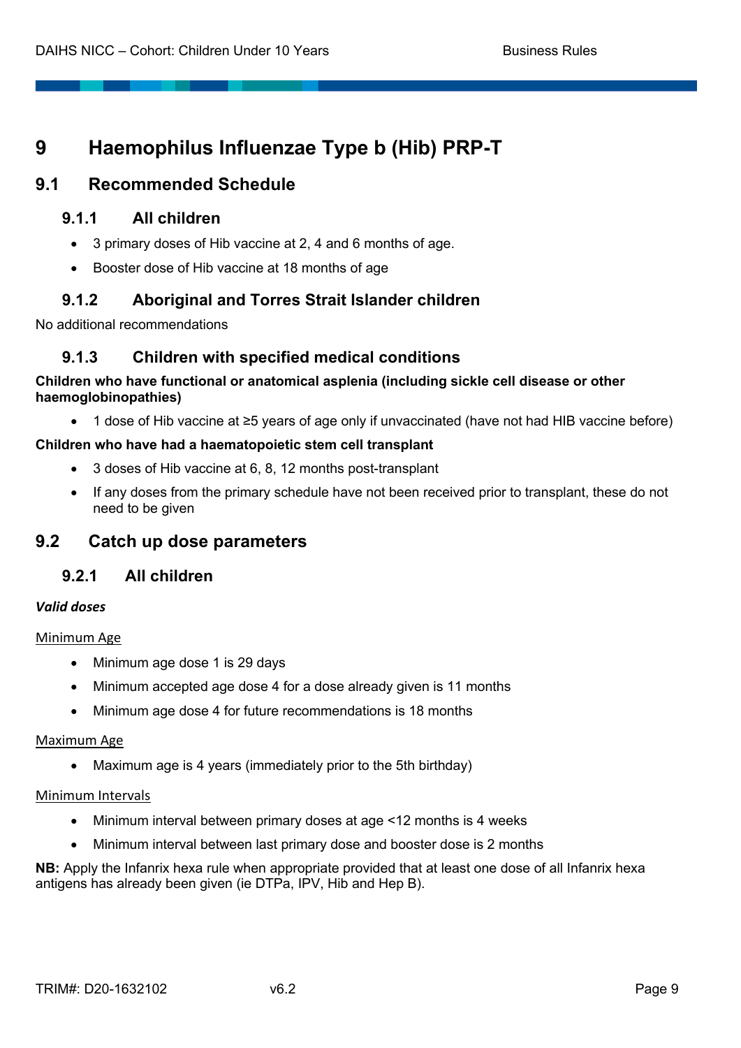# 9 Haemophilus Influenzae Type b (Hib) PRP-T

## 9.1 Recommended Schedule

### 9.1.1 All children

- 3 primary doses of Hib vaccine at 2, 4 and 6 months of age.
- Booster dose of Hib vaccine at 18 months of age

### 9.1.2 Aboriginal and Torres Strait Islander children

No additional recommendations

### 9.1.3 Children with specified medical conditions

**Children who have functional or anatomical asplenia (including sickle cell disease or other haemoglobinopathies)**

- 1 dose of Hib vaccine at ≥5 years of age only if unvaccinated (have not had HIB vaccine before)

**Children who have had a haematopoietic stem cell transplant**

- 3 doses of Hib vaccine at 6, 8, 12 months post-transplant
- If any doses from the primary schedule have not been received prior to transplant, these do not need to be given

## 9.2 Catch up dose parameters

### 9.2.1 All children

***Valid doses***

Minimum Age

- Minimum age dose 1 is 29 days
- Minimum accepted age dose 4 for a dose already given is 11 months
- Minimum age dose 4 for future recommendations is 18 months

Maximum Age

- Maximum age is 4 years (immediately prior to the 5th birthday)

Minimum Intervals

- Minimum interval between primary doses at age <12 months is 4 weeks
- Minimum interval between last primary dose and booster dose is 2 months

**NB:** Apply the Infanrix hexa rule when appropriate provided that at least one dose of all Infanrix hexa antigens has already been given (ie DTPa, IPV, Hib and Hep B).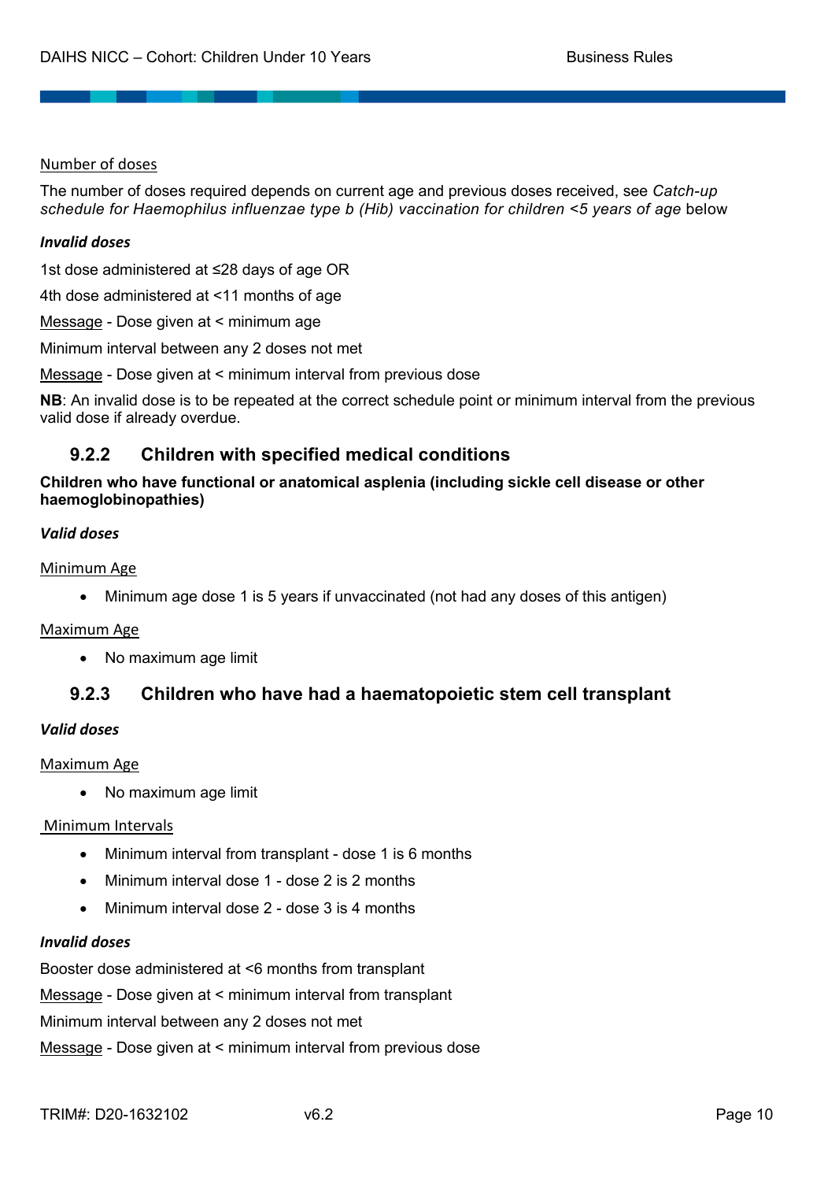Number of doses

The number of doses required depends on current age and previous doses received, see *Catch-up schedule for Haemophilus influenzae type b (Hib) vaccination for children <5 years of age* below

***Invalid doses***

1st dose administered at ≤28 days of age OR

4th dose administered at <11 months of age

Message - Dose given at < minimum age

Minimum interval between any 2 doses not met

Message - Dose given at < minimum interval from previous dose

**NB**: An invalid dose is to be repeated at the correct schedule point or minimum interval from the previous valid dose if already overdue.

### 9.2.2 Children with specified medical conditions

**Children who have functional or anatomical asplenia (including sickle cell disease or other haemoglobinopathies)**

***Valid doses***

Minimum Age

- Minimum age dose 1 is 5 years if unvaccinated (not had any doses of this antigen)

Maximum Age

- No maximum age limit

### 9.2.3 Children who have had a haematopoietic stem cell transplant

***Valid doses***

Maximum Age

- No maximum age limit

Minimum Intervals

- Minimum interval from transplant - dose 1 is 6 months
- Minimum interval dose 1 - dose 2 is 2 months
- Minimum interval dose 2 - dose 3 is 4 months

***Invalid doses***

Booster dose administered at <6 months from transplant

Message - Dose given at < minimum interval from transplant

Minimum interval between any 2 doses not met

Message - Dose given at < minimum interval from previous dose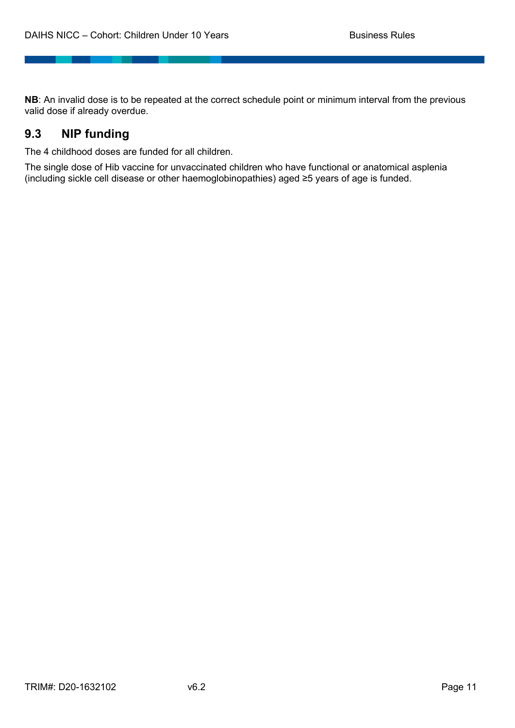**NB**: An invalid dose is to be repeated at the correct schedule point or minimum interval from the previous valid dose if already overdue.

## 9.3 NIP funding

The 4 childhood doses are funded for all children.

The single dose of Hib vaccine for unvaccinated children who have functional or anatomical asplenia (including sickle cell disease or other haemoglobinopathies) aged ≥5 years of age is funded.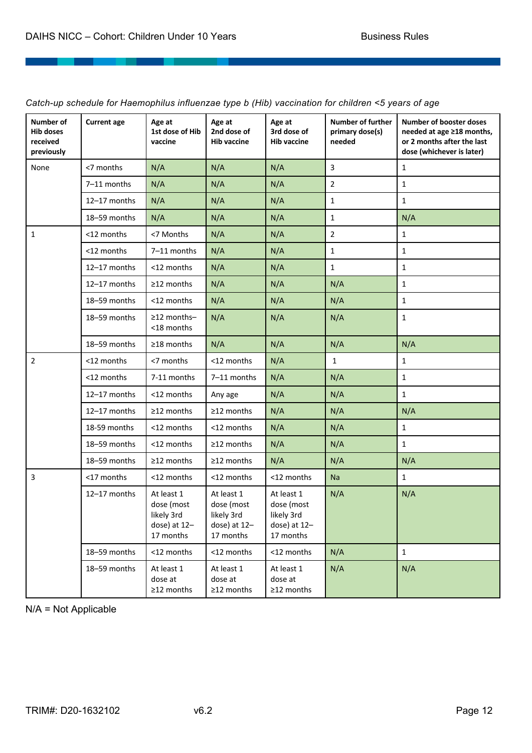*Catch-up schedule for Haemophilus influenzae type b (Hib) vaccination for children <5 years of age*

| Number of Hib doses received previously | Current age | Age at 1st dose of Hib vaccine | Age at 2nd dose of Hib vaccine | Age at 3rd dose of Hib vaccine | Number of further primary dose(s) needed | Number of booster doses needed at age ≥18 months, or 2 months after the last dose (whichever is later) |
|---|---|---|---|---|---|---|
| None | <7 months | N/A | N/A | N/A | 3 | 1 |
| | 7–11 months | N/A | N/A | N/A | 2 | 1 |
| | 12–17 months | N/A | N/A | N/A | 1 | 1 |
| | 18–59 months | N/A | N/A | N/A | 1 | N/A |
| 1 | <12 months | <7 Months | N/A | N/A | 2 | 1 |
| | <12 months | 7–11 months | N/A | N/A | 1 | 1 |
| | 12–17 months | <12 months | N/A | N/A | 1 | 1 |
| | 12–17 months | ≥12 months | N/A | N/A | N/A | 1 |
| | 18–59 months | <12 months | N/A | N/A | N/A | 1 |
| | 18–59 months | ≥12 months–<18 months | N/A | N/A | N/A | 1 |
| | 18–59 months | ≥18 months | N/A | N/A | N/A | N/A |
| 2 | <12 months | <7 months | <12 months | N/A | 1 | 1 |
| | <12 months | 7-11 months | 7–11 months | N/A | N/A | 1 |
| | 12–17 months | <12 months | Any age | N/A | N/A | 1 |
| | 12–17 months | ≥12 months | ≥12 months | N/A | N/A | N/A |
| | 18-59 months | <12 months | <12 months | N/A | N/A | 1 |
| | 18–59 months | <12 months | ≥12 months | N/A | N/A | 1 |
| | 18–59 months | ≥12 months | ≥12 months | N/A | N/A | N/A |
| 3 | <17 months | <12 months | <12 months | <12 months | Na | 1 |
| | 12–17 months | At least 1 dose (most likely 3rd dose) at 12–17 months | At least 1 dose (most likely 3rd dose) at 12–17 months | At least 1 dose (most likely 3rd dose) at 12–17 months | N/A | N/A |
| | 18–59 months | <12 months | <12 months | <12 months | N/A | 1 |
| | 18–59 months | At least 1 dose at ≥12 months | At least 1 dose at ≥12 months | At least 1 dose at ≥12 months | N/A | N/A |

N/A = Not Applicable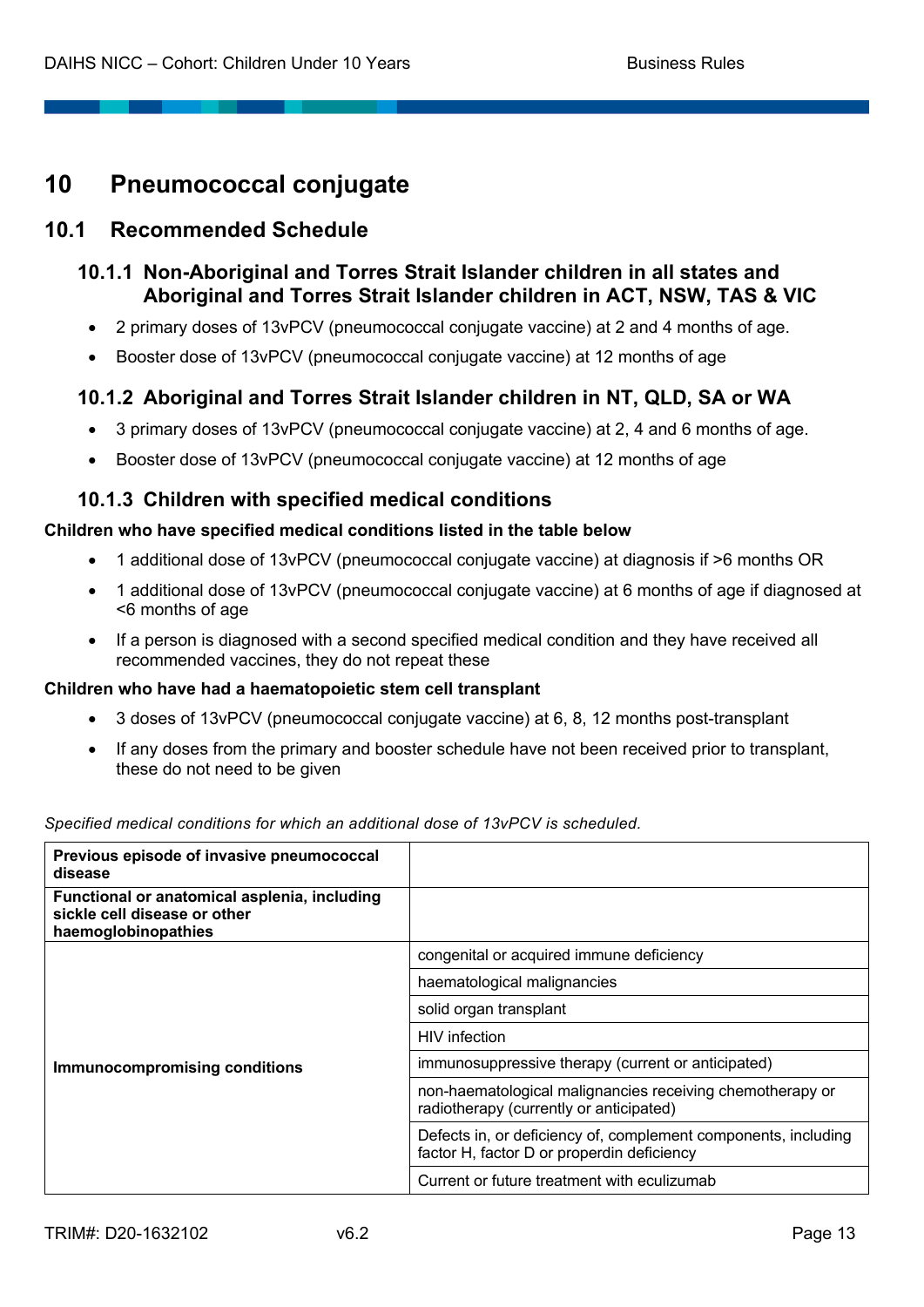# 10 Pneumococcal conjugate

## 10.1 Recommended Schedule

### 10.1.1 Non-Aboriginal and Torres Strait Islander children in all states and Aboriginal and Torres Strait Islander children in ACT, NSW, TAS & VIC

- 2 primary doses of 13vPCV (pneumococcal conjugate vaccine) at 2 and 4 months of age.
- Booster dose of 13vPCV (pneumococcal conjugate vaccine) at 12 months of age

### 10.1.2 Aboriginal and Torres Strait Islander children in NT, QLD, SA or WA

- 3 primary doses of 13vPCV (pneumococcal conjugate vaccine) at 2, 4 and 6 months of age.
- Booster dose of 13vPCV (pneumococcal conjugate vaccine) at 12 months of age

### 10.1.3 Children with specified medical conditions

**Children who have specified medical conditions listed in the table below**

- 1 additional dose of 13vPCV (pneumococcal conjugate vaccine) at diagnosis if >6 months OR
- 1 additional dose of 13vPCV (pneumococcal conjugate vaccine) at 6 months of age if diagnosed at <6 months of age
- If a person is diagnosed with a second specified medical condition and they have received all recommended vaccines, they do not repeat these

**Children who have had a haematopoietic stem cell transplant**

- 3 doses of 13vPCV (pneumococcal conjugate vaccine) at 6, 8, 12 months post-transplant
- If any doses from the primary and booster schedule have not been received prior to transplant, these do not need to be given

*Specified medical conditions for which an additional dose of 13vPCV is scheduled.*

| | |
|---|---|
| **Previous episode of invasive pneumococcal disease** | |
| **Functional or anatomical asplenia, including sickle cell disease or other haemoglobinopathies** | |
| **Immunocompromising conditions** | congenital or acquired immune deficiency |
| | haematological malignancies |
| | solid organ transplant |
| | HIV infection |
| | immunosuppressive therapy (current or anticipated) |
| | non-haematological malignancies receiving chemotherapy or radiotherapy (currently or anticipated) |
| | Defects in, or deficiency of, complement components, including factor H, factor D or properdin deficiency |
| | Current or future treatment with eculizumab |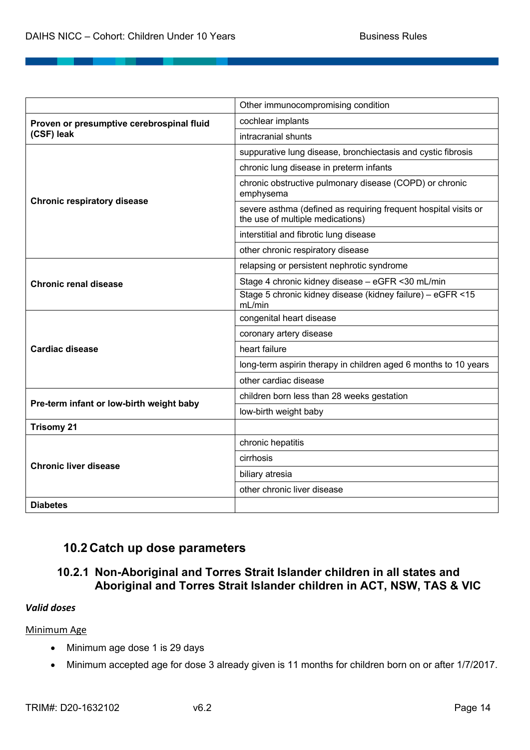| | |
|---|---|
| | Other immunocompromising condition |
| **Proven or presumptive cerebrospinal fluid (CSF) leak** | cochlear implants |
| | intracranial shunts |
| **Chronic respiratory disease** | suppurative lung disease, bronchiectasis and cystic fibrosis |
| | chronic lung disease in preterm infants |
| | chronic obstructive pulmonary disease (COPD) or chronic emphysema |
| | severe asthma (defined as requiring frequent hospital visits or the use of multiple medications) |
| | interstitial and fibrotic lung disease |
| | other chronic respiratory disease |
| **Chronic renal disease** | relapsing or persistent nephrotic syndrome |
| | Stage 4 chronic kidney disease – eGFR <30 mL/min |
| | Stage 5 chronic kidney disease (kidney failure) – eGFR <15 mL/min |
| **Cardiac disease** | congenital heart disease |
| | coronary artery disease |
| | heart failure |
| | long-term aspirin therapy in children aged 6 months to 10 years |
| | other cardiac disease |
| **Pre-term infant or low-birth weight baby** | children born less than 28 weeks gestation |
| | low-birth weight baby |
| **Trisomy 21** | |
| **Chronic liver disease** | chronic hepatitis |
| | cirrhosis |
| | biliary atresia |
| | other chronic liver disease |
| **Diabetes** | |

## 10.2 Catch up dose parameters

### 10.2.1 Non-Aboriginal and Torres Strait Islander children in all states and Aboriginal and Torres Strait Islander children in ACT, NSW, TAS & VIC

***Valid doses***

Minimum Age

- Minimum age dose 1 is 29 days
- Minimum accepted age for dose 3 already given is 11 months for children born on or after 1/7/2017.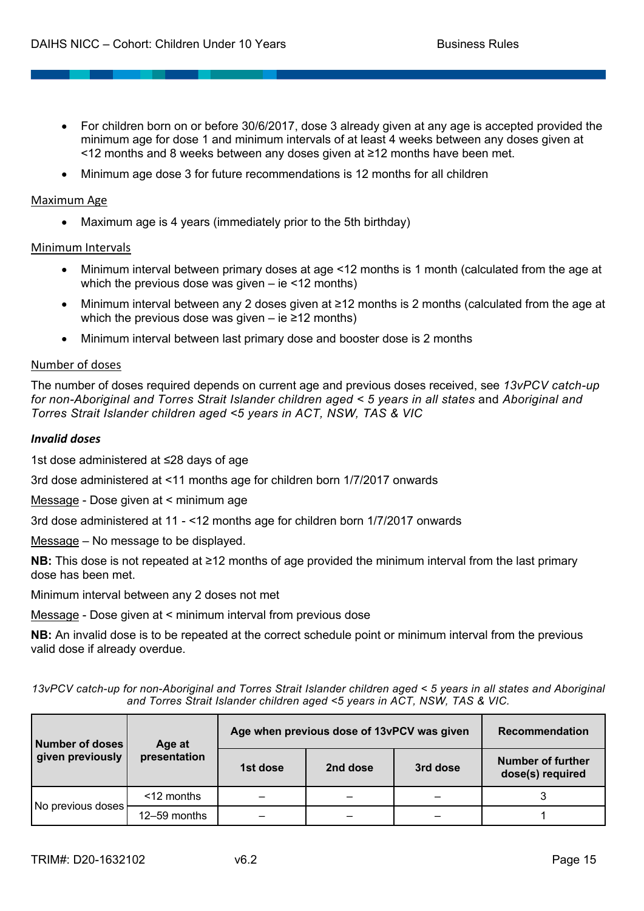- For children born on or before 30/6/2017, dose 3 already given at any age is accepted provided the minimum age for dose 1 and minimum intervals of at least 4 weeks between any doses given at <12 months and 8 weeks between any doses given at ≥12 months have been met.
- Minimum age dose 3 for future recommendations is 12 months for all children

Maximum Age

- Maximum age is 4 years (immediately prior to the 5th birthday)

Minimum Intervals

- Minimum interval between primary doses at age <12 months is 1 month (calculated from the age at which the previous dose was given – ie <12 months)
- Minimum interval between any 2 doses given at ≥12 months is 2 months (calculated from the age at which the previous dose was given – ie ≥12 months)
- Minimum interval between last primary dose and booster dose is 2 months

Number of doses

The number of doses required depends on current age and previous doses received, see *13vPCV catch-up for non-Aboriginal and Torres Strait Islander children aged < 5 years in all states* and *Aboriginal and Torres Strait Islander children aged <5 years in ACT, NSW, TAS & VIC*

***Invalid doses***

1st dose administered at ≤28 days of age

3rd dose administered at <11 months age for children born 1/7/2017 onwards

Message - Dose given at < minimum age

3rd dose administered at 11 - <12 months age for children born 1/7/2017 onwards

Message – No message to be displayed.

**NB:** This dose is not repeated at ≥12 months of age provided the minimum interval from the last primary dose has been met.

Minimum interval between any 2 doses not met

Message - Dose given at < minimum interval from previous dose

**NB:** An invalid dose is to be repeated at the correct schedule point or minimum interval from the previous valid dose if already overdue.

*13vPCV catch-up for non-Aboriginal and Torres Strait Islander children aged < 5 years in all states and Aboriginal and Torres Strait Islander children aged <5 years in ACT, NSW, TAS & VIC.*

| Number of doses given previously | Age at presentation | Age when previous dose of 13vPCV was given | | | Recommendation |
|---|---|---|---|---|---|
| | | 1st dose | 2nd dose | 3rd dose | Number of further dose(s) required |
| No previous doses | <12 months | – | – | – | 3 |
| | 12–59 months | – | – | – | 1 |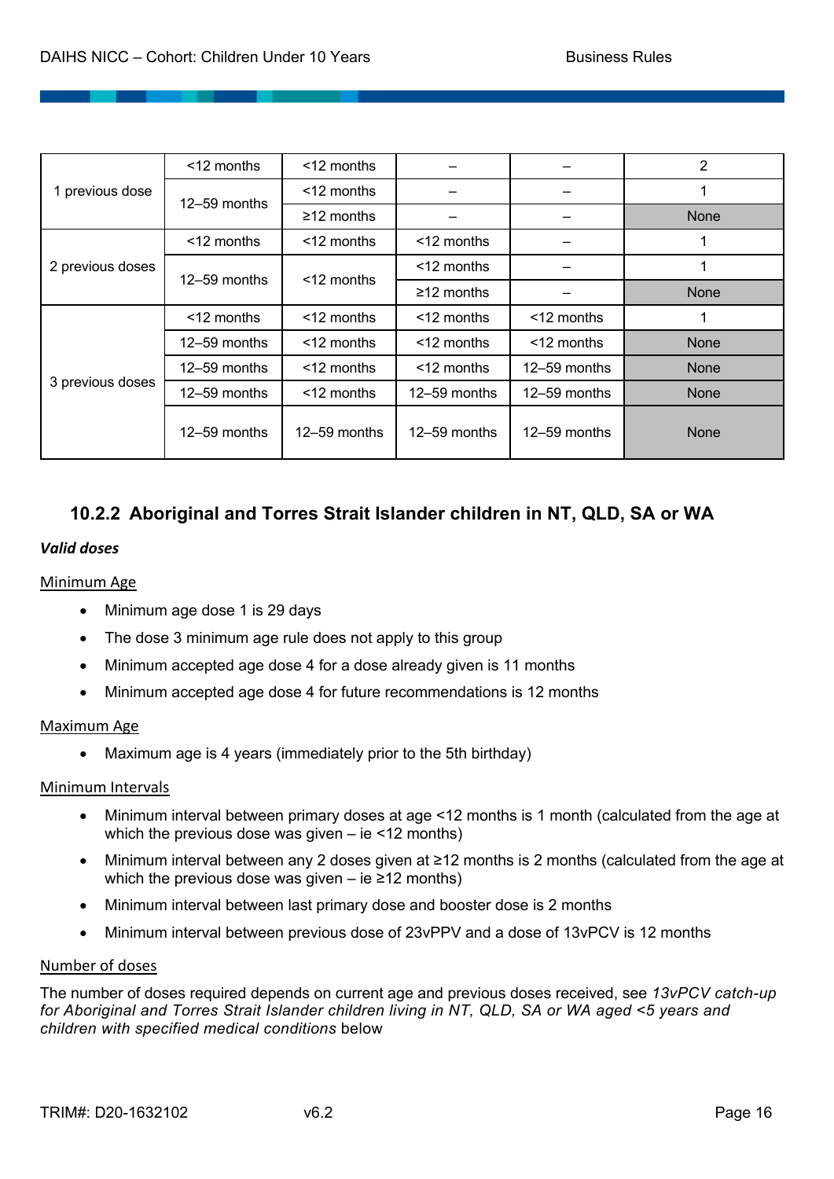| | | | | | |
|---|---|---|---|---|---|
| 1 previous dose | <12 months | <12 months | – | – | 2 |
| | 12–59 months | <12 months | – | – | 1 |
| | | ≥12 months | – | – | None |
| 2 previous doses | <12 months | <12 months | <12 months | – | 1 |
| | 12–59 months | <12 months | <12 months | – | 1 |
| | | | ≥12 months | – | None |
| 3 previous doses | <12 months | <12 months | <12 months | <12 months | 1 |
| | 12–59 months | <12 months | <12 months | <12 months | None |
| | 12–59 months | <12 months | <12 months | 12–59 months | None |
| | 12–59 months | <12 months | 12–59 months | 12–59 months | None |
| | 12–59 months | 12–59 months | 12–59 months | 12–59 months | None |

### 10.2.2 Aboriginal and Torres Strait Islander children in NT, QLD, SA or WA

***Valid doses***

Minimum Age

- Minimum age dose 1 is 29 days
- The dose 3 minimum age rule does not apply to this group
- Minimum accepted age dose 4 for a dose already given is 11 months
- Minimum accepted age dose 4 for future recommendations is 12 months

Maximum Age

- Maximum age is 4 years (immediately prior to the 5th birthday)

Minimum Intervals

- Minimum interval between primary doses at age <12 months is 1 month (calculated from the age at which the previous dose was given – ie <12 months)
- Minimum interval between any 2 doses given at ≥12 months is 2 months (calculated from the age at which the previous dose was given – ie ≥12 months)
- Minimum interval between last primary dose and booster dose is 2 months
- Minimum interval between previous dose of 23vPPV and a dose of 13vPCV is 12 months

Number of doses

The number of doses required depends on current age and previous doses received, see *13vPCV catch-up for Aboriginal and Torres Strait Islander children living in NT, QLD, SA or WA aged <5 years and children with specified medical conditions* below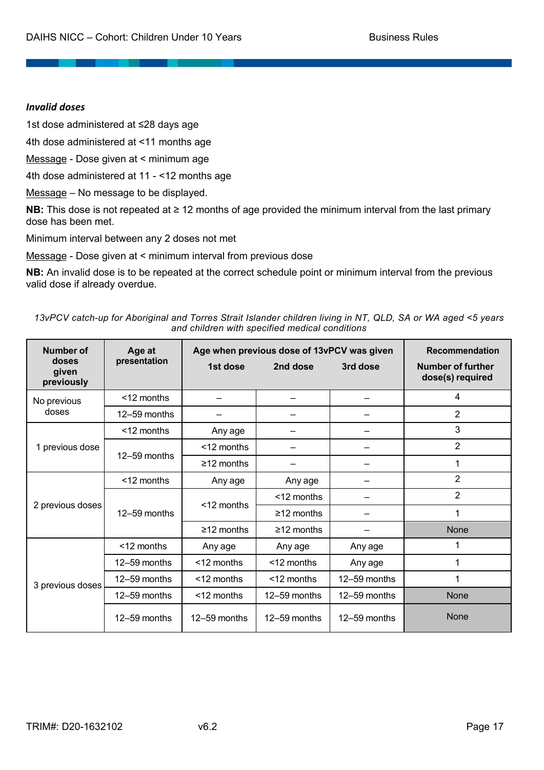***Invalid doses***

1st dose administered at ≤28 days age

4th dose administered at <11 months age

Message - Dose given at < minimum age

4th dose administered at 11 - <12 months age

Message – No message to be displayed.

**NB:** This dose is not repeated at ≥ 12 months of age provided the minimum interval from the last primary dose has been met.

Minimum interval between any 2 doses not met

Message - Dose given at < minimum interval from previous dose

**NB:** An invalid dose is to be repeated at the correct schedule point or minimum interval from the previous valid dose if already overdue.

*13vPCV catch-up for Aboriginal and Torres Strait Islander children living in NT, QLD, SA or WA aged <5 years and children with specified medical conditions*

| Number of doses given previously | Age at presentation | Age when previous dose of 13vPCV was given | | | Recommendation |
|---|---|---|---|---|---|
| | | 1st dose | 2nd dose | 3rd dose | Number of further dose(s) required |
| No previous doses | <12 months | – | – | – | 4 |
| | 12–59 months | – | – | – | 2 |
| 1 previous dose | <12 months | Any age | – | – | 3 |
| | 12–59 months | <12 months | – | – | 2 |
| | | ≥12 months | – | – | 1 |
| 2 previous doses | <12 months | Any age | Any age | – | 2 |
| | 12–59 months | <12 months | <12 months | – | 2 |
| | | | ≥12 months | – | 1 |
| | | ≥12 months | ≥12 months | – | None |
| 3 previous doses | <12 months | Any age | Any age | Any age | 1 |
| | 12–59 months | <12 months | <12 months | Any age | 1 |
| | 12–59 months | <12 months | <12 months | 12–59 months | 1 |
| | 12–59 months | <12 months | 12–59 months | 12–59 months | None |
| | 12–59 months | 12–59 months | 12–59 months | 12–59 months | None |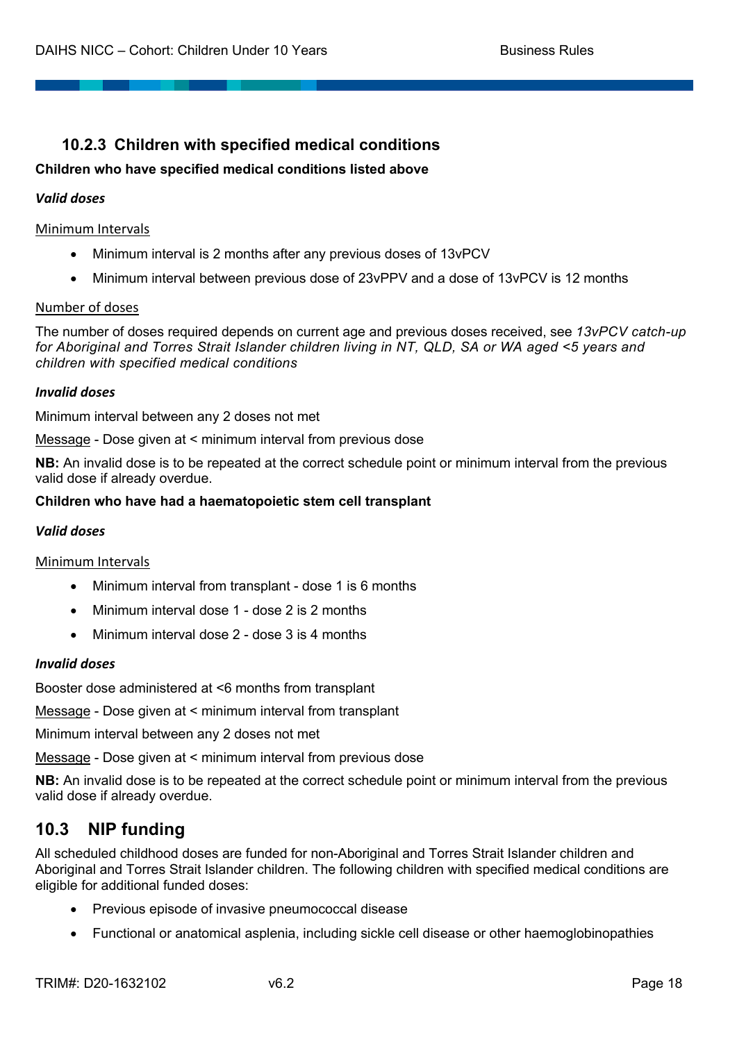### 10.2.3 Children with specified medical conditions

**Children who have specified medical conditions listed above**

***Valid doses***

Minimum Intervals

- Minimum interval is 2 months after any previous doses of 13vPCV
- Minimum interval between previous dose of 23vPPV and a dose of 13vPCV is 12 months

Number of doses

The number of doses required depends on current age and previous doses received, see *13vPCV catch-up for Aboriginal and Torres Strait Islander children living in NT, QLD, SA or WA aged <5 years and children with specified medical conditions*

***Invalid doses***

Minimum interval between any 2 doses not met

Message - Dose given at < minimum interval from previous dose

**NB:** An invalid dose is to be repeated at the correct schedule point or minimum interval from the previous valid dose if already overdue.

**Children who have had a haematopoietic stem cell transplant**

***Valid doses***

Minimum Intervals

- Minimum interval from transplant - dose 1 is 6 months
- Minimum interval dose 1 - dose 2 is 2 months
- Minimum interval dose 2 - dose 3 is 4 months

***Invalid doses***

Booster dose administered at <6 months from transplant

Message - Dose given at < minimum interval from transplant

Minimum interval between any 2 doses not met

Message - Dose given at < minimum interval from previous dose

**NB:** An invalid dose is to be repeated at the correct schedule point or minimum interval from the previous valid dose if already overdue.

## 10.3 NIP funding

All scheduled childhood doses are funded for non-Aboriginal and Torres Strait Islander children and Aboriginal and Torres Strait Islander children. The following children with specified medical conditions are eligible for additional funded doses:

- Previous episode of invasive pneumococcal disease
- Functional or anatomical asplenia, including sickle cell disease or other haemoglobinopathies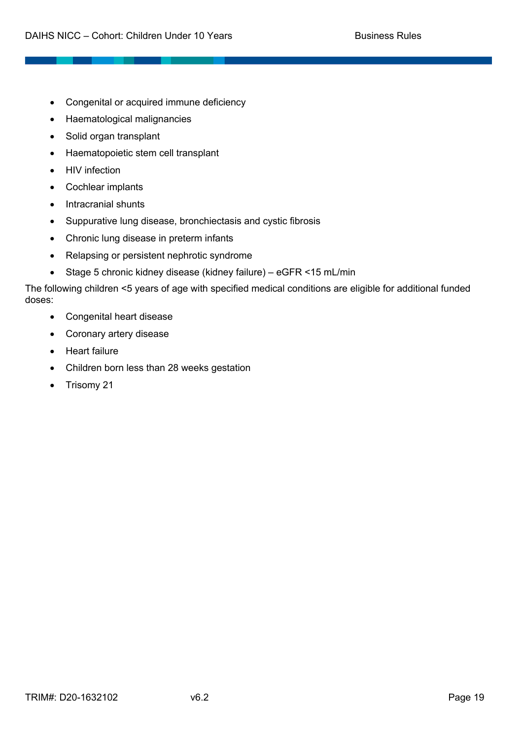- Congenital or acquired immune deficiency
- Haematological malignancies
- Solid organ transplant
- Haematopoietic stem cell transplant
- HIV infection
- Cochlear implants
- Intracranial shunts
- Suppurative lung disease, bronchiectasis and cystic fibrosis
- Chronic lung disease in preterm infants
- Relapsing or persistent nephrotic syndrome
- Stage 5 chronic kidney disease (kidney failure) – eGFR <15 mL/min

The following children <5 years of age with specified medical conditions are eligible for additional funded doses:

- Congenital heart disease
- Coronary artery disease
- Heart failure
- Children born less than 28 weeks gestation
- Trisomy 21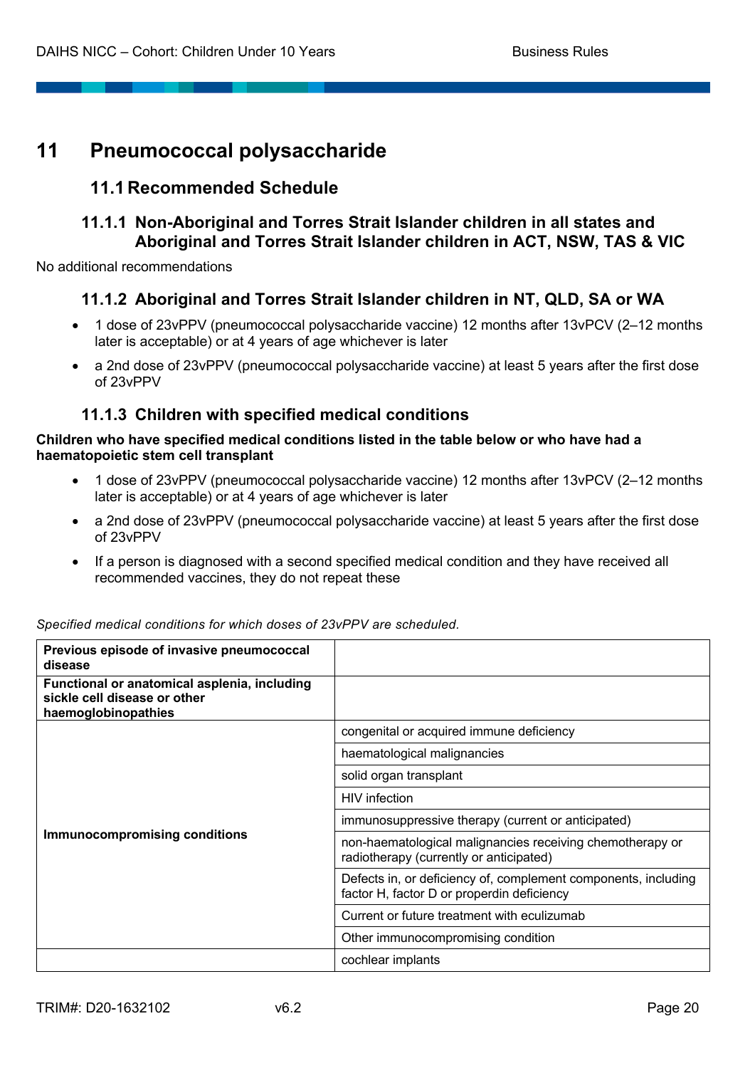# 11 Pneumococcal polysaccharide

## 11.1 Recommended Schedule

### 11.1.1 Non-Aboriginal and Torres Strait Islander children in all states and Aboriginal and Torres Strait Islander children in ACT, NSW, TAS & VIC

No additional recommendations

### 11.1.2 Aboriginal and Torres Strait Islander children in NT, QLD, SA or WA

- 1 dose of 23vPPV (pneumococcal polysaccharide vaccine) 12 months after 13vPCV (2–12 months later is acceptable) or at 4 years of age whichever is later
- a 2nd dose of 23vPPV (pneumococcal polysaccharide vaccine) at least 5 years after the first dose of 23vPPV

### 11.1.3 Children with specified medical conditions

**Children who have specified medical conditions listed in the table below or who have had a haematopoietic stem cell transplant**

- 1 dose of 23vPPV (pneumococcal polysaccharide vaccine) 12 months after 13vPCV (2–12 months later is acceptable) or at 4 years of age whichever is later
- a 2nd dose of 23vPPV (pneumococcal polysaccharide vaccine) at least 5 years after the first dose of 23vPPV
- If a person is diagnosed with a second specified medical condition and they have received all recommended vaccines, they do not repeat these

*Specified medical conditions for which doses of 23vPPV are scheduled.*

| | |
|---|---|
| **Previous episode of invasive pneumococcal disease** | |
| **Functional or anatomical asplenia, including sickle cell disease or other haemoglobinopathies** | |
| **Immunocompromising conditions** | congenital or acquired immune deficiency |
| | haematological malignancies |
| | solid organ transplant |
| | HIV infection |
| | immunosuppressive therapy (current or anticipated) |
| | non-haematological malignancies receiving chemotherapy or radiotherapy (currently or anticipated) |
| | Defects in, or deficiency of, complement components, including factor H, factor D or properdin deficiency |
| | Current or future treatment with eculizumab |
| | Other immunocompromising condition |
| | cochlear implants |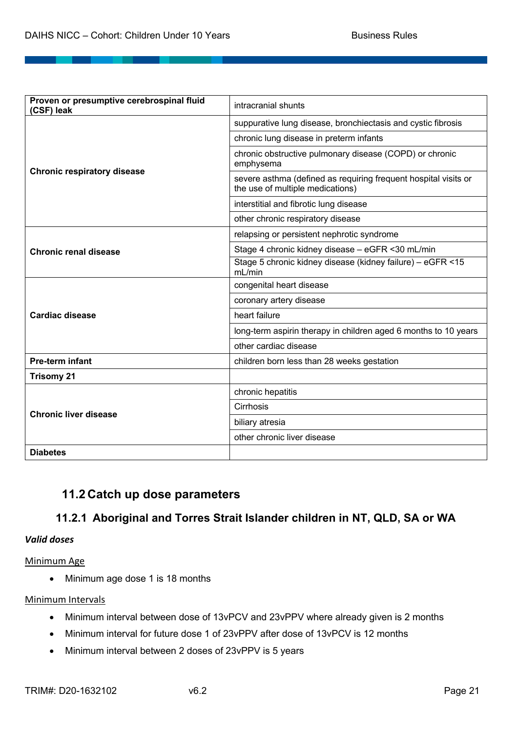| | |
|---|---|
| **Proven or presumptive cerebrospinal fluid (CSF) leak** | intracranial shunts |
| **Chronic respiratory disease** | suppurative lung disease, bronchiectasis and cystic fibrosis |
| | chronic lung disease in preterm infants |
| | chronic obstructive pulmonary disease (COPD) or chronic emphysema |
| | severe asthma (defined as requiring frequent hospital visits or the use of multiple medications) |
| | interstitial and fibrotic lung disease |
| | other chronic respiratory disease |
| **Chronic renal disease** | relapsing or persistent nephrotic syndrome |
| | Stage 4 chronic kidney disease – eGFR <30 mL/min |
| | Stage 5 chronic kidney disease (kidney failure) – eGFR <15 mL/min |
| **Cardiac disease** | congenital heart disease |
| | coronary artery disease |
| | heart failure |
| | long-term aspirin therapy in children aged 6 months to 10 years |
| | other cardiac disease |
| **Pre-term infant** | children born less than 28 weeks gestation |
| **Trisomy 21** | |
| **Chronic liver disease** | chronic hepatitis |
| | Cirrhosis |
| | biliary atresia |
| | other chronic liver disease |
| **Diabetes** | |

## 11.2 Catch up dose parameters

### 11.2.1 Aboriginal and Torres Strait Islander children in NT, QLD, SA or WA

***Valid doses***

Minimum Age

- Minimum age dose 1 is 18 months

Minimum Intervals

- Minimum interval between dose of 13vPCV and 23vPPV where already given is 2 months
- Minimum interval for future dose 1 of 23vPPV after dose of 13vPCV is 12 months
- Minimum interval between 2 doses of 23vPPV is 5 years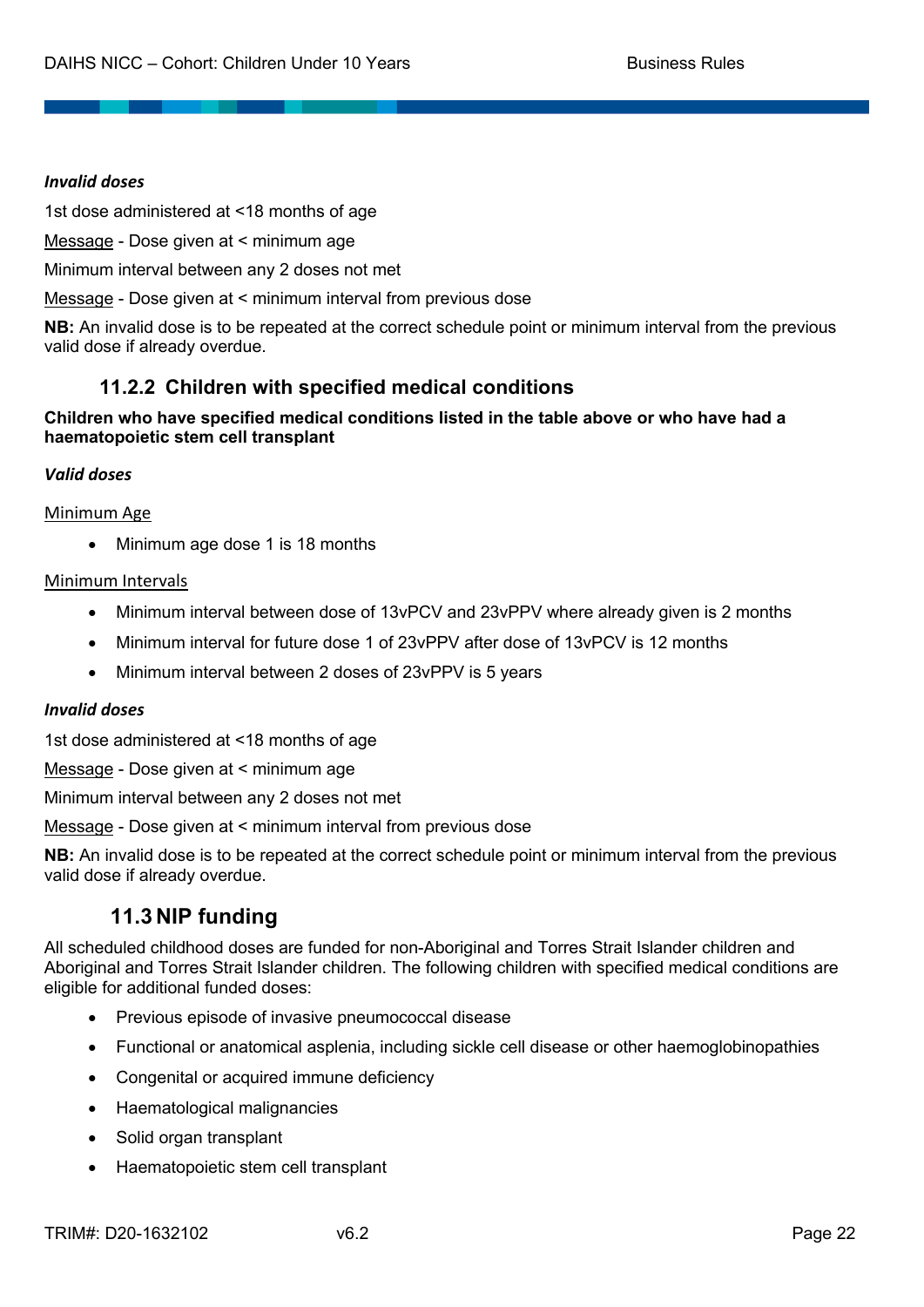***Invalid doses***

1st dose administered at <18 months of age

<u>Message</u> - Dose given at < minimum age

Minimum interval between any 2 doses not met

<u>Message</u> - Dose given at < minimum interval from previous dose

**NB:** An invalid dose is to be repeated at the correct schedule point or minimum interval from the previous valid dose if already overdue.

### 11.2.2 Children with specified medical conditions

**Children who have specified medical conditions listed in the table above or who have had a haematopoietic stem cell transplant**

***Valid doses***

<u>Minimum Age</u>

- Minimum age dose 1 is 18 months

<u>Minimum Intervals</u>

- Minimum interval between dose of 13vPCV and 23vPPV where already given is 2 months
- Minimum interval for future dose 1 of 23vPPV after dose of 13vPCV is 12 months
- Minimum interval between 2 doses of 23vPPV is 5 years

***Invalid doses***

1st dose administered at <18 months of age

<u>Message</u> - Dose given at < minimum age

Minimum interval between any 2 doses not met

<u>Message</u> - Dose given at < minimum interval from previous dose

**NB:** An invalid dose is to be repeated at the correct schedule point or minimum interval from the previous valid dose if already overdue.

## 11.3 NIP funding

All scheduled childhood doses are funded for non-Aboriginal and Torres Strait Islander children and Aboriginal and Torres Strait Islander children. The following children with specified medical conditions are eligible for additional funded doses:

- Previous episode of invasive pneumococcal disease
- Functional or anatomical asplenia, including sickle cell disease or other haemoglobinopathies
- Congenital or acquired immune deficiency
- Haematological malignancies
- Solid organ transplant
- Haematopoietic stem cell transplant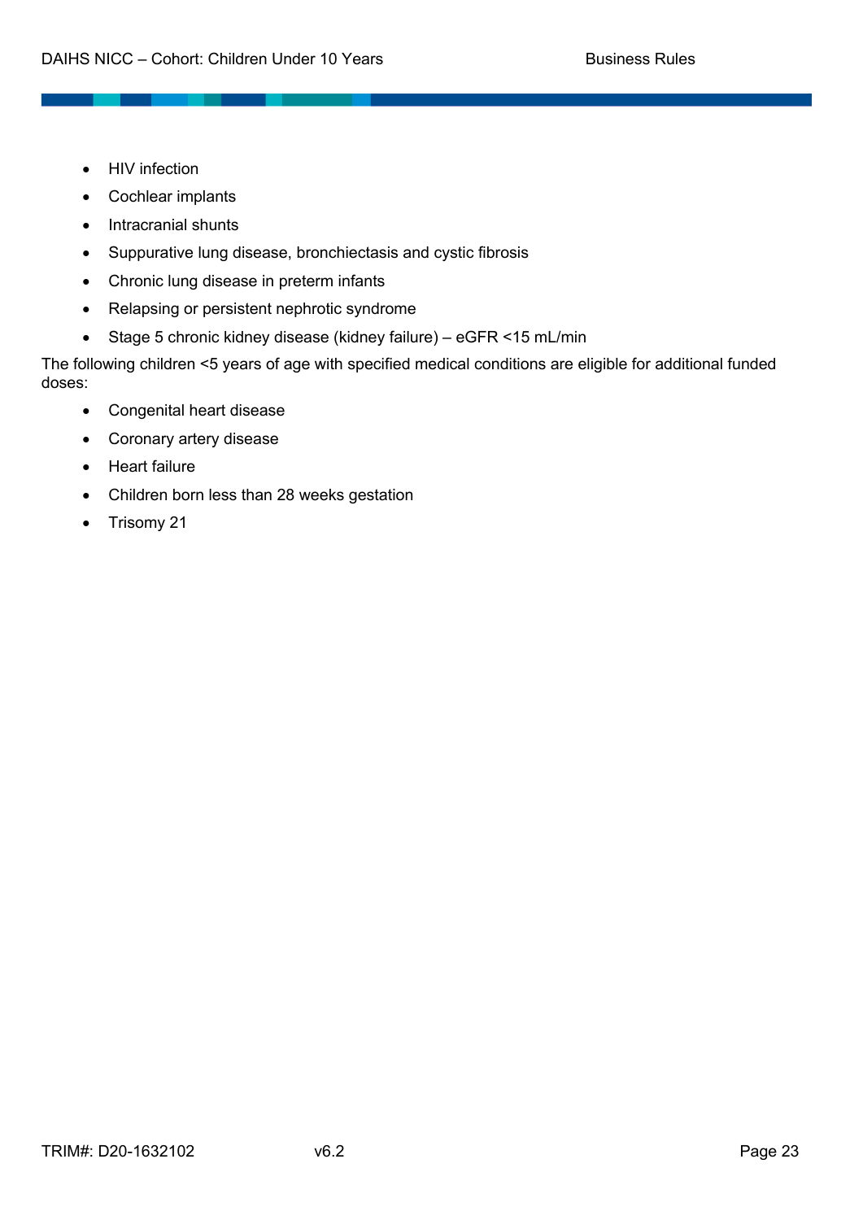- HIV infection
- Cochlear implants
- Intracranial shunts
- Suppurative lung disease, bronchiectasis and cystic fibrosis
- Chronic lung disease in preterm infants
- Relapsing or persistent nephrotic syndrome
- Stage 5 chronic kidney disease (kidney failure) – eGFR <15 mL/min

The following children <5 years of age with specified medical conditions are eligible for additional funded doses:

- Congenital heart disease
- Coronary artery disease
- Heart failure
- Children born less than 28 weeks gestation
- Trisomy 21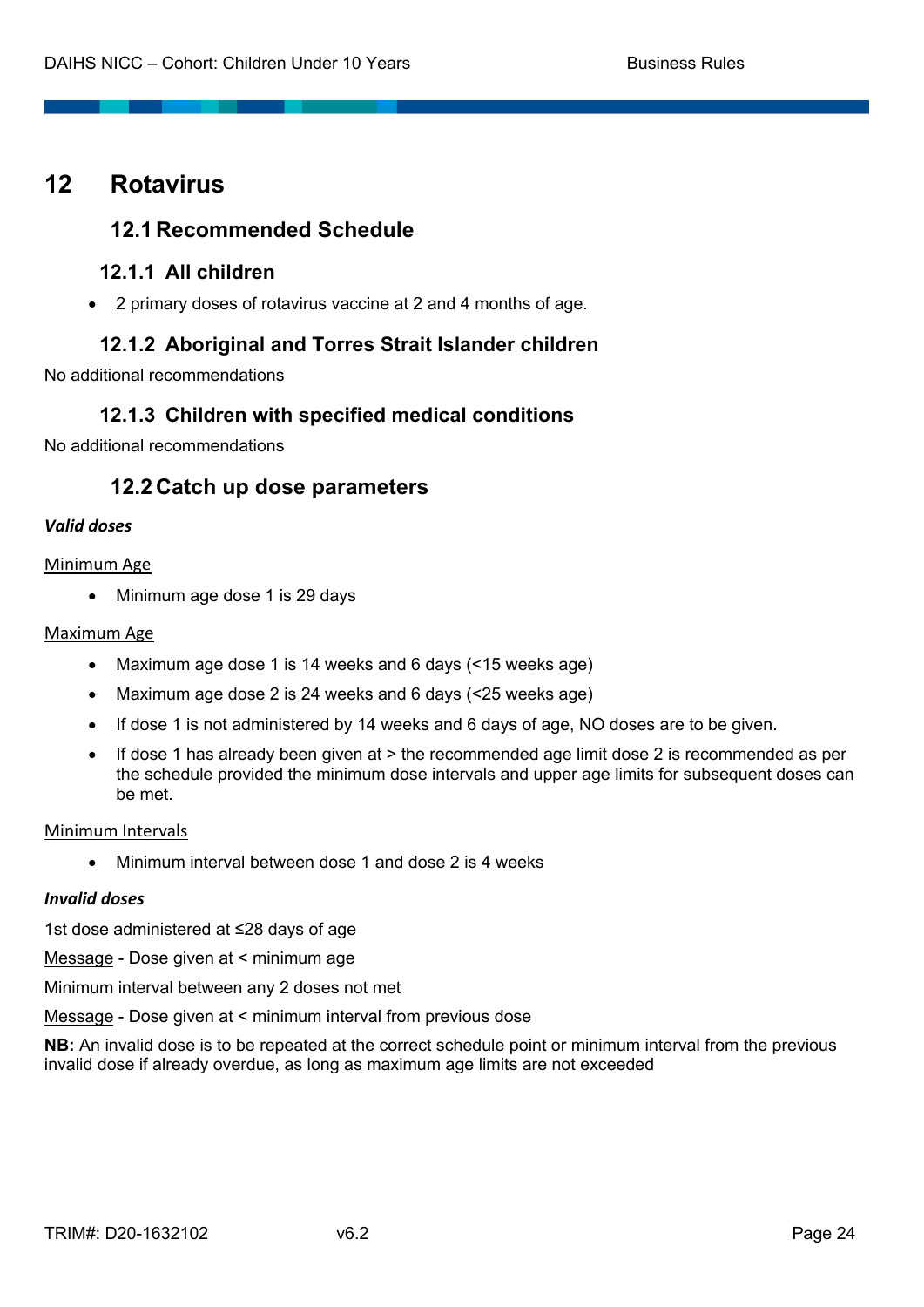# 12 Rotavirus

## 12.1 Recommended Schedule

### 12.1.1 All children

- 2 primary doses of rotavirus vaccine at 2 and 4 months of age.

### 12.1.2 Aboriginal and Torres Strait Islander children

No additional recommendations

### 12.1.3 Children with specified medical conditions

No additional recommendations

## 12.2 Catch up dose parameters

***Valid doses***

Minimum Age

- Minimum age dose 1 is 29 days

Maximum Age

- Maximum age dose 1 is 14 weeks and 6 days (<15 weeks age)
- Maximum age dose 2 is 24 weeks and 6 days (<25 weeks age)
- If dose 1 is not administered by 14 weeks and 6 days of age, NO doses are to be given.
- If dose 1 has already been given at > the recommended age limit dose 2 is recommended as per the schedule provided the minimum dose intervals and upper age limits for subsequent doses can be met.

Minimum Intervals

- Minimum interval between dose 1 and dose 2 is 4 weeks

***Invalid doses***

1st dose administered at ≤28 days of age

Message - Dose given at < minimum age

Minimum interval between any 2 doses not met

Message - Dose given at < minimum interval from previous dose

**NB:** An invalid dose is to be repeated at the correct schedule point or minimum interval from the previous invalid dose if already overdue, as long as maximum age limits are not exceeded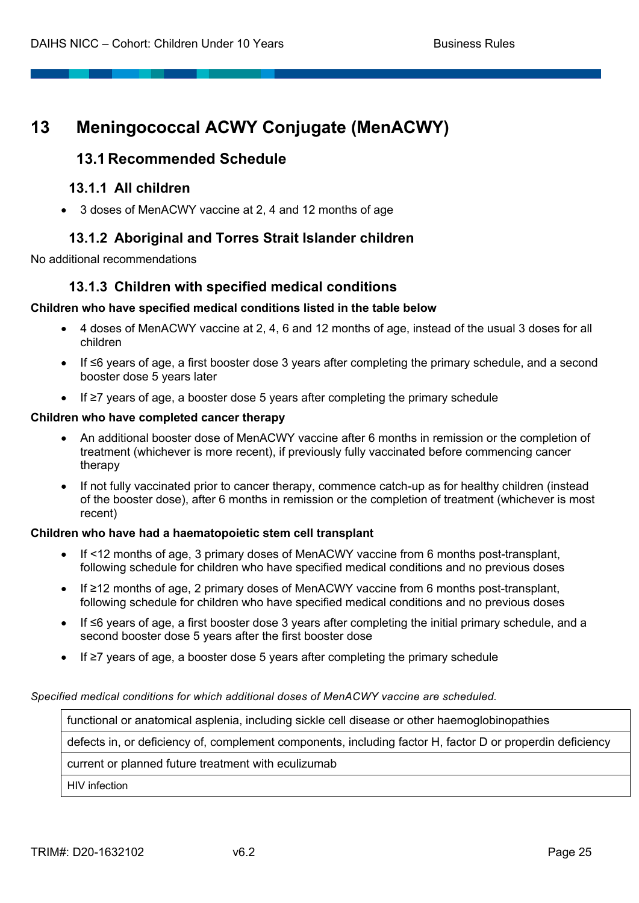# 13 Meningococcal ACWY Conjugate (MenACWY)

## 13.1 Recommended Schedule

### 13.1.1 All children

- 3 doses of MenACWY vaccine at 2, 4 and 12 months of age

### 13.1.2 Aboriginal and Torres Strait Islander children

No additional recommendations

### 13.1.3 Children with specified medical conditions

**Children who have specified medical conditions listed in the table below**

- 4 doses of MenACWY vaccine at 2, 4, 6 and 12 months of age, instead of the usual 3 doses for all children
- If ≤6 years of age, a first booster dose 3 years after completing the primary schedule, and a second booster dose 5 years later
- If ≥7 years of age, a booster dose 5 years after completing the primary schedule

**Children who have completed cancer therapy**

- An additional booster dose of MenACWY vaccine after 6 months in remission or the completion of treatment (whichever is more recent), if previously fully vaccinated before commencing cancer therapy
- If not fully vaccinated prior to cancer therapy, commence catch-up as for healthy children (instead of the booster dose), after 6 months in remission or the completion of treatment (whichever is most recent)

**Children who have had a haematopoietic stem cell transplant**

- If <12 months of age, 3 primary doses of MenACWY vaccine from 6 months post-transplant, following schedule for children who have specified medical conditions and no previous doses
- If ≥12 months of age, 2 primary doses of MenACWY vaccine from 6 months post-transplant, following schedule for children who have specified medical conditions and no previous doses
- If ≤6 years of age, a first booster dose 3 years after completing the initial primary schedule, and a second booster dose 5 years after the first booster dose
- If ≥7 years of age, a booster dose 5 years after completing the primary schedule

*Specified medical conditions for which additional doses of MenACWY vaccine are scheduled.*

| Specified medical conditions |
|---|
| functional or anatomical asplenia, including sickle cell disease or other haemoglobinopathies |
| defects in, or deficiency of, complement components, including factor H, factor D or properdin deficiency |
| current or planned future treatment with eculizumab |
| HIV infection |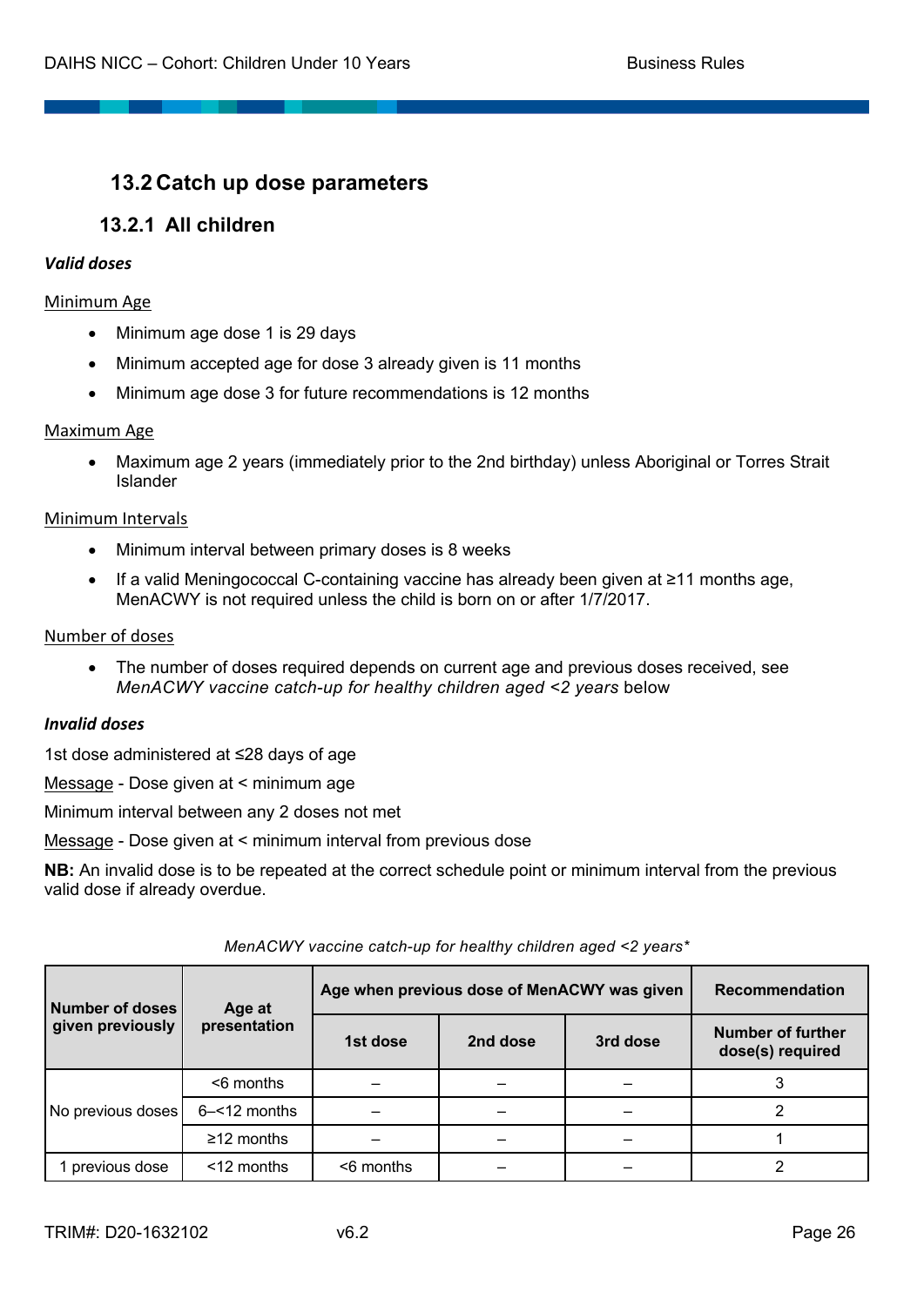## 13.2 Catch up dose parameters

### 13.2.1 All children

***Valid doses***

Minimum Age

- Minimum age dose 1 is 29 days
- Minimum accepted age for dose 3 already given is 11 months
- Minimum age dose 3 for future recommendations is 12 months

Maximum Age

- Maximum age 2 years (immediately prior to the 2nd birthday) unless Aboriginal or Torres Strait Islander

Minimum Intervals

- Minimum interval between primary doses is 8 weeks
- If a valid Meningococcal C-containing vaccine has already been given at ≥11 months age, MenACWY is not required unless the child is born on or after 1/7/2017.

Number of doses

- The number of doses required depends on current age and previous doses received, see *MenACWY vaccine catch-up for healthy children aged <2 years* below

***Invalid doses***

1st dose administered at ≤28 days of age

Message - Dose given at < minimum age

Minimum interval between any 2 doses not met

Message - Dose given at < minimum interval from previous dose

**NB:** An invalid dose is to be repeated at the correct schedule point or minimum interval from the previous valid dose if already overdue.

*MenACWY vaccine catch-up for healthy children aged <2 years**

| Number of doses given previously | Age at presentation | Age when previous dose of MenACWY was given | | | Recommendation |
|---|---|---|---|---|---|
| | | 1st dose | 2nd dose | 3rd dose | Number of further dose(s) required |
| No previous doses | <6 months | – | – | – | 3 |
| | 6–<12 months | – | – | – | 2 |
| | ≥12 months | – | – | – | 1 |
| 1 previous dose | <12 months | <6 months | – | – | 2 |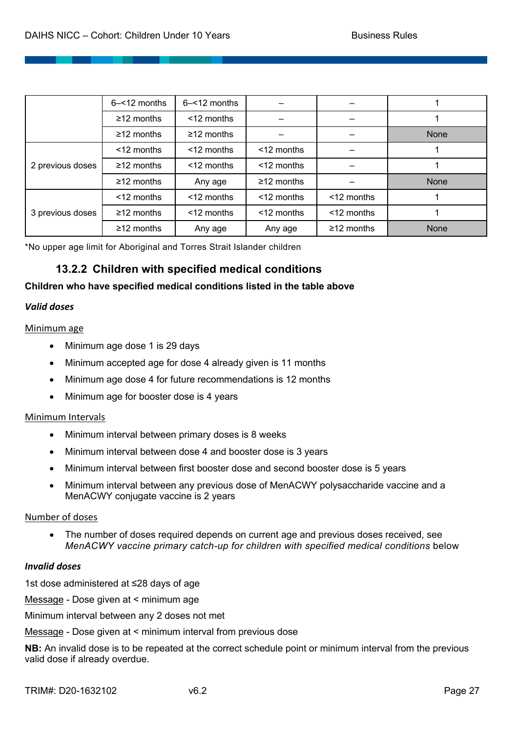| | | | | | |
|---|---|---|---|---|---|
| | 6–<12 months | 6–<12 months | – | – | 1 |
| | ≥12 months | <12 months | – | – | 1 |
| | ≥12 months | ≥12 months | – | – | None |
| 2 previous doses | <12 months | <12 months | <12 months | – | 1 |
| | ≥12 months | <12 months | <12 months | – | 1 |
| | ≥12 months | Any age | ≥12 months | – | None |
| 3 previous doses | <12 months | <12 months | <12 months | <12 months | 1 |
| | ≥12 months | <12 months | <12 months | <12 months | 1 |
| | ≥12 months | Any age | Any age | ≥12 months | None |

*No upper age limit for Aboriginal and Torres Strait Islander children

### 13.2.2 Children with specified medical conditions

**Children who have specified medical conditions listed in the table above**

***Valid doses***

Minimum age

- Minimum age dose 1 is 29 days
- Minimum accepted age for dose 4 already given is 11 months
- Minimum age dose 4 for future recommendations is 12 months
- Minimum age for booster dose is 4 years

Minimum Intervals

- Minimum interval between primary doses is 8 weeks
- Minimum interval between dose 4 and booster dose is 3 years
- Minimum interval between first booster dose and second booster dose is 5 years
- Minimum interval between any previous dose of MenACWY polysaccharide vaccine and a MenACWY conjugate vaccine is 2 years

Number of doses

- The number of doses required depends on current age and previous doses received, see *MenACWY vaccine primary catch-up for children with specified medical conditions* below

***Invalid doses***

1st dose administered at ≤28 days of age

Message - Dose given at < minimum age

Minimum interval between any 2 doses not met

Message - Dose given at < minimum interval from previous dose

**NB:** An invalid dose is to be repeated at the correct schedule point or minimum interval from the previous valid dose if already overdue.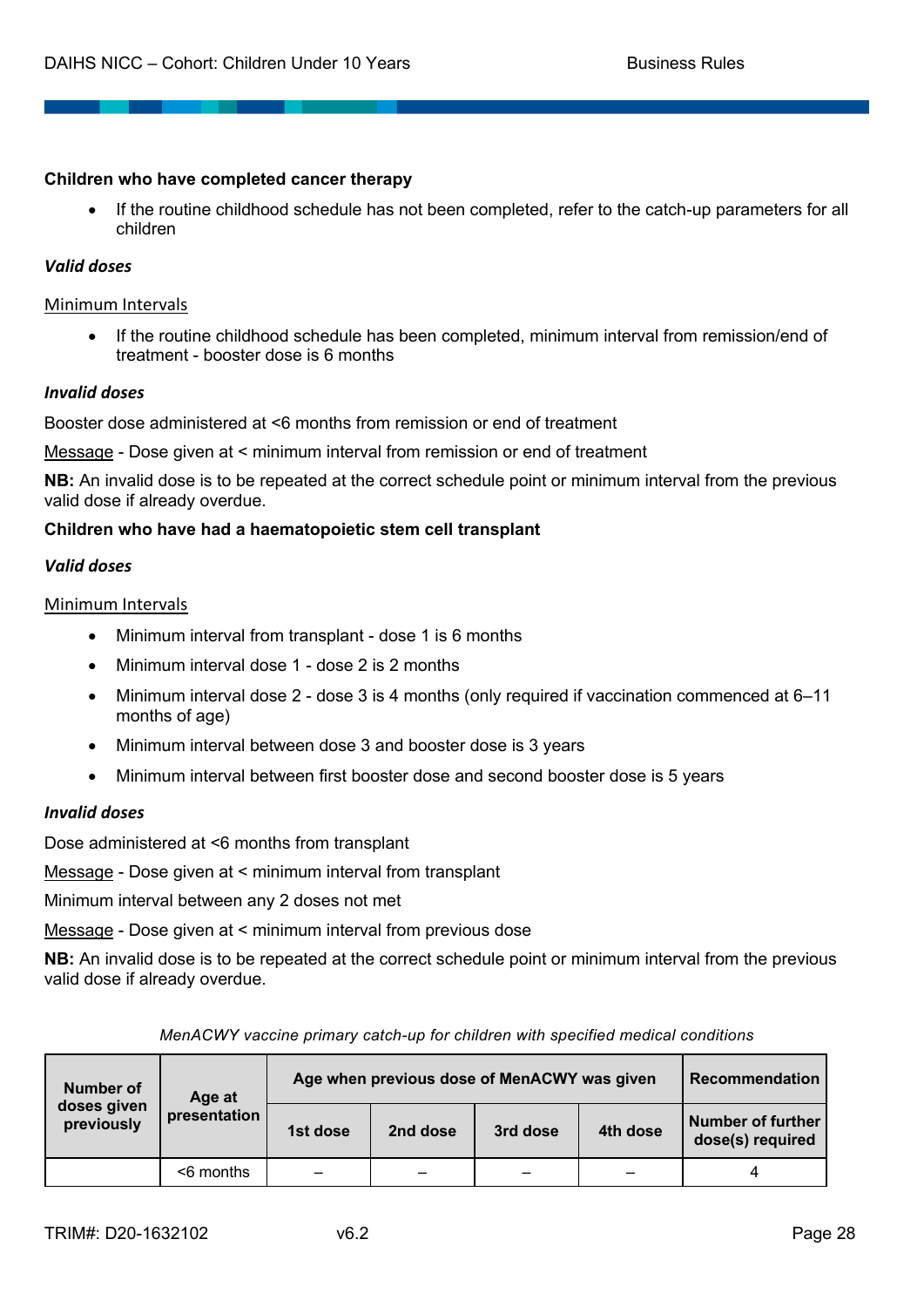**Children who have completed cancer therapy**

- If the routine childhood schedule has not been completed, refer to the catch-up parameters for all children

***Valid doses***

Minimum Intervals

- If the routine childhood schedule has been completed, minimum interval from remission/end of treatment - booster dose is 6 months

***Invalid doses***

Booster dose administered at <6 months from remission or end of treatment

Message - Dose given at < minimum interval from remission or end of treatment

**NB:** An invalid dose is to be repeated at the correct schedule point or minimum interval from the previous valid dose if already overdue.

**Children who have had a haematopoietic stem cell transplant**

***Valid doses***

Minimum Intervals

- Minimum interval from transplant - dose 1 is 6 months
- Minimum interval dose 1 - dose 2 is 2 months
- Minimum interval dose 2 - dose 3 is 4 months (only required if vaccination commenced at 6–11 months of age)
- Minimum interval between dose 3 and booster dose is 3 years
- Minimum interval between first booster dose and second booster dose is 5 years

***Invalid doses***

Dose administered at <6 months from transplant

Message - Dose given at < minimum interval from transplant

Minimum interval between any 2 doses not met

Message - Dose given at < minimum interval from previous dose

**NB:** An invalid dose is to be repeated at the correct schedule point or minimum interval from the previous valid dose if already overdue.

*MenACWY vaccine primary catch-up for children with specified medical conditions*

| Number of doses given previously | Age at presentation | Age when previous dose of MenACWY was given | | | | Recommendation |
|---|---|---|---|---|---|---|
| | | 1st dose | 2nd dose | 3rd dose | 4th dose | Number of further dose(s) required |
| | <6 months | – | – | – | – | 4 |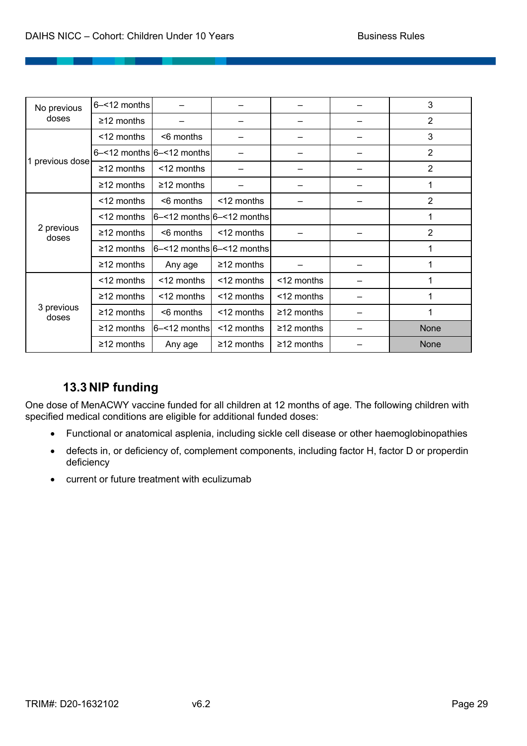| No previous doses | 6–<12 months | – | – | – | – | 3 |
|---|---|---|---|---|---|---|
| | ≥12 months | – | – | – | – | 2 |
| 1 previous dose | <12 months | <6 months | – | – | – | 3 |
| | 6–<12 months | 6–<12 months | – | – | – | 2 |
| | ≥12 months | <12 months | – | – | – | 2 |
| | ≥12 months | ≥12 months | – | – | – | 1 |
| 2 previous doses | <12 months | <6 months | <12 months | – | – | 2 |
| | <12 months | 6–<12 months | 6–<12 months | | | 1 |
| | ≥12 months | <6 months | <12 months | – | – | 2 |
| | ≥12 months | 6–<12 months | 6–<12 months | | | 1 |
| | ≥12 months | Any age | ≥12 months | – | – | 1 |
| 3 previous doses | <12 months | <12 months | <12 months | <12 months | – | 1 |
| | ≥12 months | <12 months | <12 months | <12 months | – | 1 |
| | ≥12 months | <6 months | <12 months | ≥12 months | – | 1 |
| | ≥12 months | 6–<12 months | <12 months | ≥12 months | – | None |
| | ≥12 months | Any age | ≥12 months | ≥12 months | – | None |

## 13.3 NIP funding

One dose of MenACWY vaccine funded for all children at 12 months of age. The following children with specified medical conditions are eligible for additional funded doses:

- Functional or anatomical asplenia, including sickle cell disease or other haemoglobinopathies
- defects in, or deficiency of, complement components, including factor H, factor D or properdin deficiency
- current or future treatment with eculizumab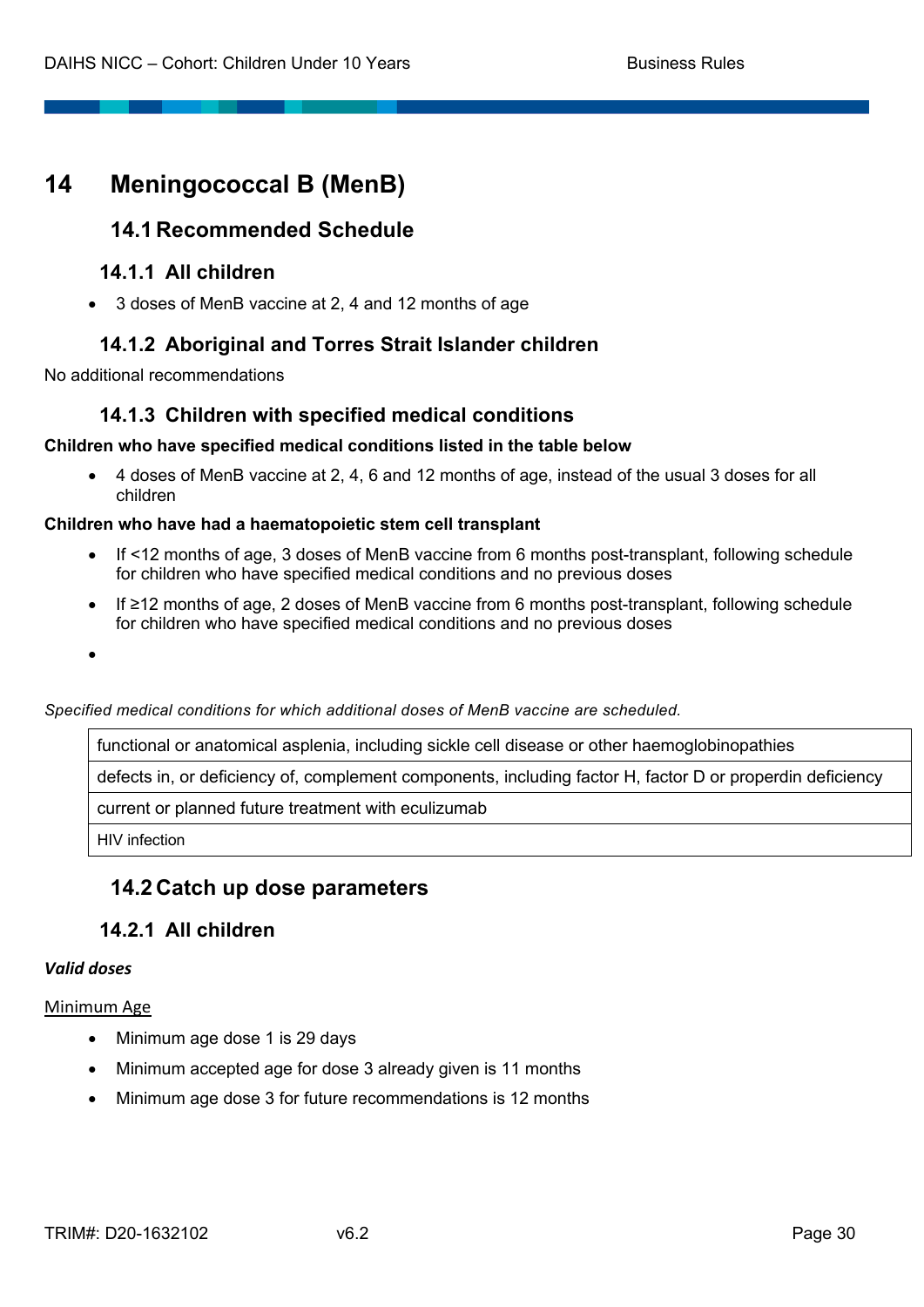# 14 Meningococcal B (MenB)

## 14.1 Recommended Schedule

### 14.1.1 All children

- 3 doses of MenB vaccine at 2, 4 and 12 months of age

### 14.1.2 Aboriginal and Torres Strait Islander children

No additional recommendations

### 14.1.3 Children with specified medical conditions

**Children who have specified medical conditions listed in the table below**

- 4 doses of MenB vaccine at 2, 4, 6 and 12 months of age, instead of the usual 3 doses for all children

**Children who have had a haematopoietic stem cell transplant**

- If <12 months of age, 3 doses of MenB vaccine from 6 months post-transplant, following schedule for children who have specified medical conditions and no previous doses
- If ≥12 months of age, 2 doses of MenB vaccine from 6 months post-transplant, following schedule for children who have specified medical conditions and no previous doses

*Specified medical conditions for which additional doses of MenB vaccine are scheduled.*

| |
|---|
| functional or anatomical asplenia, including sickle cell disease or other haemoglobinopathies |
| defects in, or deficiency of, complement components, including factor H, factor D or properdin deficiency |
| current or planned future treatment with eculizumab |
| HIV infection |

## 14.2 Catch up dose parameters

### 14.2.1 All children

***Valid doses***

Minimum Age

- Minimum age dose 1 is 29 days
- Minimum accepted age for dose 3 already given is 11 months
- Minimum age dose 3 for future recommendations is 12 months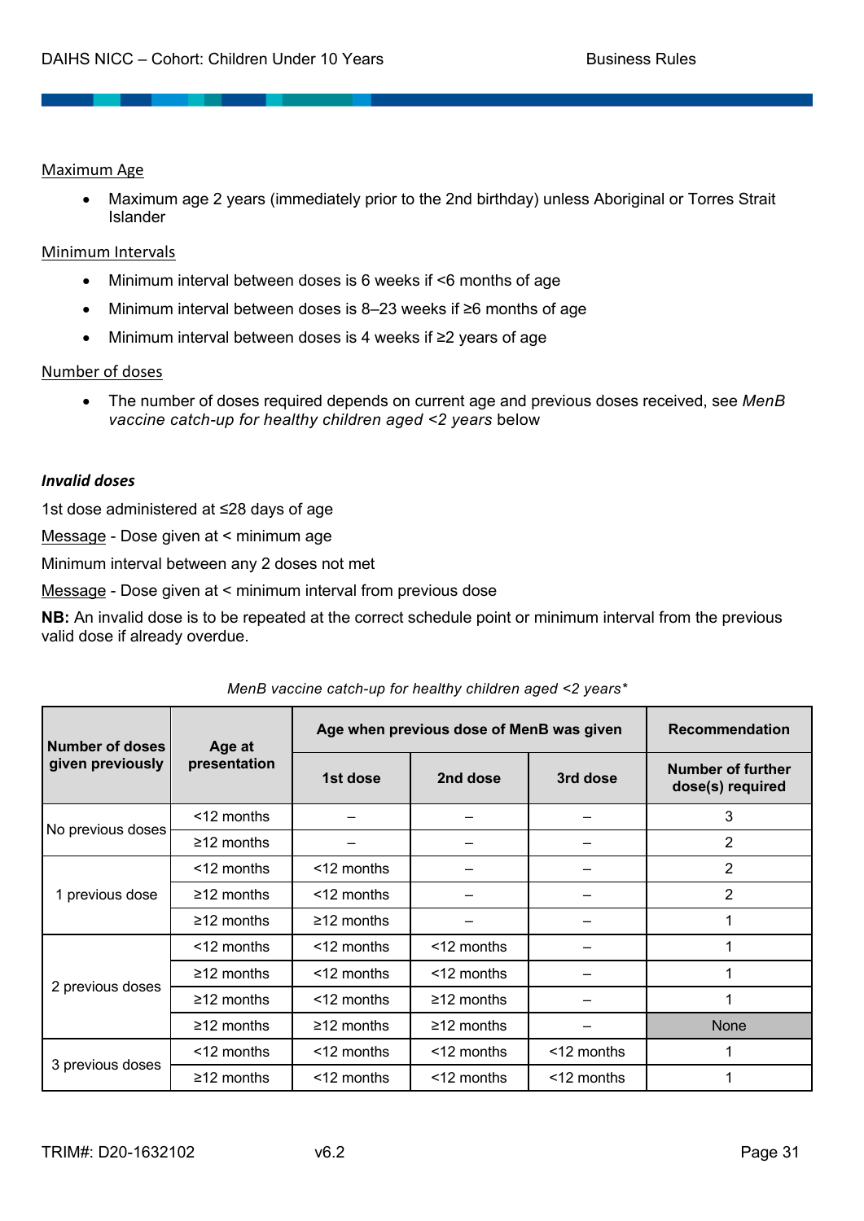Maximum Age

- Maximum age 2 years (immediately prior to the 2nd birthday) unless Aboriginal or Torres Strait Islander

Minimum Intervals

- Minimum interval between doses is 6 weeks if <6 months of age
- Minimum interval between doses is 8–23 weeks if ≥6 months of age
- Minimum interval between doses is 4 weeks if ≥2 years of age

Number of doses

- The number of doses required depends on current age and previous doses received, see *MenB vaccine catch-up for healthy children aged <2 years* below

***Invalid doses***

1st dose administered at ≤28 days of age

Message - Dose given at < minimum age

Minimum interval between any 2 doses not met

Message - Dose given at < minimum interval from previous dose

**NB:** An invalid dose is to be repeated at the correct schedule point or minimum interval from the previous valid dose if already overdue.

*MenB vaccine catch-up for healthy children aged <2 years**

| Number of doses given previously | Age at presentation | Age when previous dose of MenB was given | | | Recommendation |
|---|---|---|---|---|---|
| | | 1st dose | 2nd dose | 3rd dose | Number of further dose(s) required |
| No previous doses | <12 months | – | – | – | 3 |
| | ≥12 months | – | – | – | 2 |
| 1 previous dose | <12 months | <12 months | – | – | 2 |
| | ≥12 months | <12 months | – | – | 2 |
| | ≥12 months | ≥12 months | – | – | 1 |
| 2 previous doses | <12 months | <12 months | <12 months | – | 1 |
| | ≥12 months | <12 months | <12 months | – | 1 |
| | ≥12 months | <12 months | ≥12 months | – | 1 |
| | ≥12 months | ≥12 months | ≥12 months | – | None |
| 3 previous doses | <12 months | <12 months | <12 months | <12 months | 1 |
| | ≥12 months | <12 months | <12 months | <12 months | 1 |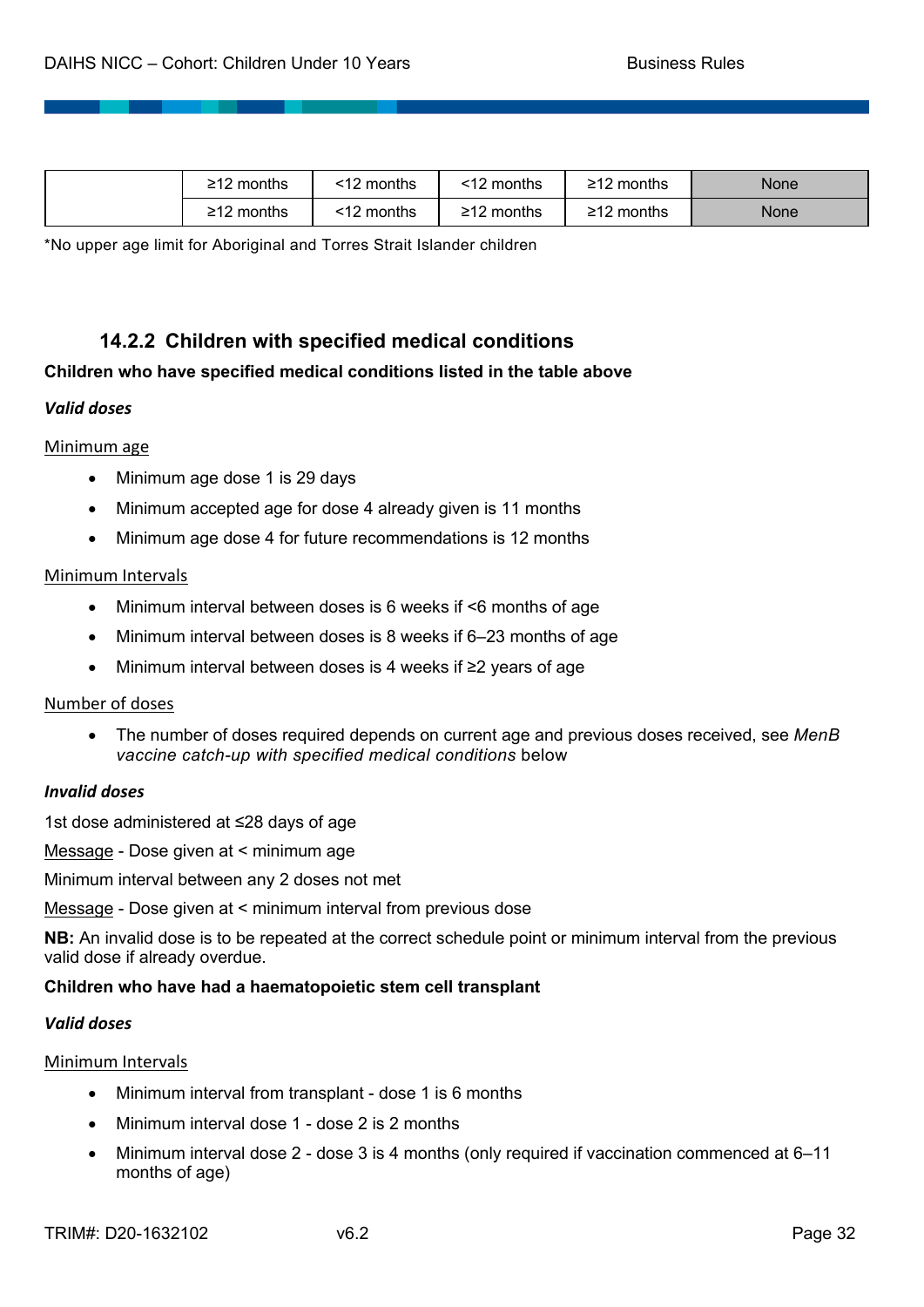|  | ≥12 months | <12 months | <12 months | ≥12 months | None |
|---|---|---|---|---|---|
|  | ≥12 months | <12 months | ≥12 months | ≥12 months | None |

*No upper age limit for Aboriginal and Torres Strait Islander children

### 14.2.2 Children with specified medical conditions

**Children who have specified medical conditions listed in the table above**

***Valid doses***

Minimum age

- Minimum age dose 1 is 29 days
- Minimum accepted age for dose 4 already given is 11 months
- Minimum age dose 4 for future recommendations is 12 months

Minimum Intervals

- Minimum interval between doses is 6 weeks if <6 months of age
- Minimum interval between doses is 8 weeks if 6–23 months of age
- Minimum interval between doses is 4 weeks if ≥2 years of age

Number of doses

- The number of doses required depends on current age and previous doses received, see *MenB vaccine catch-up with specified medical conditions* below

***Invalid doses***

1st dose administered at ≤28 days of age

Message - Dose given at < minimum age

Minimum interval between any 2 doses not met

Message - Dose given at < minimum interval from previous dose

**NB:** An invalid dose is to be repeated at the correct schedule point or minimum interval from the previous valid dose if already overdue.

**Children who have had a haematopoietic stem cell transplant**

***Valid doses***

Minimum Intervals

- Minimum interval from transplant - dose 1 is 6 months
- Minimum interval dose 1 - dose 2 is 2 months
- Minimum interval dose 2 - dose 3 is 4 months (only required if vaccination commenced at 6–11 months of age)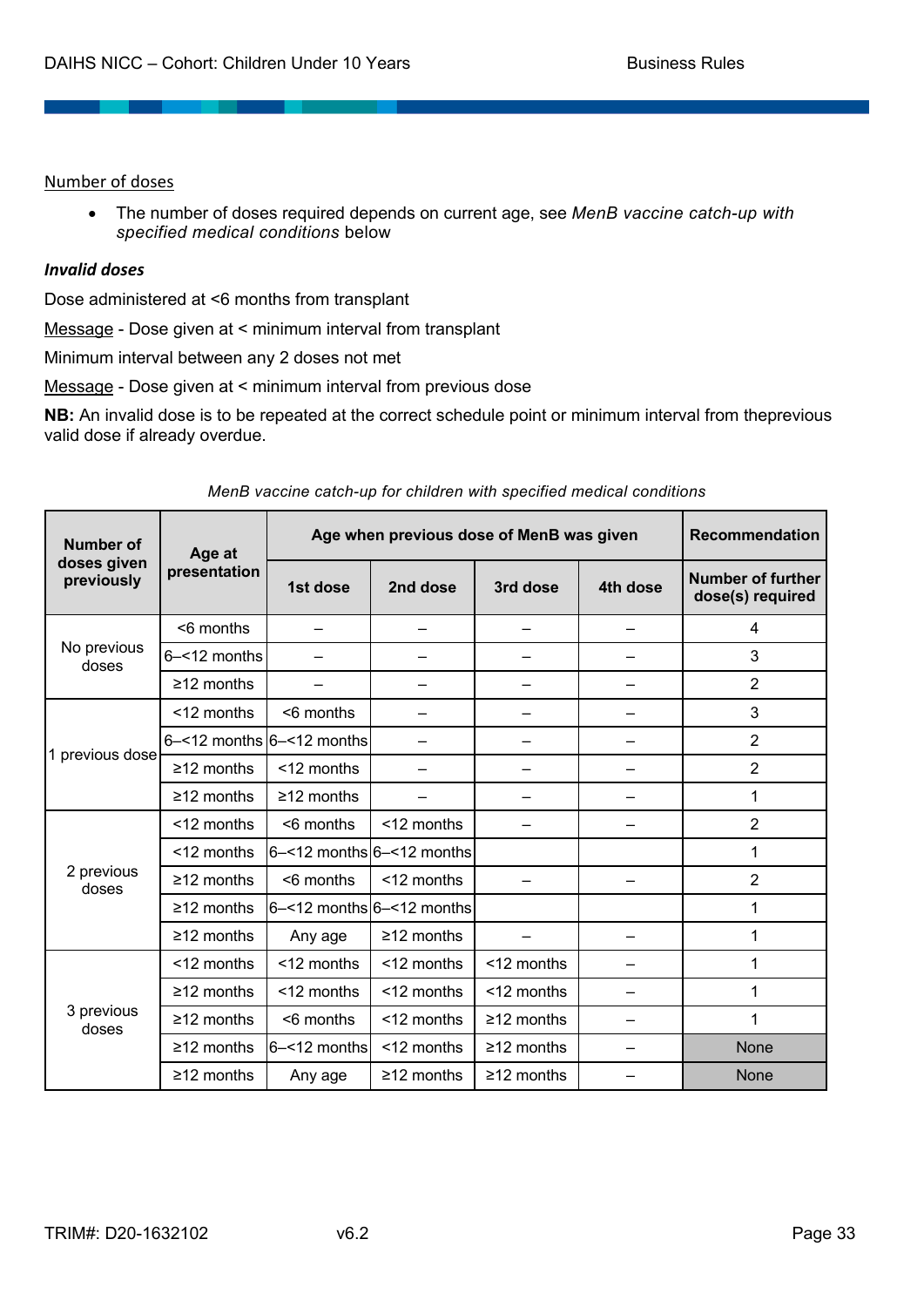Number of doses

- The number of doses required depends on current age, see *MenB vaccine catch-up with specified medical conditions* below

***Invalid doses***

Dose administered at <6 months from transplant

Message - Dose given at < minimum interval from transplant

Minimum interval between any 2 doses not met

Message - Dose given at < minimum interval from previous dose

**NB:** An invalid dose is to be repeated at the correct schedule point or minimum interval from theprevious valid dose if already overdue.

*MenB vaccine catch-up for children with specified medical conditions*

| Number of doses given previously | Age at presentation | Age when previous dose of MenB was given | | | | Recommendation |
|---|---|---|---|---|---|---|
| | | 1st dose | 2nd dose | 3rd dose | 4th dose | Number of further dose(s) required |
| No previous doses | <6 months | – | – | – | – | 4 |
| | 6–<12 months | – | – | – | – | 3 |
| | ≥12 months | – | – | – | – | 2 |
| 1 previous dose | <12 months | <6 months | – | – | – | 3 |
| | 6–<12 months | 6–<12 months | – | – | – | 2 |
| | ≥12 months | <12 months | – | – | – | 2 |
| | ≥12 months | ≥12 months | – | – | – | 1 |
| 2 previous doses | <12 months | <6 months | <12 months | – | – | 2 |
| | <12 months | 6–<12 months | 6–<12 months | | | 1 |
| | ≥12 months | <6 months | <12 months | – | – | 2 |
| | ≥12 months | 6–<12 months | 6–<12 months | | | 1 |
| | ≥12 months | Any age | ≥12 months | – | – | 1 |
| 3 previous doses | <12 months | <12 months | <12 months | <12 months | – | 1 |
| | ≥12 months | <12 months | <12 months | <12 months | – | 1 |
| | ≥12 months | <6 months | <12 months | ≥12 months | – | 1 |
| | ≥12 months | 6–<12 months | <12 months | ≥12 months | – | None |
| | ≥12 months | Any age | ≥12 months | ≥12 months | – | None |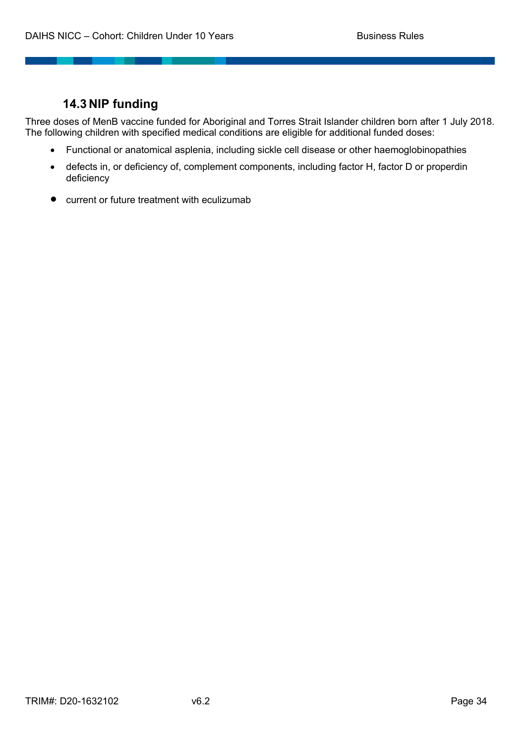## 14.3 NIP funding

Three doses of MenB vaccine funded for Aboriginal and Torres Strait Islander children born after 1 July 2018. The following children with specified medical conditions are eligible for additional funded doses:

- Functional or anatomical asplenia, including sickle cell disease or other haemoglobinopathies
- defects in, or deficiency of, complement components, including factor H, factor D or properdin deficiency
- current or future treatment with eculizumab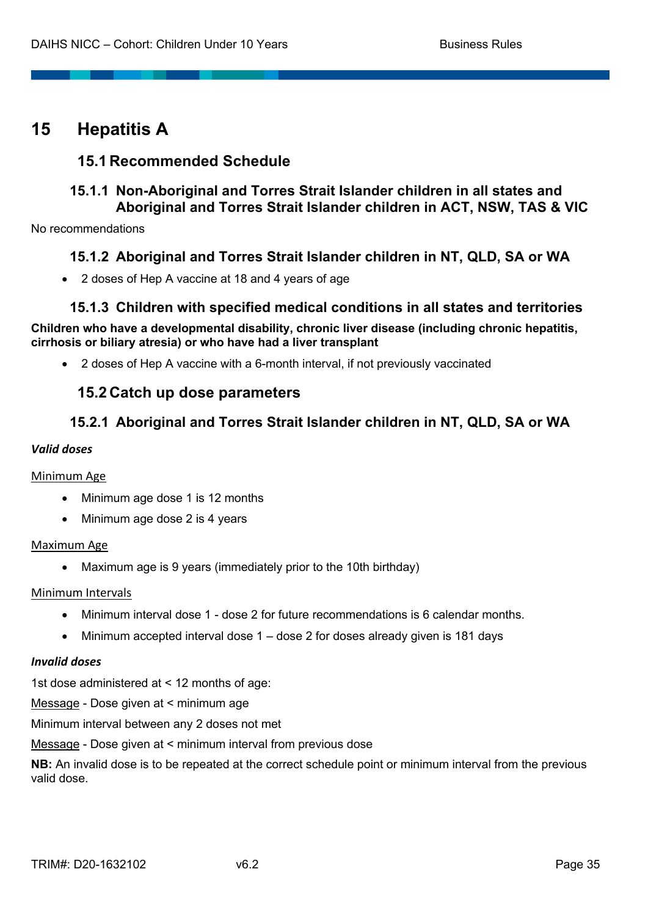# 15 Hepatitis A

## 15.1 Recommended Schedule

### 15.1.1 Non-Aboriginal and Torres Strait Islander children in all states and Aboriginal and Torres Strait Islander children in ACT, NSW, TAS & VIC

No recommendations

### 15.1.2 Aboriginal and Torres Strait Islander children in NT, QLD, SA or WA

- 2 doses of Hep A vaccine at 18 and 4 years of age

### 15.1.3 Children with specified medical conditions in all states and territories

**Children who have a developmental disability, chronic liver disease (including chronic hepatitis, cirrhosis or biliary atresia) or who have had a liver transplant**

- 2 doses of Hep A vaccine with a 6-month interval, if not previously vaccinated

## 15.2 Catch up dose parameters

### 15.2.1 Aboriginal and Torres Strait Islander children in NT, QLD, SA or WA

***Valid doses***

Minimum Age

- Minimum age dose 1 is 12 months
- Minimum age dose 2 is 4 years

Maximum Age

- Maximum age is 9 years (immediately prior to the 10th birthday)

Minimum Intervals

- Minimum interval dose 1 - dose 2 for future recommendations is 6 calendar months.
- Minimum accepted interval dose 1 – dose 2 for doses already given is 181 days

***Invalid doses***

1st dose administered at < 12 months of age:

Message - Dose given at < minimum age

Minimum interval between any 2 doses not met

Message - Dose given at < minimum interval from previous dose

**NB:** An invalid dose is to be repeated at the correct schedule point or minimum interval from the previous valid dose.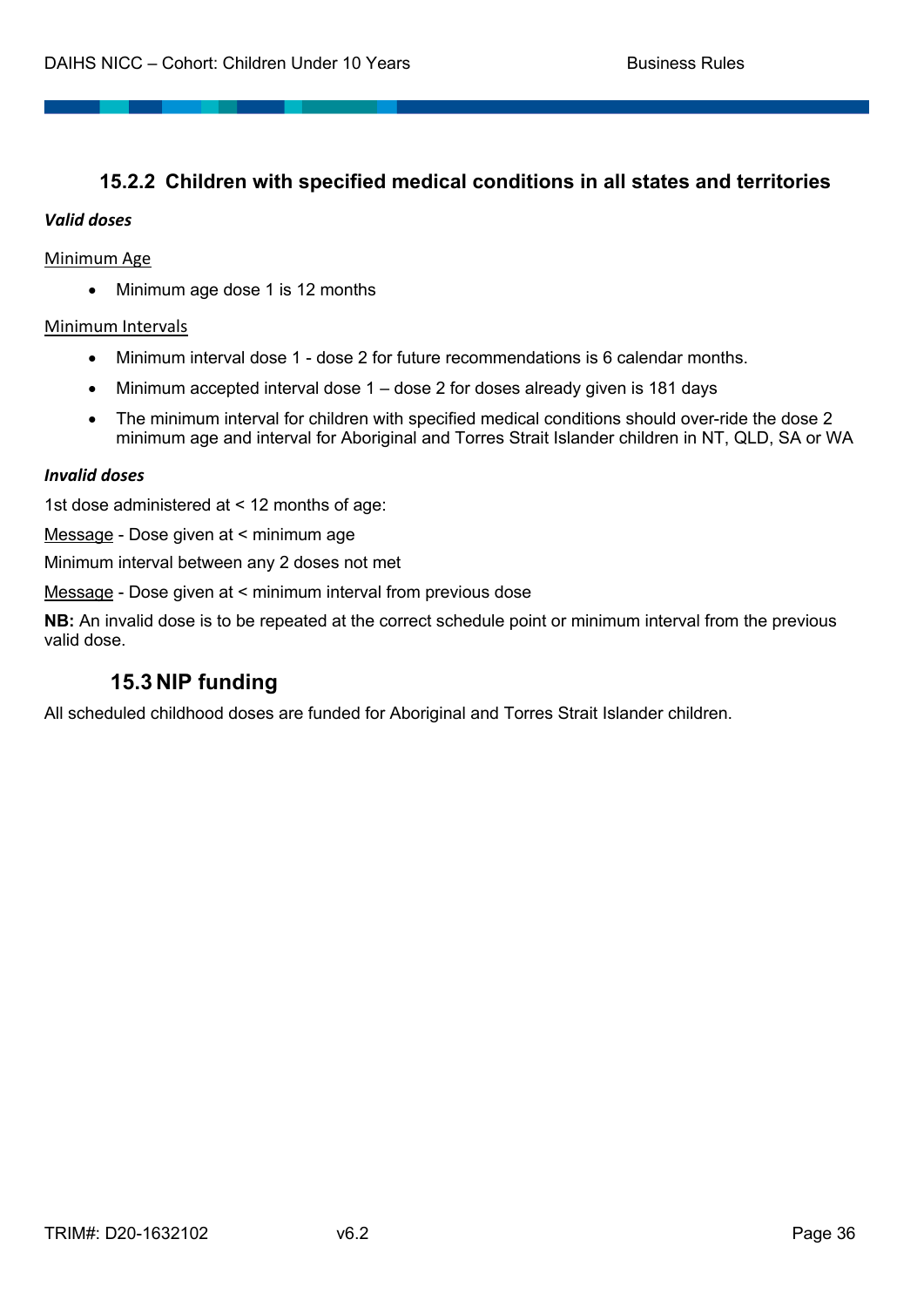### 15.2.2 Children with specified medical conditions in all states and territories

***Valid doses***

Minimum Age

- Minimum age dose 1 is 12 months

Minimum Intervals

- Minimum interval dose 1 - dose 2 for future recommendations is 6 calendar months.
- Minimum accepted interval dose 1 – dose 2 for doses already given is 181 days
- The minimum interval for children with specified medical conditions should over-ride the dose 2 minimum age and interval for Aboriginal and Torres Strait Islander children in NT, QLD, SA or WA

***Invalid doses***

1st dose administered at < 12 months of age:

Message - Dose given at < minimum age

Minimum interval between any 2 doses not met

Message - Dose given at < minimum interval from previous dose

**NB:** An invalid dose is to be repeated at the correct schedule point or minimum interval from the previous valid dose.

## 15.3 NIP funding

All scheduled childhood doses are funded for Aboriginal and Torres Strait Islander children.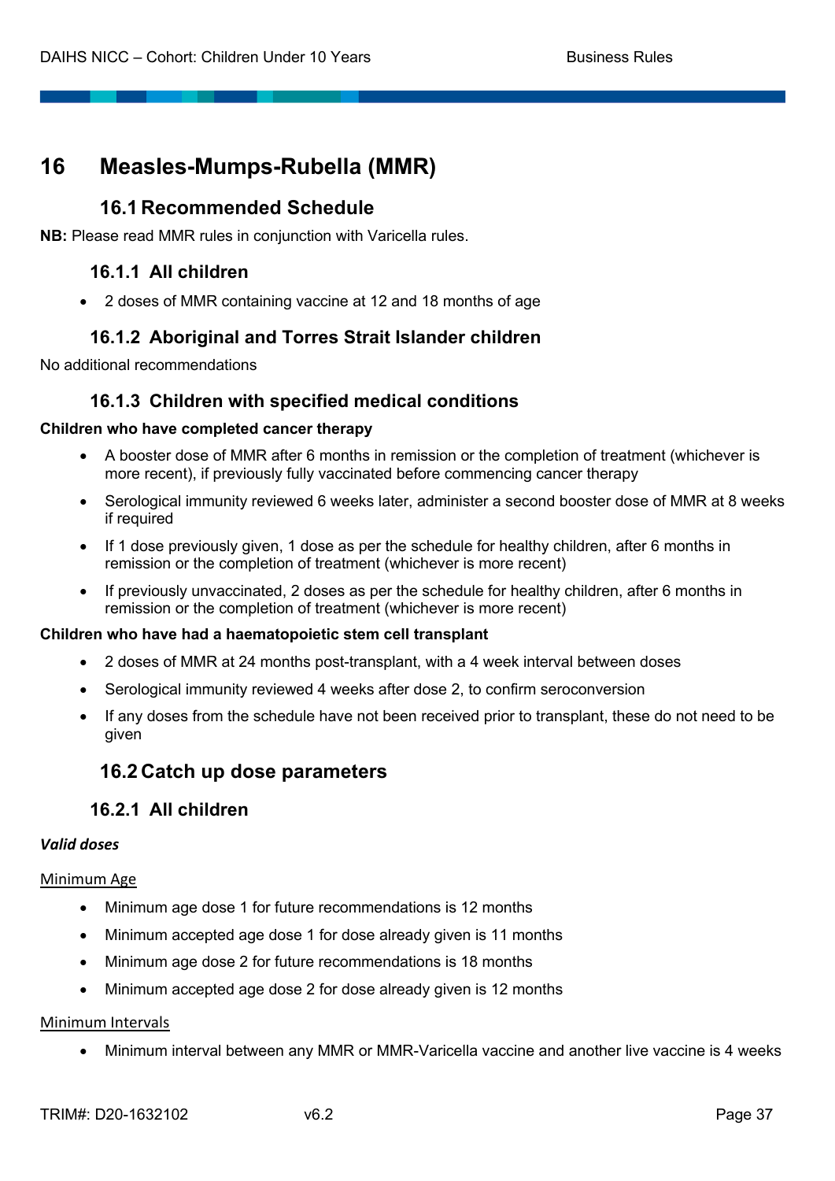# 16 Measles-Mumps-Rubella (MMR)

## 16.1 Recommended Schedule

**NB:** Please read MMR rules in conjunction with Varicella rules.

### 16.1.1 All children

- 2 doses of MMR containing vaccine at 12 and 18 months of age

### 16.1.2 Aboriginal and Torres Strait Islander children

No additional recommendations

### 16.1.3 Children with specified medical conditions

**Children who have completed cancer therapy**

- A booster dose of MMR after 6 months in remission or the completion of treatment (whichever is more recent), if previously fully vaccinated before commencing cancer therapy
- Serological immunity reviewed 6 weeks later, administer a second booster dose of MMR at 8 weeks if required
- If 1 dose previously given, 1 dose as per the schedule for healthy children, after 6 months in remission or the completion of treatment (whichever is more recent)
- If previously unvaccinated, 2 doses as per the schedule for healthy children, after 6 months in remission or the completion of treatment (whichever is more recent)

**Children who have had a haematopoietic stem cell transplant**

- 2 doses of MMR at 24 months post-transplant, with a 4 week interval between doses
- Serological immunity reviewed 4 weeks after dose 2, to confirm seroconversion
- If any doses from the schedule have not been received prior to transplant, these do not need to be given

## 16.2 Catch up dose parameters

### 16.2.1 All children

***Valid doses***

Minimum Age

- Minimum age dose 1 for future recommendations is 12 months
- Minimum accepted age dose 1 for dose already given is 11 months
- Minimum age dose 2 for future recommendations is 18 months
- Minimum accepted age dose 2 for dose already given is 12 months

Minimum Intervals

- Minimum interval between any MMR or MMR-Varicella vaccine and another live vaccine is 4 weeks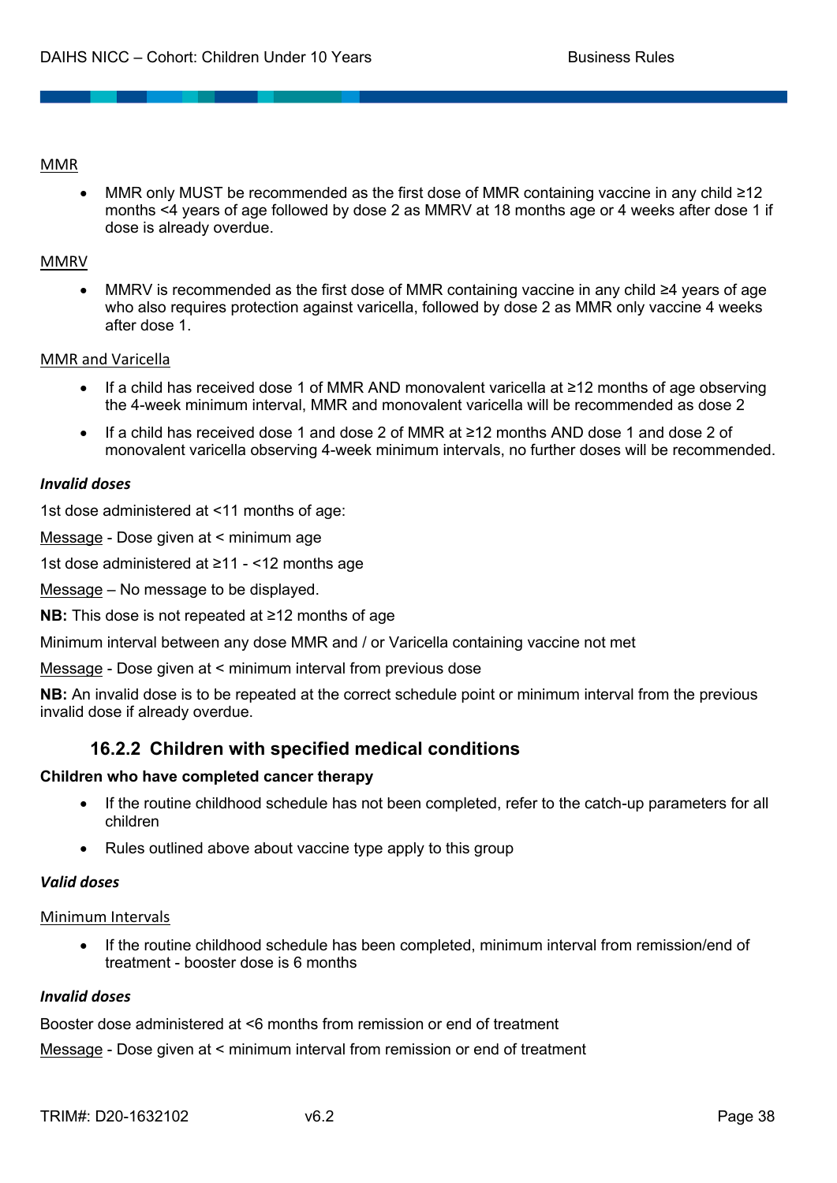MMR

- MMR only MUST be recommended as the first dose of MMR containing vaccine in any child ≥12 months <4 years of age followed by dose 2 as MMRV at 18 months age or 4 weeks after dose 1 if dose is already overdue.

MMRV

- MMRV is recommended as the first dose of MMR containing vaccine in any child ≥4 years of age who also requires protection against varicella, followed by dose 2 as MMR only vaccine 4 weeks after dose 1.

MMR and Varicella

- If a child has received dose 1 of MMR AND monovalent varicella at ≥12 months of age observing the 4-week minimum interval, MMR and monovalent varicella will be recommended as dose 2
- If a child has received dose 1 and dose 2 of MMR at ≥12 months AND dose 1 and dose 2 of monovalent varicella observing 4-week minimum intervals, no further doses will be recommended.

***Invalid doses***

1st dose administered at <11 months of age:

Message - Dose given at < minimum age

1st dose administered at ≥11 - <12 months age

Message – No message to be displayed.

**NB:** This dose is not repeated at ≥12 months of age

Minimum interval between any dose MMR and / or Varicella containing vaccine not met

Message - Dose given at < minimum interval from previous dose

**NB:** An invalid dose is to be repeated at the correct schedule point or minimum interval from the previous invalid dose if already overdue.

### 16.2.2 Children with specified medical conditions

**Children who have completed cancer therapy**

- If the routine childhood schedule has not been completed, refer to the catch-up parameters for all children
- Rules outlined above about vaccine type apply to this group

***Valid doses***

Minimum Intervals

- If the routine childhood schedule has been completed, minimum interval from remission/end of treatment - booster dose is 6 months

***Invalid doses***

Booster dose administered at <6 months from remission or end of treatment

Message - Dose given at < minimum interval from remission or end of treatment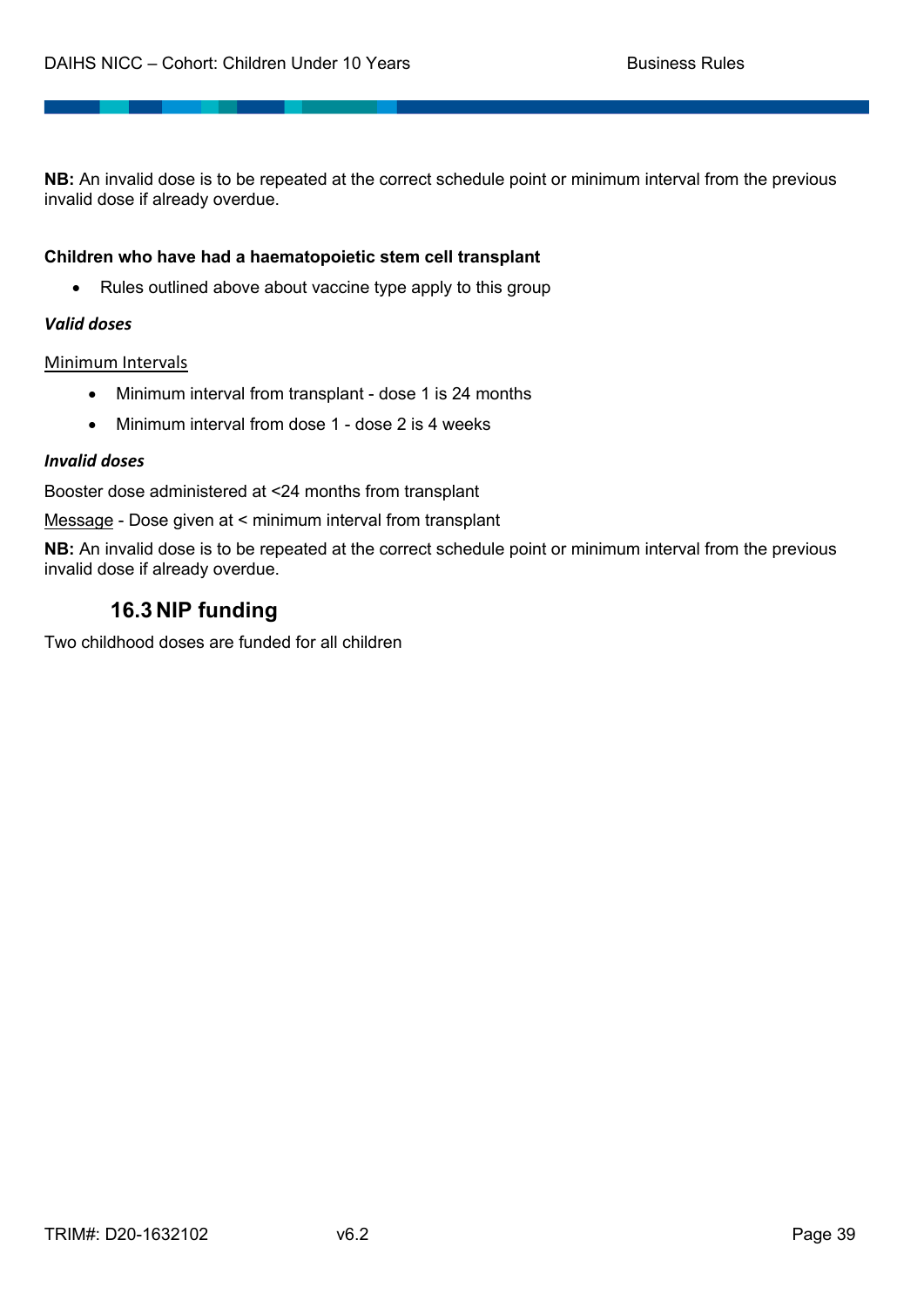**NB:** An invalid dose is to be repeated at the correct schedule point or minimum interval from the previous invalid dose if already overdue.

**Children who have had a haematopoietic stem cell transplant**

- Rules outlined above about vaccine type apply to this group

***Valid doses***

<u>Minimum Intervals</u>

- Minimum interval from transplant - dose 1 is 24 months
- Minimum interval from dose 1 - dose 2 is 4 weeks

***Invalid doses***

Booster dose administered at <24 months from transplant

<u>Message</u> - Dose given at < minimum interval from transplant

**NB:** An invalid dose is to be repeated at the correct schedule point or minimum interval from the previous invalid dose if already overdue.

### 16.3 NIP funding

Two childhood doses are funded for all children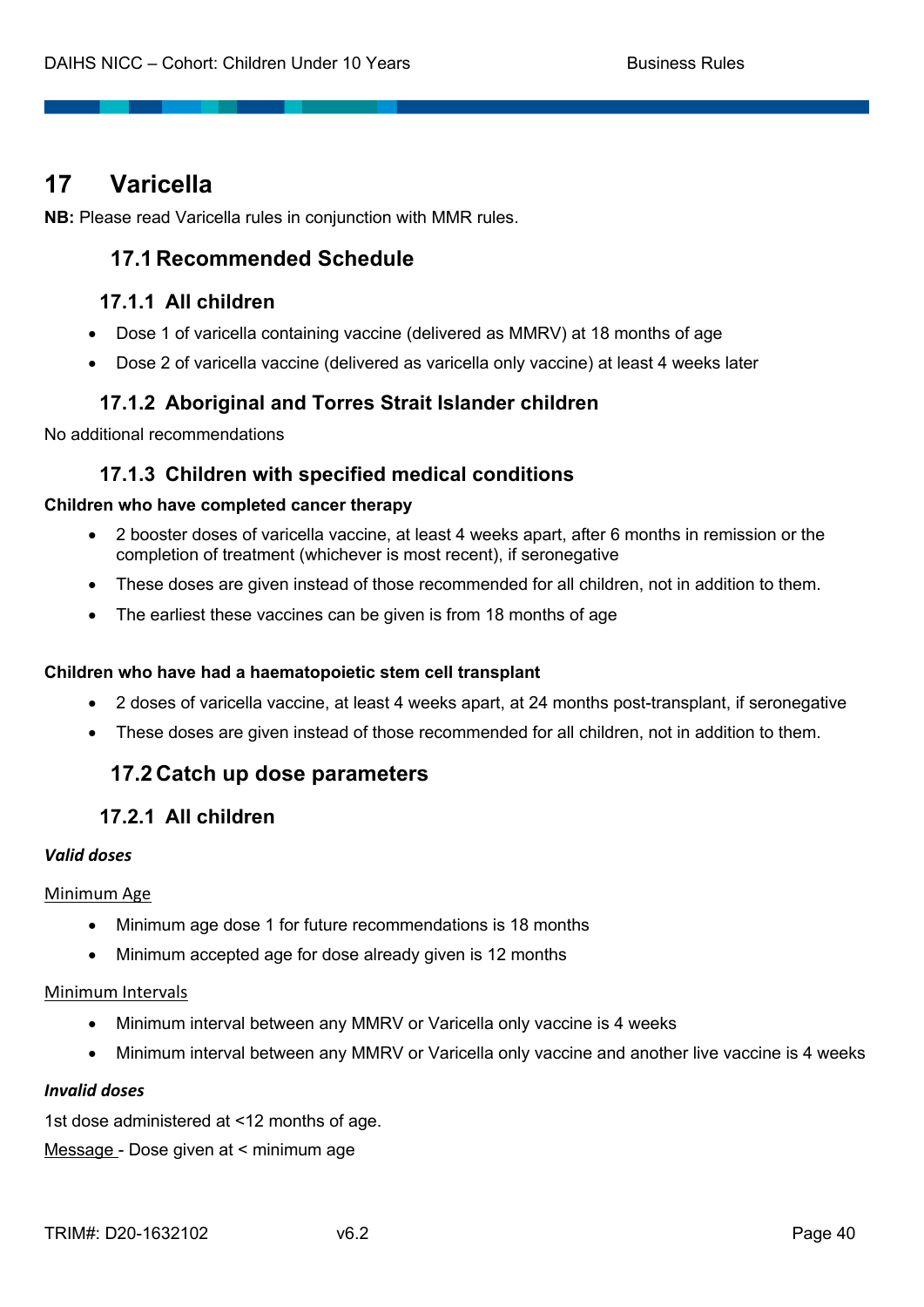# 17 Varicella

**NB:** Please read Varicella rules in conjunction with MMR rules.

## 17.1 Recommended Schedule

### 17.1.1 All children

- Dose 1 of varicella containing vaccine (delivered as MMRV) at 18 months of age
- Dose 2 of varicella vaccine (delivered as varicella only vaccine) at least 4 weeks later

### 17.1.2 Aboriginal and Torres Strait Islander children

No additional recommendations

### 17.1.3 Children with specified medical conditions

**Children who have completed cancer therapy**

- 2 booster doses of varicella vaccine, at least 4 weeks apart, after 6 months in remission or the completion of treatment (whichever is most recent), if seronegative
- These doses are given instead of those recommended for all children, not in addition to them.
- The earliest these vaccines can be given is from 18 months of age

**Children who have had a haematopoietic stem cell transplant**

- 2 doses of varicella vaccine, at least 4 weeks apart, at 24 months post-transplant, if seronegative
- These doses are given instead of those recommended for all children, not in addition to them.

## 17.2 Catch up dose parameters

### 17.2.1 All children

***Valid doses***

Minimum Age

- Minimum age dose 1 for future recommendations is 18 months
- Minimum accepted age for dose already given is 12 months

Minimum Intervals

- Minimum interval between any MMRV or Varicella only vaccine is 4 weeks
- Minimum interval between any MMRV or Varicella only vaccine and another live vaccine is 4 weeks

***Invalid doses***

1st dose administered at <12 months of age.

Message - Dose given at < minimum age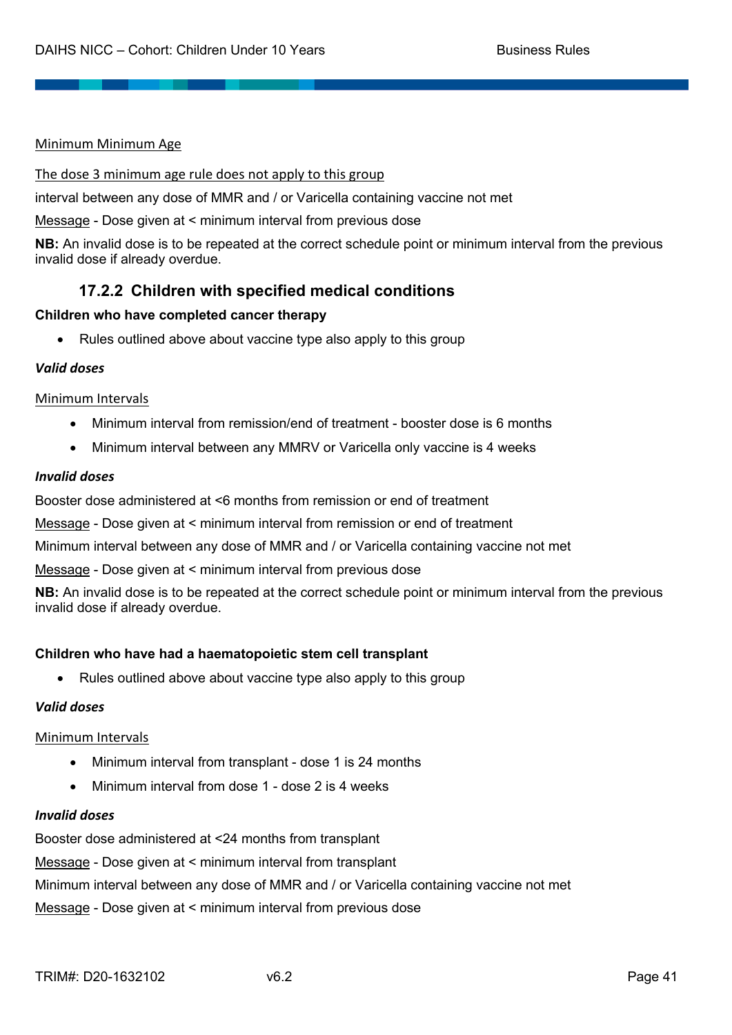Minimum Minimum Age

The dose 3 minimum age rule does not apply to this group

interval between any dose of MMR and / or Varicella containing vaccine not met

Message - Dose given at < minimum interval from previous dose

**NB:** An invalid dose is to be repeated at the correct schedule point or minimum interval from the previous invalid dose if already overdue.

### 17.2.2 Children with specified medical conditions

**Children who have completed cancer therapy**

- Rules outlined above about vaccine type also apply to this group

***Valid doses***

Minimum Intervals

- Minimum interval from remission/end of treatment - booster dose is 6 months
- Minimum interval between any MMRV or Varicella only vaccine is 4 weeks

***Invalid doses***

Booster dose administered at <6 months from remission or end of treatment

Message - Dose given at < minimum interval from remission or end of treatment

Minimum interval between any dose of MMR and / or Varicella containing vaccine not met

Message - Dose given at < minimum interval from previous dose

**NB:** An invalid dose is to be repeated at the correct schedule point or minimum interval from the previous invalid dose if already overdue.

**Children who have had a haematopoietic stem cell transplant**

- Rules outlined above about vaccine type also apply to this group

***Valid doses***

Minimum Intervals

- Minimum interval from transplant - dose 1 is 24 months
- Minimum interval from dose 1 - dose 2 is 4 weeks

***Invalid doses***

Booster dose administered at <24 months from transplant

Message - Dose given at < minimum interval from transplant

Minimum interval between any dose of MMR and / or Varicella containing vaccine not met

Message - Dose given at < minimum interval from previous dose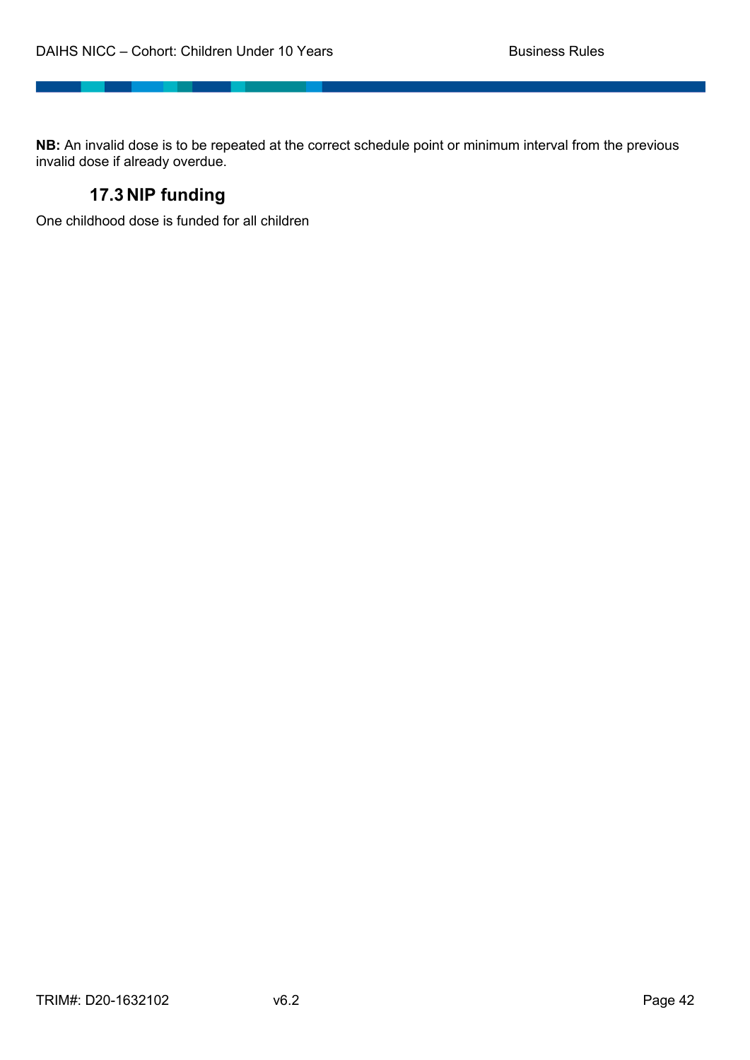**NB:** An invalid dose is to be repeated at the correct schedule point or minimum interval from the previous invalid dose if already overdue.

## 17.3 NIP funding

One childhood dose is funded for all children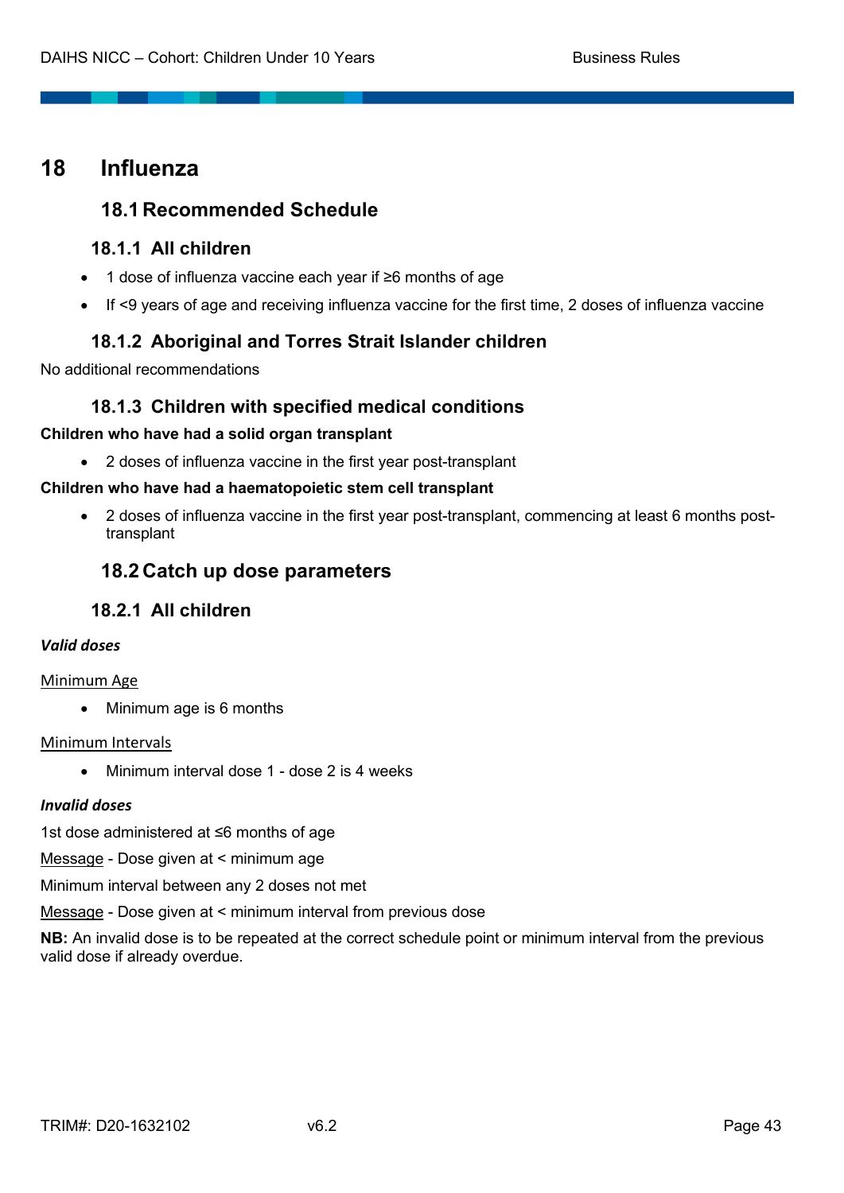# 18 Influenza

## 18.1 Recommended Schedule

### 18.1.1 All children

- 1 dose of influenza vaccine each year if ≥6 months of age
- If <9 years of age and receiving influenza vaccine for the first time, 2 doses of influenza vaccine

### 18.1.2 Aboriginal and Torres Strait Islander children

No additional recommendations

### 18.1.3 Children with specified medical conditions

**Children who have had a solid organ transplant**

- 2 doses of influenza vaccine in the first year post-transplant

**Children who have had a haematopoietic stem cell transplant**

- 2 doses of influenza vaccine in the first year post-transplant, commencing at least 6 months post-transplant

## 18.2 Catch up dose parameters

### 18.2.1 All children

***Valid doses***

Minimum Age

- Minimum age is 6 months

Minimum Intervals

- Minimum interval dose 1 - dose 2 is 4 weeks

***Invalid doses***

1st dose administered at ≤6 months of age

Message - Dose given at < minimum age

Minimum interval between any 2 doses not met

Message - Dose given at < minimum interval from previous dose

**NB:** An invalid dose is to be repeated at the correct schedule point or minimum interval from the previous valid dose if already overdue.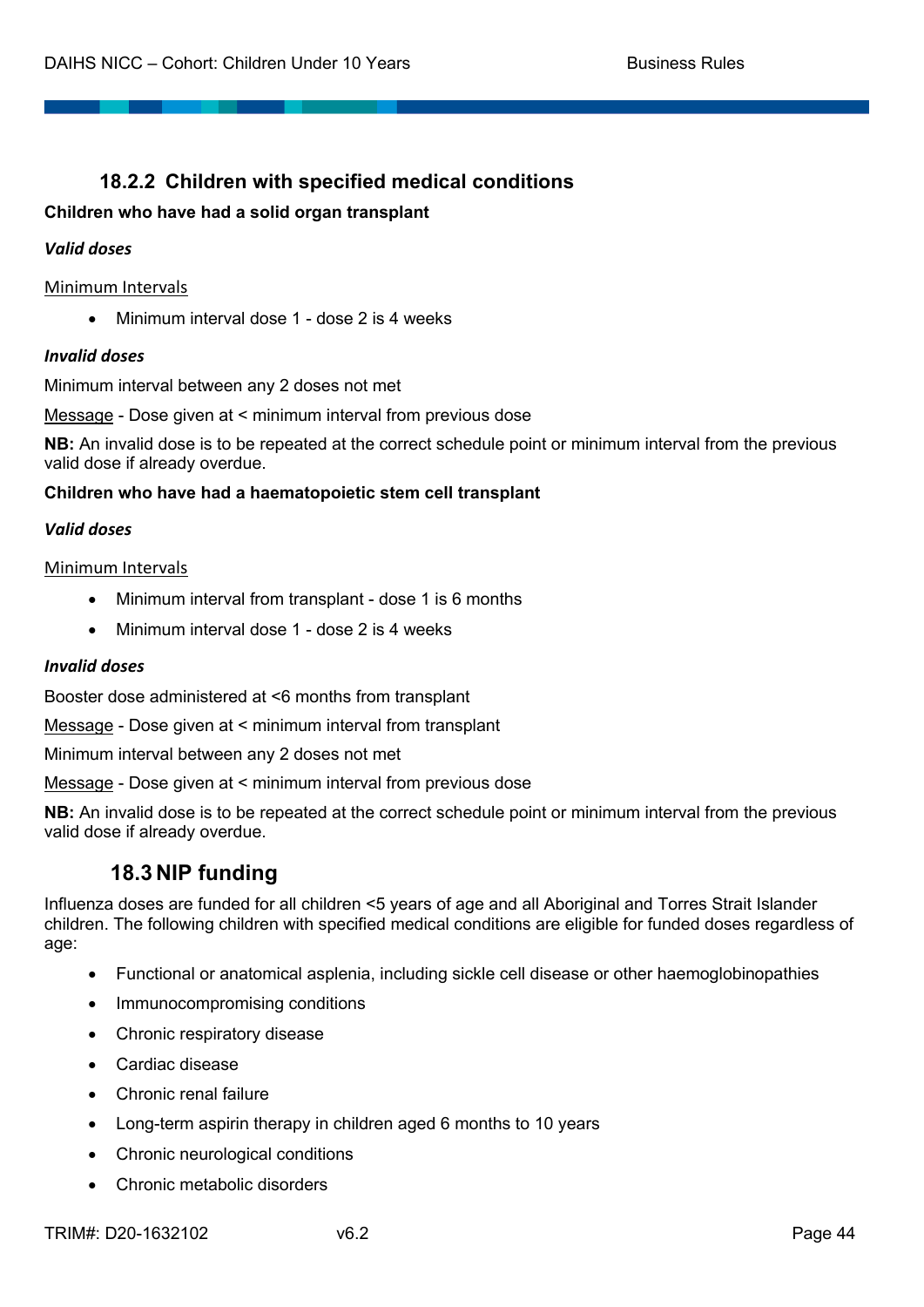### 18.2.2 Children with specified medical conditions

**Children who have had a solid organ transplant**

***Valid doses***

Minimum Intervals

- Minimum interval dose 1 - dose 2 is 4 weeks

***Invalid doses***

Minimum interval between any 2 doses not met

Message - Dose given at < minimum interval from previous dose

**NB:** An invalid dose is to be repeated at the correct schedule point or minimum interval from the previous valid dose if already overdue.

**Children who have had a haematopoietic stem cell transplant**

***Valid doses***

Minimum Intervals

- Minimum interval from transplant - dose 1 is 6 months
- Minimum interval dose 1 - dose 2 is 4 weeks

***Invalid doses***

Booster dose administered at <6 months from transplant

Message - Dose given at < minimum interval from transplant

Minimum interval between any 2 doses not met

Message - Dose given at < minimum interval from previous dose

**NB:** An invalid dose is to be repeated at the correct schedule point or minimum interval from the previous valid dose if already overdue.

## 18.3 NIP funding

Influenza doses are funded for all children <5 years of age and all Aboriginal and Torres Strait Islander children. The following children with specified medical conditions are eligible for funded doses regardless of age:

- Functional or anatomical asplenia, including sickle cell disease or other haemoglobinopathies
- Immunocompromising conditions
- Chronic respiratory disease
- Cardiac disease
- Chronic renal failure
- Long-term aspirin therapy in children aged 6 months to 10 years
- Chronic neurological conditions
- Chronic metabolic disorders